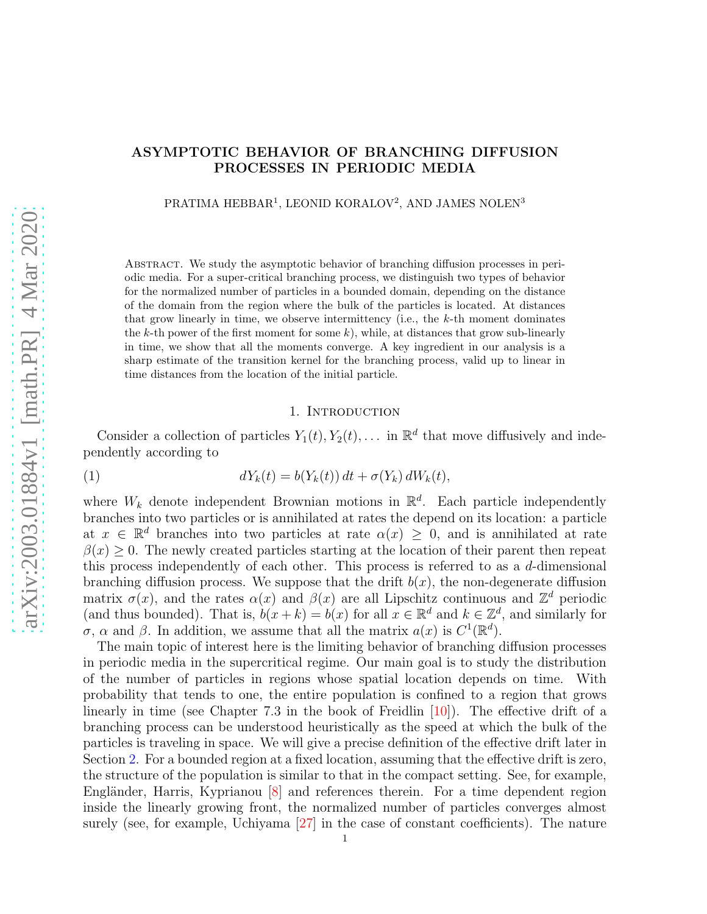# ASYMPTOTIC BEHAVIOR OF BRANCHING DIFFUSION PROCESSES IN PERIODIC MEDIA

PRATIMA HEBBAR[1], LEONID KORALOV[2], AND JAMES NOLEN[3]

ABSTRACT. We study the asymptotic behavior of branching diffusion processes in periodic media. For a super-critical branching process, we distinguish two types of behavior for the normalized number of particles in a bounded domain, depending on the distance of the domain from the region where the bulk of the particles is located. At distances that grow linearly in time, we observe intermittency (i.e., the $k$-th moment dominates the $k$-th power of the first moment for some $k$), while, at distances that grow sub-linearly in time, we show that all the moments converge. A key ingredient in our analysis is a sharp estimate of the transition kernel for the branching process, valid up to linear in time distances from the location of the initial particle.

## 1. Introduction

Consider a collection of particles $Y_1(t), Y_2(t), \dots$ in $\mathbb{R}^d$ that move diffusively and independently according to

$$dY_k(t) = b(Y_k(t))\,dt + \sigma(Y_k)\,dW_k(t), \tag{1}$$

where $W_k$ denote independent Brownian motions in $\mathbb{R}^d$. Each particle independently branches into two particles or is annihilated at rates the depend on its location: a particle at $x \in \mathbb{R}^d$ branches into two particles at rate $\alpha(x) \geq 0$, and is annihilated at rate $\beta(x) \geq 0$. The newly created particles starting at the location of their parent then repeat this process independently of each other. This process is referred to as a $d$-dimensional branching diffusion process. We suppose that the drift $b(x)$, the non-degenerate diffusion matrix $\sigma(x)$, and the rates $\alpha(x)$ and $\beta(x)$ are all Lipschitz continuous and $\mathbb{Z}^d$ periodic (and thus bounded). That is, $b(x+k) = b(x)$ for all $x \in \mathbb{R}^d$ and $k \in \mathbb{Z}^d$, and similarly for $\sigma$, $\alpha$ and $\beta$. In addition, we assume that all the matrix $a(x)$ is $C^1(\mathbb{R}^d)$.

The main topic of interest here is the limiting behavior of branching diffusion processes in periodic media in the supercritical regime. Our main goal is to study the distribution of the number of particles in regions whose spatial location depends on time. With probability that tends to one, the entire population is confined to a region that grows linearly in time (see Chapter 7.3 in the book of Freidlin [10]). The effective drift of a branching process can be understood heuristically as the speed at which the bulk of the particles is traveling in space. We will give a precise definition of the effective drift later in Section 2. For a bounded region at a fixed location, assuming that the effective drift is zero, the structure of the population is similar to that in the compact setting. See, for example, Engländer, Harris, Kyprianou [8] and references therein. For a time dependent region inside the linearly growing front, the normalized number of particles converges almost surely (see, for example, Uchiyama [27] in the case of constant coefficients). The nature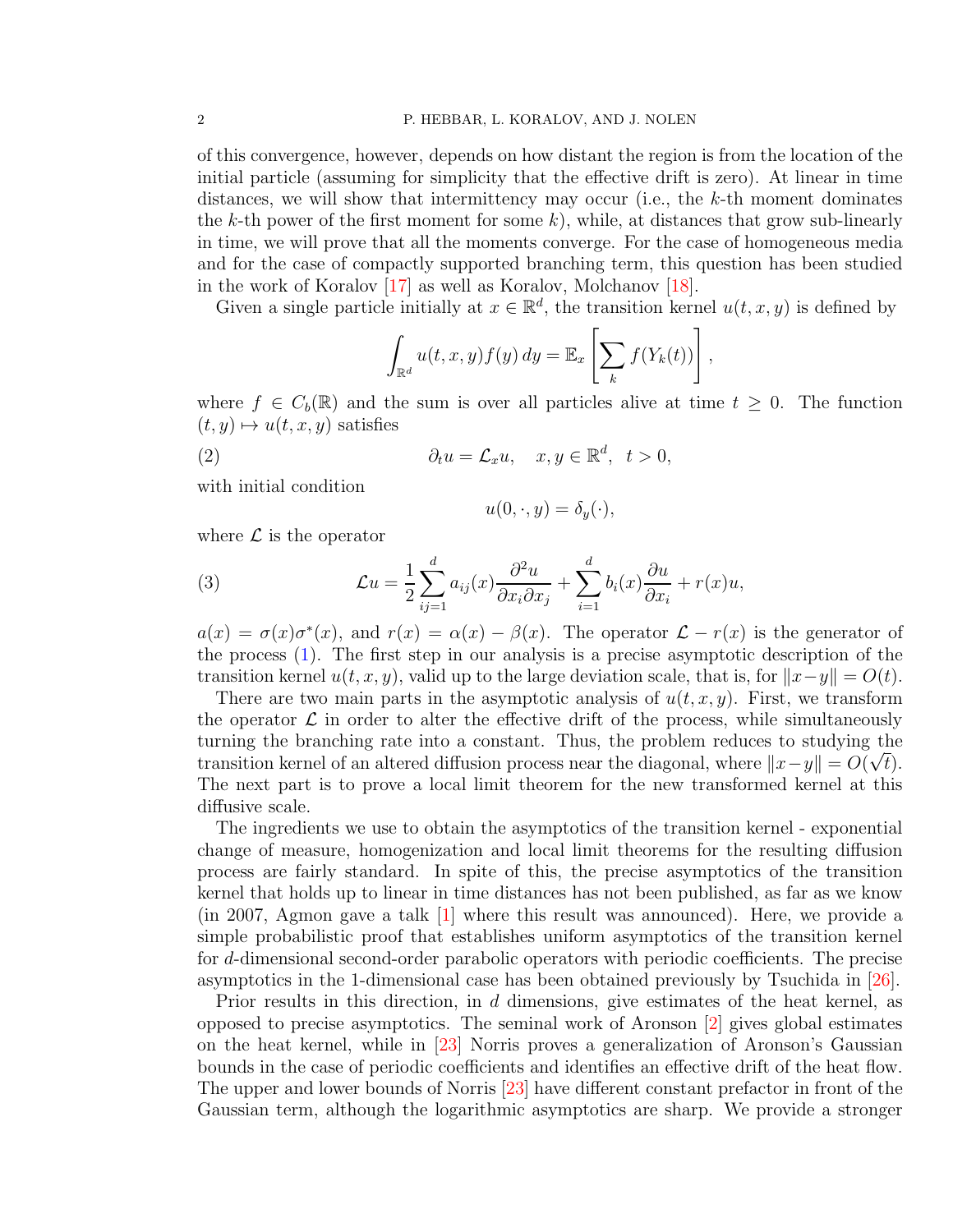of this convergence, however, depends on how distant the region is from the location of the initial particle (assuming for simplicity that the effective drift is zero). At linear in time distances, we will show that intermittency may occur (i.e., the $k$-th moment dominates the $k$-th power of the first moment for some $k$), while, at distances that grow sub-linearly in time, we will prove that all the moments converge. For the case of homogeneous media and for the case of compactly supported branching term, this question has been studied in the work of Koralov [17] as well as Koralov, Molchanov [18].

Given a single particle initially at $x \in \mathbb{R}^d$, the transition kernel $u(t,x,y)$ is defined by

$$\int_{\mathbb{R}^d} u(t,x,y) f(y)\, dy = \mathbb{E}_x \left[ \sum_k f(Y_k(t)) \right],$$

where $f \in C_b(\mathbb{R})$ and the sum is over all particles alive at time $t \geq 0$. The function $(t,y) \mapsto u(t,x,y)$ satisfies

$$\partial_t u = \mathcal{L}_x u, \quad x, y \in \mathbb{R}^d, \;\; t > 0, \tag{2}$$

with initial condition

$$u(0,\cdot,y) = \delta_y(\cdot),$$

where $\mathcal{L}$ is the operator

$$\mathcal{L} u = \frac{1}{2} \sum_{ij=1}^{d} a_{ij}(x) \frac{\partial^2 u}{\partial x_i \partial x_j} + \sum_{i=1}^{d} b_i(x) \frac{\partial u}{\partial x_i} + r(x) u, \tag{3}$$

$a(x) = \sigma(x)\sigma^*(x)$, and $r(x) = \alpha(x) - \beta(x)$. The operator $\mathcal{L} - r(x)$ is the generator of the process (1). The first step in our analysis is a precise asymptotic description of the transition kernel $u(t,x,y)$, valid up to the large deviation scale, that is, for $\|x-y\| = O(t)$.

There are two main parts in the asymptotic analysis of $u(t,x,y)$. First, we transform the operator $\mathcal{L}$ in order to alter the effective drift of the process, while simultaneously turning the branching rate into a constant. Thus, the problem reduces to studying the transition kernel of an altered diffusion process near the diagonal, where $\|x-y\| = O(\sqrt{t})$. The next part is to prove a local limit theorem for the new transformed kernel at this diffusive scale.

The ingredients we use to obtain the asymptotics of the transition kernel - exponential change of measure, homogenization and local limit theorems for the resulting diffusion process are fairly standard. In spite of this, the precise asymptotics of the transition kernel that holds up to linear in time distances has not been published, as far as we know (in 2007, Agmon gave a talk [1] where this result was announced). Here, we provide a simple probabilistic proof that establishes uniform asymptotics of the transition kernel for $d$-dimensional second-order parabolic operators with periodic coefficients. The precise asymptotics in the 1-dimensional case has been obtained previously by Tsuchida in [26].

Prior results in this direction, in $d$ dimensions, give estimates of the heat kernel, as opposed to precise asymptotics. The seminal work of Aronson [2] gives global estimates on the heat kernel, while in [23] Norris proves a generalization of Aronson's Gaussian bounds in the case of periodic coefficients and identifies an effective drift of the heat flow. The upper and lower bounds of Norris [23] have different constant prefactor in front of the Gaussian term, although the logarithmic asymptotics are sharp. We provide a stronger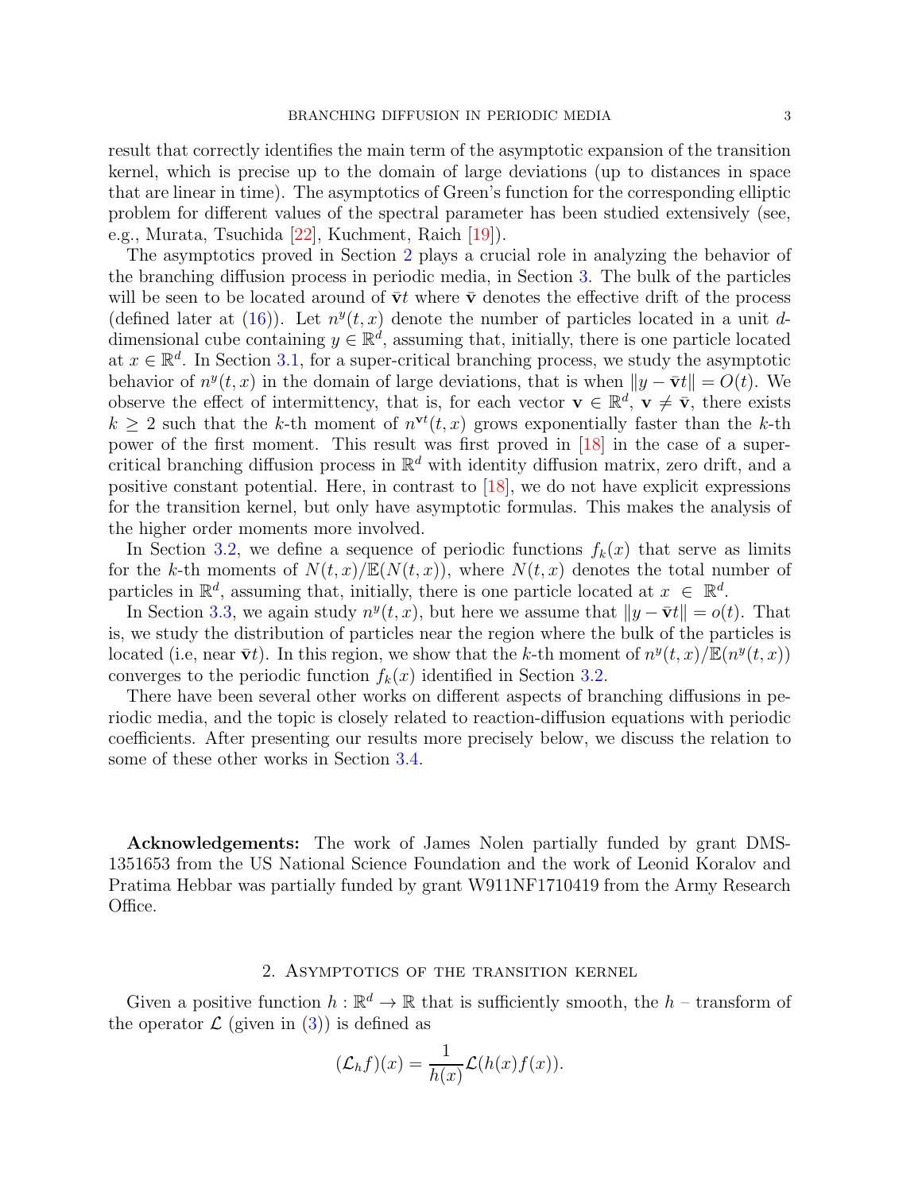result that correctly identifies the main term of the asymptotic expansion of the transition kernel, which is precise up to the domain of large deviations (up to distances in space that are linear in time). The asymptotics of Green's function for the corresponding elliptic problem for different values of the spectral parameter has been studied extensively (see, e.g., Murata, Tsuchida [22], Kuchment, Raich [19]).

The asymptotics proved in Section 2 plays a crucial role in analyzing the behavior of the branching diffusion process in periodic media, in Section 3. The bulk of the particles will be seen to be located around of $\bar{\mathbf{v}}t$ where $\bar{\mathbf{v}}$ denotes the effective drift of the process (defined later at (16)). Let $n^y(t,x)$ denote the number of particles located in a unit $d$-dimensional cube containing $y \in \mathbb{R}^d$, assuming that, initially, there is one particle located at $x \in \mathbb{R}^d$. In Section 3.1, for a super-critical branching process, we study the asymptotic behavior of $n^y(t,x)$ in the domain of large deviations, that is when $\|y - \bar{\mathbf{v}}t\| = O(t)$. We observe the effect of intermittency, that is, for each vector $\mathbf{v} \in \mathbb{R}^d$, $\mathbf{v} \neq \bar{\mathbf{v}}$, there exists $k \geq 2$ such that the $k$-th moment of $n^{\mathbf{v}t}(t,x)$ grows exponentially faster than the $k$-th power of the first moment. This result was first proved in [18] in the case of a super-critical branching diffusion process in $\mathbb{R}^d$ with identity diffusion matrix, zero drift, and a positive constant potential. Here, in contrast to [18], we do not have explicit expressions for the transition kernel, but only have asymptotic formulas. This makes the analysis of the higher order moments more involved.

In Section 3.2, we define a sequence of periodic functions $f_k(x)$ that serve as limits for the $k$-th moments of $N(t,x)/\mathbb{E}(N(t,x))$, where $N(t,x)$ denotes the total number of particles in $\mathbb{R}^d$, assuming that, initially, there is one particle located at $x \in \mathbb{R}^d$.

In Section 3.3, we again study $n^y(t,x)$, but here we assume that $\|y - \bar{\mathbf{v}}t\| = o(t)$. That is, we study the distribution of particles near the region where the bulk of the particles is located (i.e, near $\bar{\mathbf{v}}t$). In this region, we show that the $k$-th moment of $n^y(t,x)/\mathbb{E}(n^y(t,x))$ converges to the periodic function $f_k(x)$ identified in Section 3.2.

There have been several other works on different aspects of branching diffusions in periodic media, and the topic is closely related to reaction-diffusion equations with periodic coefficients. After presenting our results more precisely below, we discuss the relation to some of these other works in Section 3.4.

**Acknowledgements:** The work of James Nolen partially funded by grant DMS-1351653 from the US National Science Foundation and the work of Leonid Koralov and Pratima Hebbar was partially funded by grant W911NF1710419 from the Army Research Office.

## 2. Asymptotics of the transition kernel

Given a positive function $h : \mathbb{R}^d \to \mathbb{R}$ that is sufficiently smooth, the $h$ – transform of the operator $\mathcal{L}$ (given in (3)) is defined as

$$(\mathcal{L}_h f)(x) = \frac{1}{h(x)} \mathcal{L}(h(x) f(x)).$$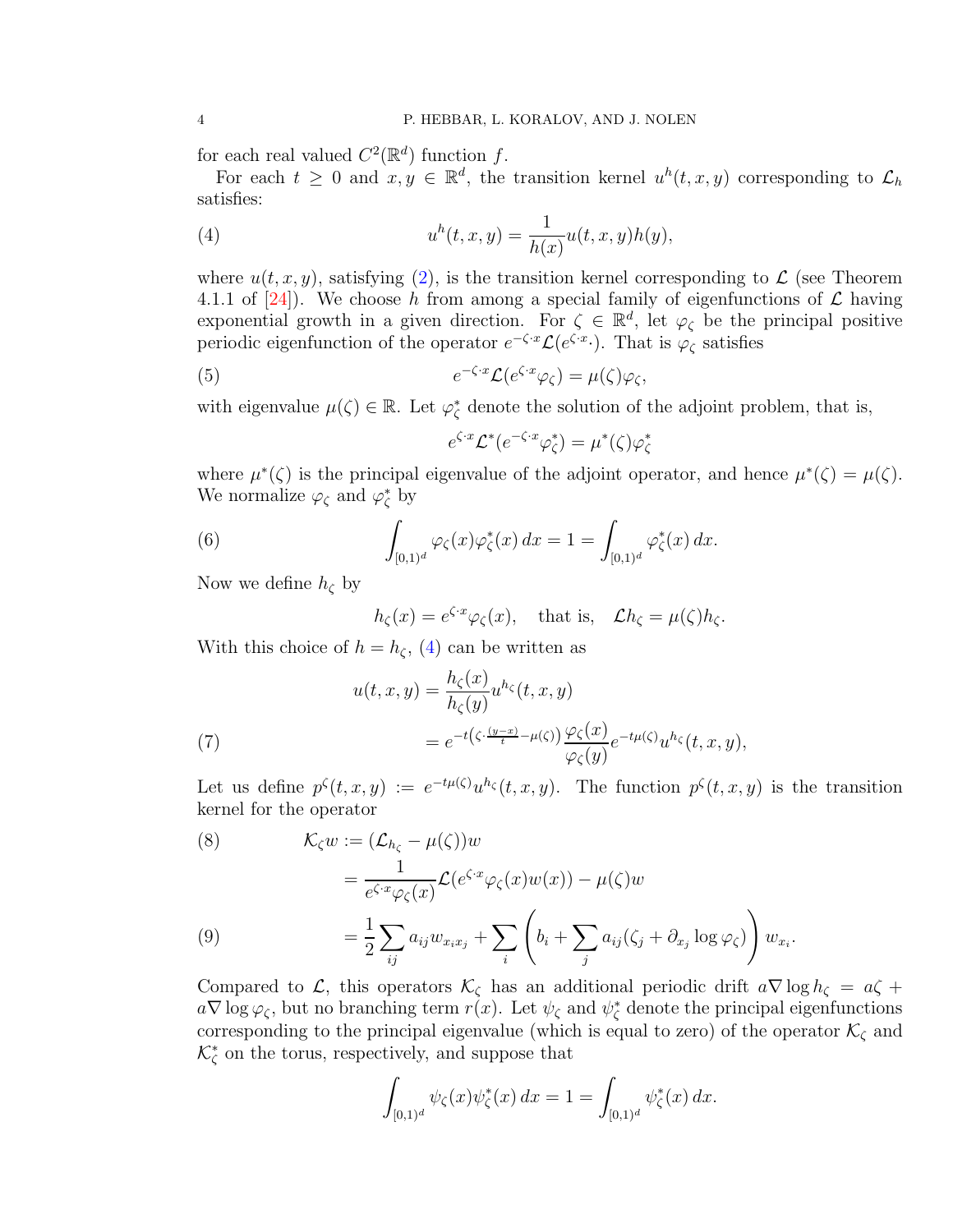for each real valued $C^2(\mathbb{R}^d)$ function $f$.

For each $t \geq 0$ and $x, y \in \mathbb{R}^d$, the transition kernel $u^h(t,x,y)$ corresponding to $\mathcal{L}_h$ satisfies:

$$u^h(t,x,y) = \frac{1}{h(x)} u(t,x,y) h(y), \tag{4}$$

where $u(t,x,y)$, satisfying (2), is the transition kernel corresponding to $\mathcal{L}$ (see Theorem 4.1.1 of [24]). We choose $h$ from among a special family of eigenfunctions of $\mathcal{L}$ having exponential growth in a given direction. For $\zeta \in \mathbb{R}^d$, let $\varphi_\zeta$ be the principal positive periodic eigenfunction of the operator $e^{-\zeta\cdot x}\mathcal{L}(e^{\zeta\cdot x}\cdot)$. That is $\varphi_\zeta$ satisfies

$$e^{-\zeta\cdot x}\mathcal{L}(e^{\zeta\cdot x}\varphi_\zeta) = \mu(\zeta)\varphi_\zeta, \tag{5}$$

with eigenvalue $\mu(\zeta) \in \mathbb{R}$. Let $\varphi^*_\zeta$ denote the solution of the adjoint problem, that is,

$$e^{\zeta\cdot x}\mathcal{L}^*(e^{-\zeta\cdot x}\varphi^*_\zeta) = \mu^*(\zeta)\varphi^*_\zeta$$

where $\mu^*(\zeta)$ is the principal eigenvalue of the adjoint operator, and hence $\mu^*(\zeta) = \mu(\zeta)$. We normalize $\varphi_\zeta$ and $\varphi^*_\zeta$ by

$$\int_{[0,1)^d} \varphi_\zeta(x)\varphi^*_\zeta(x)\,dx = 1 = \int_{[0,1)^d} \varphi^*_\zeta(x)\,dx. \tag{6}$$

Now we define $h_\zeta$ by

$$h_\zeta(x) = e^{\zeta\cdot x}\varphi_\zeta(x), \quad \text{that is,} \quad \mathcal{L}h_\zeta = \mu(\zeta)h_\zeta.$$

With this choice of $h = h_\zeta$, (4) can be written as

$$\begin{aligned}
u(t,x,y) &= \frac{h_\zeta(x)}{h_\zeta(y)} u^{h_\zeta}(t,x,y) \\
&= e^{-t\left(\zeta\cdot\frac{(y-x)}{t} - \mu(\zeta)\right)} \frac{\varphi_\zeta(x)}{\varphi_\zeta(y)} e^{-t\mu(\zeta)} u^{h_\zeta}(t,x,y),
\end{aligned} \tag{7}$$

Let us define $p^\zeta(t,x,y) := e^{-t\mu(\zeta)}u^{h_\zeta}(t,x,y)$. The function $p^\zeta(t,x,y)$ is the transition kernel for the operator

$$\begin{aligned}
\mathcal{K}_\zeta w &:= (\mathcal{L}_{h_\zeta} - \mu(\zeta))w \qquad (8)\\
&= \frac{1}{e^{\zeta\cdot x}\varphi_\zeta(x)}\mathcal{L}(e^{\zeta\cdot x}\varphi_\zeta(x)w(x)) - \mu(\zeta)w \\
&= \frac{1}{2}\sum_{ij} a_{ij}w_{x_ix_j} + \sum_i \left(b_i + \sum_j a_{ij}(\zeta_j + \partial_{x_j}\log\varphi_\zeta)\right) w_{x_i}. \qquad (9)
\end{aligned}$$

Compared to $\mathcal{L}$, this operators $\mathcal{K}_\zeta$ has an additional periodic drift $a\nabla\log h_\zeta = a\zeta + a\nabla\log\varphi_\zeta$, but no branching term $r(x)$. Let $\psi_\zeta$ and $\psi^*_\zeta$ denote the principal eigenfunctions corresponding to the principal eigenvalue (which is equal to zero) of the operator $\mathcal{K}_\zeta$ and $\mathcal{K}^*_\zeta$ on the torus, respectively, and suppose that

$$\int_{[0,1)^d} \psi_\zeta(x)\psi^*_\zeta(x)\,dx = 1 = \int_{[0,1)^d} \psi^*_\zeta(x)\,dx.$$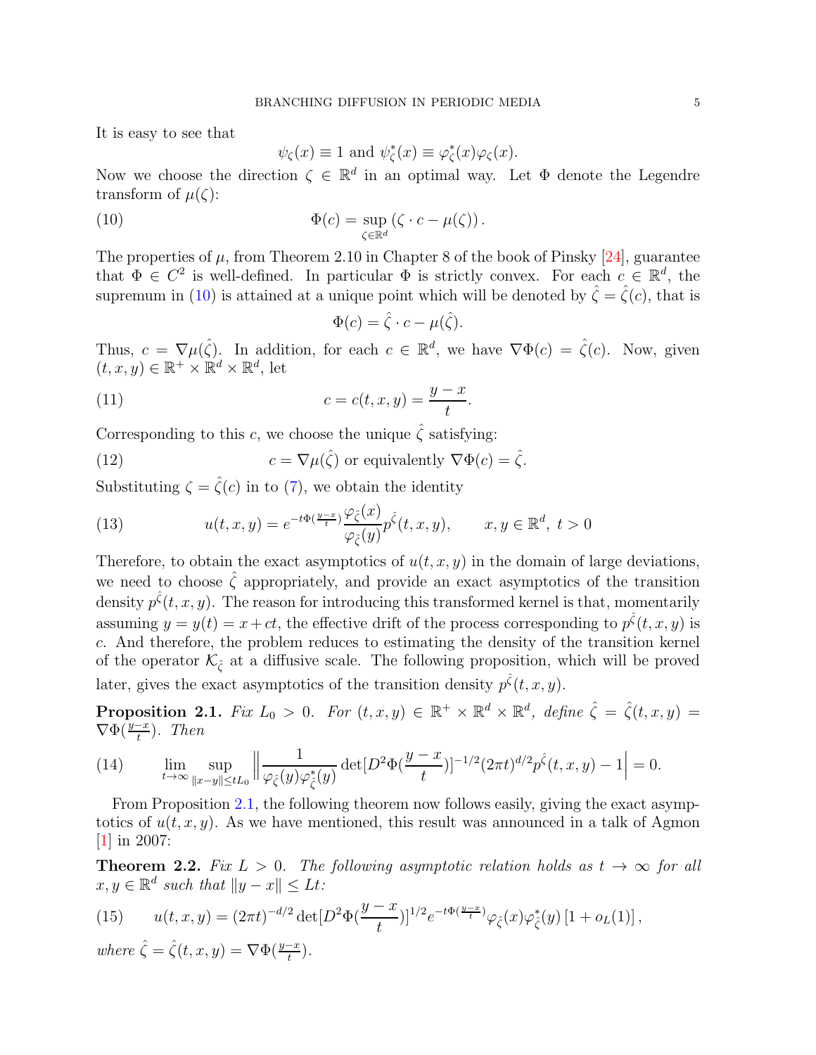It is easy to see that

$$\psi_\zeta(x) \equiv 1 \text{ and } \psi^*_\zeta(x) \equiv \varphi^*_\zeta(x)\varphi_\zeta(x).$$

Now we choose the direction $\zeta \in \mathbb{R}^d$ in an optimal way. Let $\Phi$ denote the Legendre transform of $\mu(\zeta)$:

$$\Phi(c) = \sup_{\zeta \in \mathbb{R}^d} \left(\zeta \cdot c - \mu(\zeta)\right). \tag{10}$$

The properties of $\mu$, from Theorem 2.10 in Chapter 8 of the book of Pinsky [24], guarantee that $\Phi \in C^2$ is well-defined. In particular $\Phi$ is strictly convex. For each $c \in \mathbb{R}^d$, the supremum in (10) is attained at a unique point which will be denoted by $\hat{\zeta} = \hat{\zeta}(c)$, that is

$$\Phi(c) = \hat{\zeta} \cdot c - \mu(\hat{\zeta}).$$

Thus, $c = \nabla\mu(\hat{\zeta})$. In addition, for each $c \in \mathbb{R}^d$, we have $\nabla\Phi(c) = \hat{\zeta}(c)$. Now, given $(t, x, y) \in \mathbb{R}^+ \times \mathbb{R}^d \times \mathbb{R}^d$, let

$$c = c(t, x, y) = \frac{y - x}{t}. \tag{11}$$

Corresponding to this $c$, we choose the unique $\hat{\zeta}$ satisfying:

$$c = \nabla\mu(\hat{\zeta}) \text{ or equivalently } \nabla\Phi(c) = \hat{\zeta}. \tag{12}$$

Substituting $\zeta = \hat{\zeta}(c)$ in to (7), we obtain the identity

$$u(t, x, y) = e^{-t\Phi(\frac{y-x}{t})}\frac{\varphi_{\hat{\zeta}}(x)}{\varphi_{\hat{\zeta}}(y)}p^{\hat{\zeta}}(t, x, y), \qquad x, y \in \mathbb{R}^d,\ t > 0 \tag{13}$$

Therefore, to obtain the exact asymptotics of $u(t, x, y)$ in the domain of large deviations, we need to choose $\hat{\zeta}$ appropriately, and provide an exact asymptotics of the transition density $p^{\hat{\zeta}}(t, x, y)$. The reason for introducing this transformed kernel is that, momentarily assuming $y = y(t) = x + ct$, the effective drift of the process corresponding to $p^{\hat{\zeta}}(t, x, y)$ is $c$. And therefore, the problem reduces to estimating the density of the transition kernel of the operator $\mathcal{K}_{\hat{\zeta}}$ at a diffusive scale. The following proposition, which will be proved later, gives the exact asymptotics of the transition density $p^{\hat{\zeta}}(t, x, y)$.

**Proposition 2.1.** *Fix $L_0 > 0$. For $(t, x, y) \in \mathbb{R}^+ \times \mathbb{R}^d \times \mathbb{R}^d$, define $\hat{\zeta} = \hat{\zeta}(t, x, y) = \nabla\Phi(\frac{y-x}{t})$. Then*

$$\lim_{t\to\infty} \sup_{\|x-y\| \le tL_0} \left\| \frac{1}{\varphi_{\hat{\zeta}}(y)\varphi^*_{\hat{\zeta}}(y)} \det[D^2\Phi(\frac{y-x}{t})]^{-1/2}(2\pi t)^{d/2}p^{\hat{\zeta}}(t, x, y) - 1 \right| = 0. \tag{14}$$

From Proposition 2.1, the following theorem now follows easily, giving the exact asymptotics of $u(t, x, y)$. As we have mentioned, this result was announced in a talk of Agmon [1] in 2007:

**Theorem 2.2.** *Fix $L > 0$. The following asymptotic relation holds as $t \to \infty$ for all $x, y \in \mathbb{R}^d$ such that $\|y - x\| \le Lt$:*

$$u(t, x, y) = (2\pi t)^{-d/2} \det[D^2\Phi(\frac{y-x}{t})]^{1/2} e^{-t\Phi(\frac{y-x}{t})}\varphi_{\hat{\zeta}}(x)\varphi^*_{\hat{\zeta}}(y)\left[1 + o_L(1)\right], \tag{15}$$

*where $\hat{\zeta} = \hat{\zeta}(t, x, y) = \nabla\Phi(\frac{y-x}{t})$.*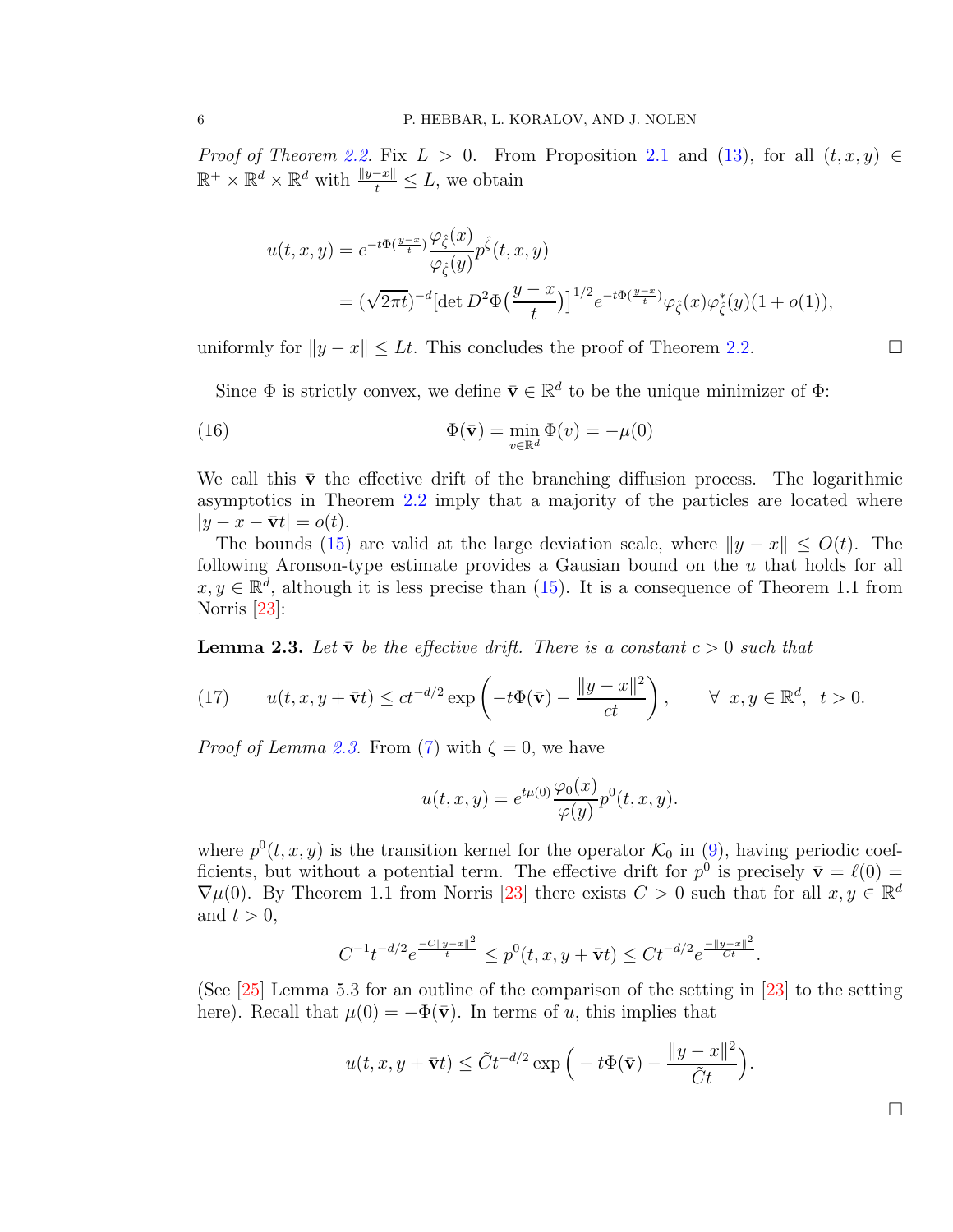*Proof of Theorem 2.2.* Fix $L > 0$. From Proposition 2.1 and (13), for all $(t, x, y) \in \mathbb{R}^+ \times \mathbb{R}^d \times \mathbb{R}^d$ with $\frac{\|y-x\|}{t} \le L$, we obtain

$$
\begin{aligned}
u(t,x,y) &= e^{-t\Phi(\frac{y-x}{t})} \frac{\varphi_{\hat{\zeta}}(x)}{\varphi_{\hat{\zeta}}(y)} p^{\hat{\zeta}}(t,x,y) \\
&= (\sqrt{2\pi t})^{-d} \big[\det D^2\Phi\big(\frac{y-x}{t}\big)\big]^{1/2} e^{-t\Phi(\frac{y-x}{t})} \varphi_{\hat{\zeta}}(x)\varphi^*_{\hat{\zeta}}(y)(1+o(1)),
\end{aligned}
$$

uniformly for $\|y - x\| \le Lt$. This concludes the proof of Theorem 2.2. □

Since $\Phi$ is strictly convex, we define $\bar{\mathbf{v}} \in \mathbb{R}^d$ to be the unique minimizer of $\Phi$:

$$
\Phi(\bar{\mathbf{v}}) = \min_{v \in \mathbb{R}^d} \Phi(v) = -\mu(0) \tag{16}
$$

We call this $\bar{\mathbf{v}}$ the effective drift of the branching diffusion process. The logarithmic asymptotics in Theorem 2.2 imply that a majority of the particles are located where $|y - x - \bar{\mathbf{v}}t| = o(t)$.

The bounds (15) are valid at the large deviation scale, where $\|y - x\| \le O(t)$. The following Aronson-type estimate provides a Gausian bound on the $u$ that holds for all $x, y \in \mathbb{R}^d$, although it is less precise than (15). It is a consequence of Theorem 1.1 from Norris [23]:

**Lemma 2.3.** *Let $\bar{\mathbf{v}}$ be the effective drift. There is a constant $c > 0$ such that*

$$
u(t, x, y + \bar{\mathbf{v}}t) \le ct^{-d/2} \exp\left( -t\Phi(\bar{\mathbf{v}}) - \frac{\|y-x\|^2}{ct} \right), \qquad \forall\ x, y \in \mathbb{R}^d,\ \ t > 0. \tag{17}
$$

*Proof of Lemma 2.3.* From (7) with $\zeta = 0$, we have

$$
u(t,x,y) = e^{t\mu(0)} \frac{\varphi_0(x)}{\varphi(y)} p^0(t,x,y).
$$

where $p^0(t, x, y)$ is the transition kernel for the operator $\mathcal{K}_0$ in (9), having periodic coefficients, but without a potential term. The effective drift for $p^0$ is precisely $\bar{\mathbf{v}} = \ell(0) = \nabla\mu(0)$. By Theorem 1.1 from Norris [23] there exists $C > 0$ such that for all $x, y \in \mathbb{R}^d$ and $t > 0$,

$$
C^{-1} t^{-d/2} e^{\frac{-C\|y-x\|^2}{t}} \le p^0(t, x, y + \bar{\mathbf{v}}t) \le Ct^{-d/2} e^{\frac{-\|y-x\|^2}{Ct}}.
$$

(See [25] Lemma 5.3 for an outline of the comparison of the setting in [23] to the setting here). Recall that $\mu(0) = -\Phi(\bar{\mathbf{v}})$. In terms of $u$, this implies that

$$
u(t, x, y + \bar{\mathbf{v}}t) \le \tilde{C} t^{-d/2} \exp\Big( -t\Phi(\bar{\mathbf{v}}) - \frac{\|y-x\|^2}{\tilde{C}t} \Big).
$$

□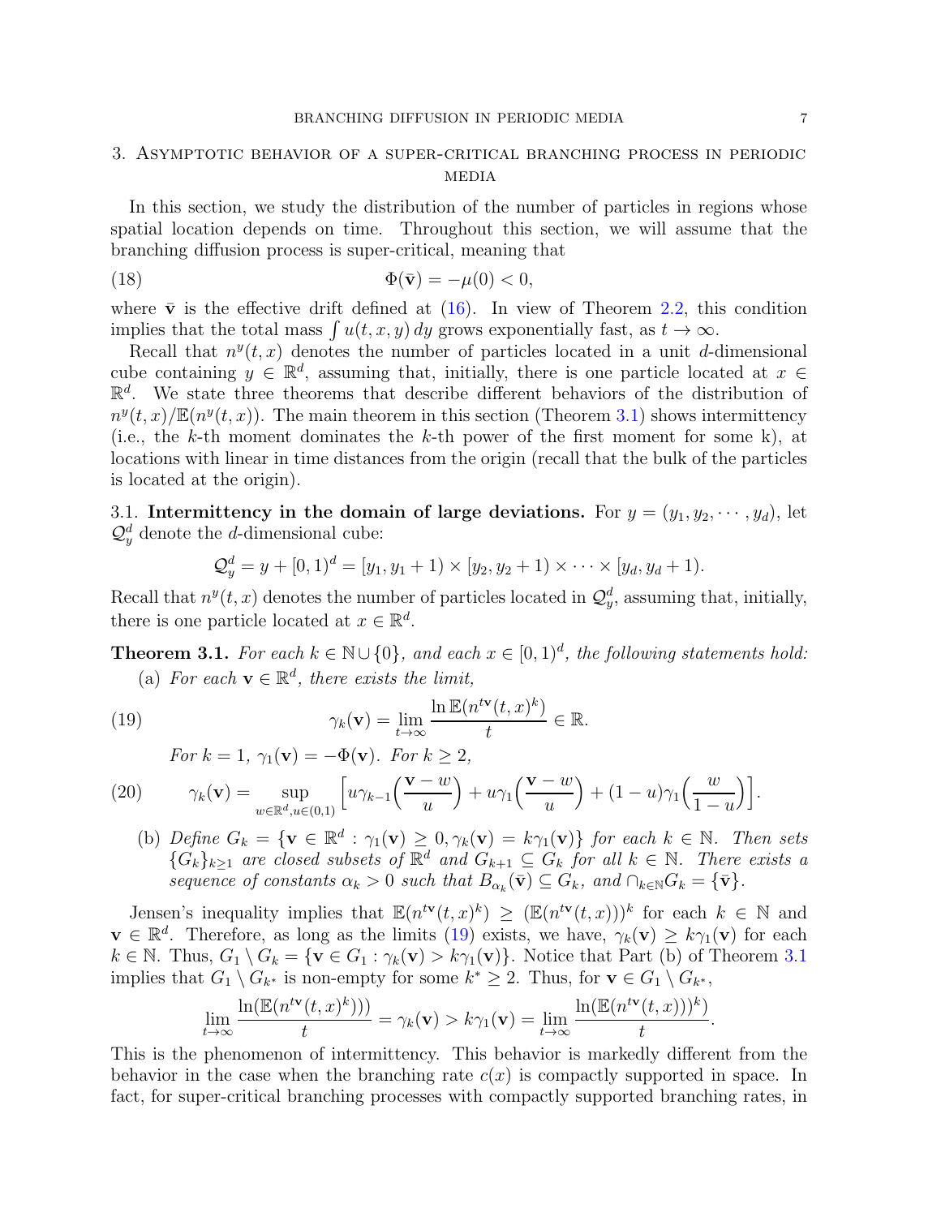## 3. Asymptotic behavior of a super-critical branching process in periodic media

In this section, we study the distribution of the number of particles in regions whose spatial location depends on time. Throughout this section, we will assume that the branching diffusion process is super-critical, meaning that

$$\Phi(\bar{\mathbf{v}}) = -\mu(0) < 0, \tag{18}$$

where $\bar{\mathbf{v}}$ is the effective drift defined at (16). In view of Theorem 2.2, this condition implies that the total mass $\int u(t,x,y)\,dy$ grows exponentially fast, as $t \to \infty$.

Recall that $n^y(t,x)$ denotes the number of particles located in a unit $d$-dimensional cube containing $y \in \mathbb{R}^d$, assuming that, initially, there is one particle located at $x \in \mathbb{R}^d$. We state three theorems that describe different behaviors of the distribution of $n^y(t,x)/\mathbb{E}(n^y(t,x))$. The main theorem in this section (Theorem 3.1) shows intermittency (i.e., the $k$-th moment dominates the $k$-th power of the first moment for some k), at locations with linear in time distances from the origin (recall that the bulk of the particles is located at the origin).

### 3.1. Intermittency in the domain of large deviations.

For $y = (y_1, y_2, \cdots, y_d)$, let $\mathcal{Q}^d_y$ denote the $d$-dimensional cube:

$$\mathcal{Q}^d_y = y + [0,1)^d = [y_1, y_1+1) \times [y_2, y_2+1) \times \cdots \times [y_d, y_d+1).$$

Recall that $n^y(t,x)$ denotes the number of particles located in $\mathcal{Q}^d_y$, assuming that, initially, there is one particle located at $x \in \mathbb{R}^d$.

**Theorem 3.1.** *For each $k \in \mathbb{N} \cup \{0\}$, and each $x \in [0,1)^d$, the following statements hold:*

(a) *For each $\mathbf{v} \in \mathbb{R}^d$, there exists the limit,*

$$\gamma_k(\mathbf{v}) = \lim_{t\to\infty} \frac{\ln \mathbb{E}(n^{t\mathbf{v}}(t,x)^k)}{t} \in \mathbb{R}. \tag{19}$$

*For $k=1$, $\gamma_1(\mathbf{v}) = -\Phi(\mathbf{v})$. For $k \geq 2$,*

$$\gamma_k(\mathbf{v}) = \sup_{w\in\mathbb{R}^d, u\in(0,1)} \Big[ u\gamma_{k-1}\Big(\frac{\mathbf{v}-w}{u}\Big) + u\gamma_1\Big(\frac{\mathbf{v}-w}{u}\Big) + (1-u)\gamma_1\Big(\frac{w}{1-u}\Big)\Big]. \tag{20}$$

(b) *Define $G_k = \{\mathbf{v} \in \mathbb{R}^d : \gamma_1(\mathbf{v}) \geq 0, \gamma_k(\mathbf{v}) = k\gamma_1(\mathbf{v})\}$ for each $k \in \mathbb{N}$. Then sets $\{G_k\}_{k\geq 1}$ are closed subsets of $\mathbb{R}^d$ and $G_{k+1} \subseteq G_k$ for all $k \in \mathbb{N}$. There exists a sequence of constants $\alpha_k > 0$ such that $B_{\alpha_k}(\bar{\mathbf{v}}) \subseteq G_k$, and $\cap_{k\in\mathbb{N}} G_k = \{\bar{\mathbf{v}}\}$.*

Jensen's inequality implies that $\mathbb{E}(n^{t\mathbf{v}}(t,x)^k) \geq (\mathbb{E}(n^{t\mathbf{v}}(t,x)))^k$ for each $k \in \mathbb{N}$ and $\mathbf{v} \in \mathbb{R}^d$. Therefore, as long as the limits (19) exists, we have, $\gamma_k(\mathbf{v}) \geq k\gamma_1(\mathbf{v})$ for each $k \in \mathbb{N}$. Thus, $G_1 \setminus G_k = \{\mathbf{v} \in G_1 : \gamma_k(\mathbf{v}) > k\gamma_1(\mathbf{v})\}$. Notice that Part (b) of Theorem 3.1 implies that $G_1 \setminus G_{k^*}$ is non-empty for some $k^* \geq 2$. Thus, for $\mathbf{v} \in G_1 \setminus G_{k^*}$,

$$\lim_{t\to\infty} \frac{\ln(\mathbb{E}(n^{t\mathbf{v}}(t,x)^k)))}{t} = \gamma_k(\mathbf{v}) > k\gamma_1(\mathbf{v}) = \lim_{t\to\infty} \frac{\ln(\mathbb{E}(n^{t\mathbf{v}}(t,x))^k)}{t}.$$

This is the phenomenon of intermittency. This behavior is markedly different from the behavior in the case when the branching rate $c(x)$ is compactly supported in space. In fact, for super-critical branching processes with compactly supported branching rates, in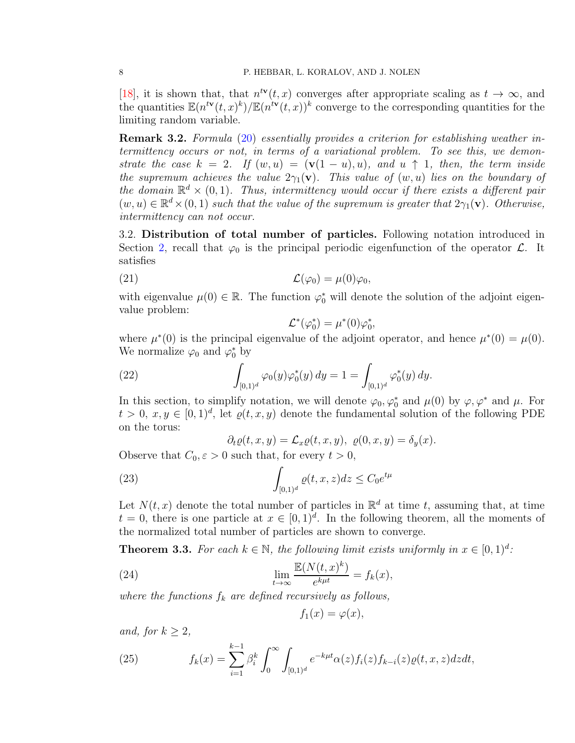[18], it is shown that, that $n^{t\mathbf{v}}(t,x)$ converges after appropriate scaling as $t \to \infty$, and the quantities $\mathbb{E}(n^{t\mathbf{v}}(t,x)^k)/\mathbb{E}(n^{t\mathbf{v}}(t,x))^k$ converge to the corresponding quantities for the limiting random variable.

**Remark 3.2.** *Formula (20) essentially provides a criterion for establishing weather intermittency occurs or not, in terms of a variational problem. To see this, we demonstrate the case $k = 2$. If $(w, u) = (\mathbf{v}(1 - u), u)$, and $u \uparrow 1$, then, the term inside the supremum achieves the value $2\gamma_1(\mathbf{v})$. This value of $(w, u)$ lies on the boundary of the domain $\mathbb{R}^d \times (0, 1)$. Thus, intermittency would occur if there exists a different pair $(w, u) \in \mathbb{R}^d \times (0, 1)$ such that the value of the supremum is greater that $2\gamma_1(\mathbf{v})$. Otherwise, intermittency can not occur.*

### 3.2. Distribution of total number of particles.

Following notation introduced in Section 2, recall that $\varphi_0$ is the principal periodic eigenfunction of the operator $\mathcal{L}$. It satisfies

$$\mathcal{L}(\varphi_0) = \mu(0)\varphi_0, \tag{21}$$

with eigenvalue $\mu(0) \in \mathbb{R}$. The function $\varphi_0^*$ will denote the solution of the adjoint eigenvalue problem:

$$\mathcal{L}^*(\varphi_0^*) = \mu^*(0)\varphi_0^*,$$

where $\mu^*(0)$ is the principal eigenvalue of the adjoint operator, and hence $\mu^*(0) = \mu(0)$. We normalize $\varphi_0$ and $\varphi_0^*$ by

$$\int_{[0,1)^d} \varphi_0(y)\varphi_0^*(y)\, dy = 1 = \int_{[0,1)^d} \varphi_0^*(y)\, dy. \tag{22}$$

In this section, to simplify notation, we will denote $\varphi_0, \varphi_0^*$ and $\mu(0)$ by $\varphi, \varphi^*$ and $\mu$. For $t > 0,\ x, y \in [0, 1)^d$, let $\varrho(t, x, y)$ denote the fundamental solution of the following PDE on the torus:

$$\partial_t \varrho(t, x, y) = \mathcal{L}_x \varrho(t, x, y),\ \ \varrho(0, x, y) = \delta_y(x).$$

Observe that $C_0, \varepsilon > 0$ such that, for every $t > 0$,

$$\int_{[0,1)^d} \varrho(t, x, z) dz \le C_0 e^{t\mu} \tag{23}$$

Let $N(t, x)$ denote the total number of particles in $\mathbb{R}^d$ at time $t$, assuming that, at time $t = 0$, there is one particle at $x \in [0, 1)^d$. In the following theorem, all the moments of the normalized total number of particles are shown to converge.

**Theorem 3.3.** *For each $k \in \mathbb{N}$, the following limit exists uniformly in $x \in [0, 1)^d$:*

$$\lim_{t\to\infty} \frac{\mathbb{E}(N(t, x)^k)}{e^{k\mu t}} = f_k(x), \tag{24}$$

*where the functions $f_k$ are defined recursively as follows,*

$$f_1(x) = \varphi(x),$$

*and, for $k \ge 2$,*

$$f_k(x) = \sum_{i=1}^{k-1} \beta_i^k \int_0^\infty \int_{[0,1)^d} e^{-k\mu t} \alpha(z) f_i(z) f_{k-i}(z) \varrho(t, x, z) dz dt, \tag{25}$$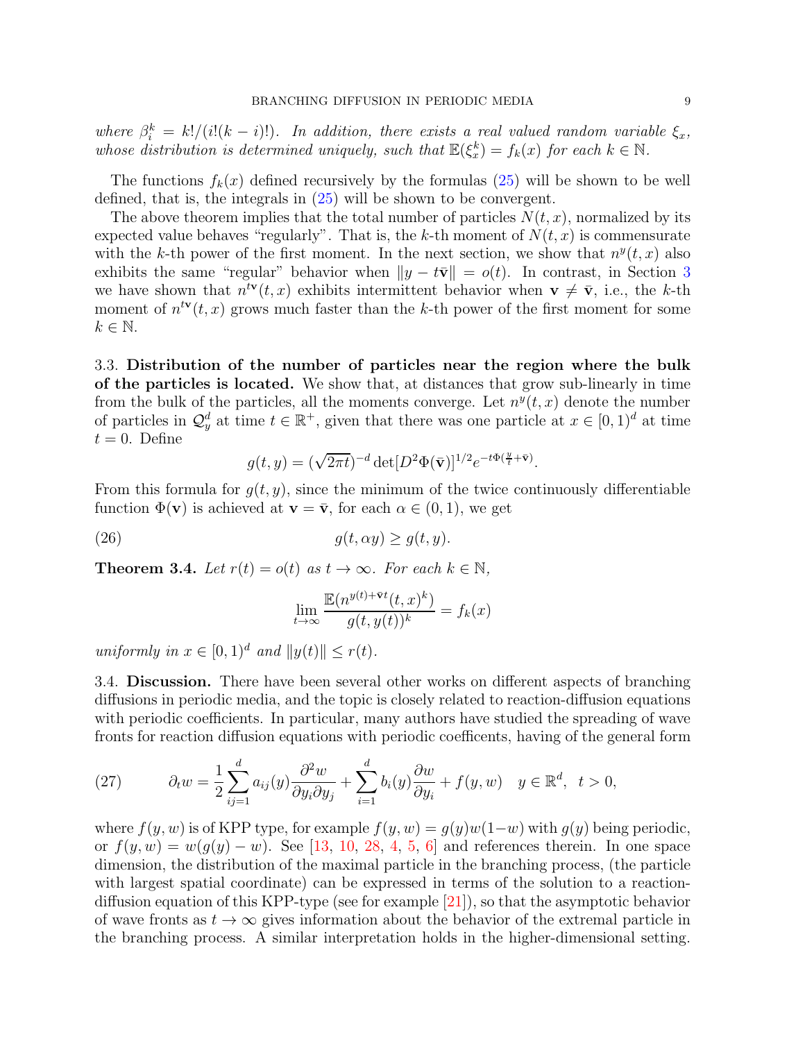*where $\beta_i^k = k!/(i!(k-i)!)$. In addition, there exists a real valued random variable $\xi_x$, whose distribution is determined uniquely, such that $\mathbb{E}(\xi_x^k) = f_k(x)$ for each $k \in \mathbb{N}$.*

The functions $f_k(x)$ defined recursively by the formulas (25) will be shown to be well defined, that is, the integrals in (25) will be shown to be convergent.

The above theorem implies that the total number of particles $N(t, x)$, normalized by its expected value behaves "regularly". That is, the $k$-th moment of $N(t, x)$ is commensurate with the $k$-th power of the first moment. In the next section, we show that $n^y(t, x)$ also exhibits the same "regular" behavior when $\|y - t\bar{\mathbf{v}}\| = o(t)$. In contrast, in Section 3 we have shown that $n^{t\mathbf{v}}(t, x)$ exhibits intermittent behavior when $\mathbf{v} \neq \bar{\mathbf{v}}$, i.e., the $k$-th moment of $n^{t\mathbf{v}}(t, x)$ grows much faster than the $k$-th power of the first moment for some $k \in \mathbb{N}$.

3.3. **Distribution of the number of particles near the region where the bulk of the particles is located.** We show that, at distances that grow sub-linearly in time from the bulk of the particles, all the moments converge. Let $n^y(t, x)$ denote the number of particles in $\mathcal{Q}_y^d$ at time $t \in \mathbb{R}^+$, given that there was one particle at $x \in [0, 1)^d$ at time $t = 0$. Define

$$g(t, y) = (\sqrt{2\pi t})^{-d} \det[D^2\Phi(\bar{\mathbf{v}})]^{1/2} e^{-t\Phi(\frac{y}{t} + \bar{\mathbf{v}})}.$$

From this formula for $g(t, y)$, since the minimum of the twice continuously differentiable function $\Phi(\mathbf{v})$ is achieved at $\mathbf{v} = \bar{\mathbf{v}}$, for each $\alpha \in (0, 1)$, we get

$$g(t, \alpha y) \geq g(t, y). \tag{26}$$

**Theorem 3.4.** *Let $r(t) = o(t)$ as $t \to \infty$. For each $k \in \mathbb{N}$,*

$$\lim_{t \to \infty} \frac{\mathbb{E}(n^{y(t) + \bar{\mathbf{v}}t}(t, x)^k)}{g(t, y(t))^k} = f_k(x)$$

*uniformly in $x \in [0, 1)^d$ and $\|y(t)\| \leq r(t)$.*

3.4. **Discussion.** There have been several other works on different aspects of branching diffusions in periodic media, and the topic is closely related to reaction-diffusion equations with periodic coefficients. In particular, many authors have studied the spreading of wave fronts for reaction diffusion equations with periodic coefficents, having of the general form

$$\partial_t w = \frac{1}{2} \sum_{ij=1}^{d} a_{ij}(y) \frac{\partial^2 w}{\partial y_i \partial y_j} + \sum_{i=1}^{d} b_i(y) \frac{\partial w}{\partial y_i} + f(y, w) \quad y \in \mathbb{R}^d, \;\; t > 0, \tag{27}$$

where $f(y, w)$ is of KPP type, for example $f(y, w) = g(y)w(1-w)$ with $g(y)$ being periodic, or $f(y, w) = w(g(y) - w)$. See [13, 10, 28, 4, 5, 6] and references therein. In one space dimension, the distribution of the maximal particle in the branching process, (the particle with largest spatial coordinate) can be expressed in terms of the solution to a reaction-diffusion equation of this KPP-type (see for example [21]), so that the asymptotic behavior of wave fronts as $t \to \infty$ gives information about the behavior of the extremal particle in the branching process. A similar interpretation holds in the higher-dimensional setting.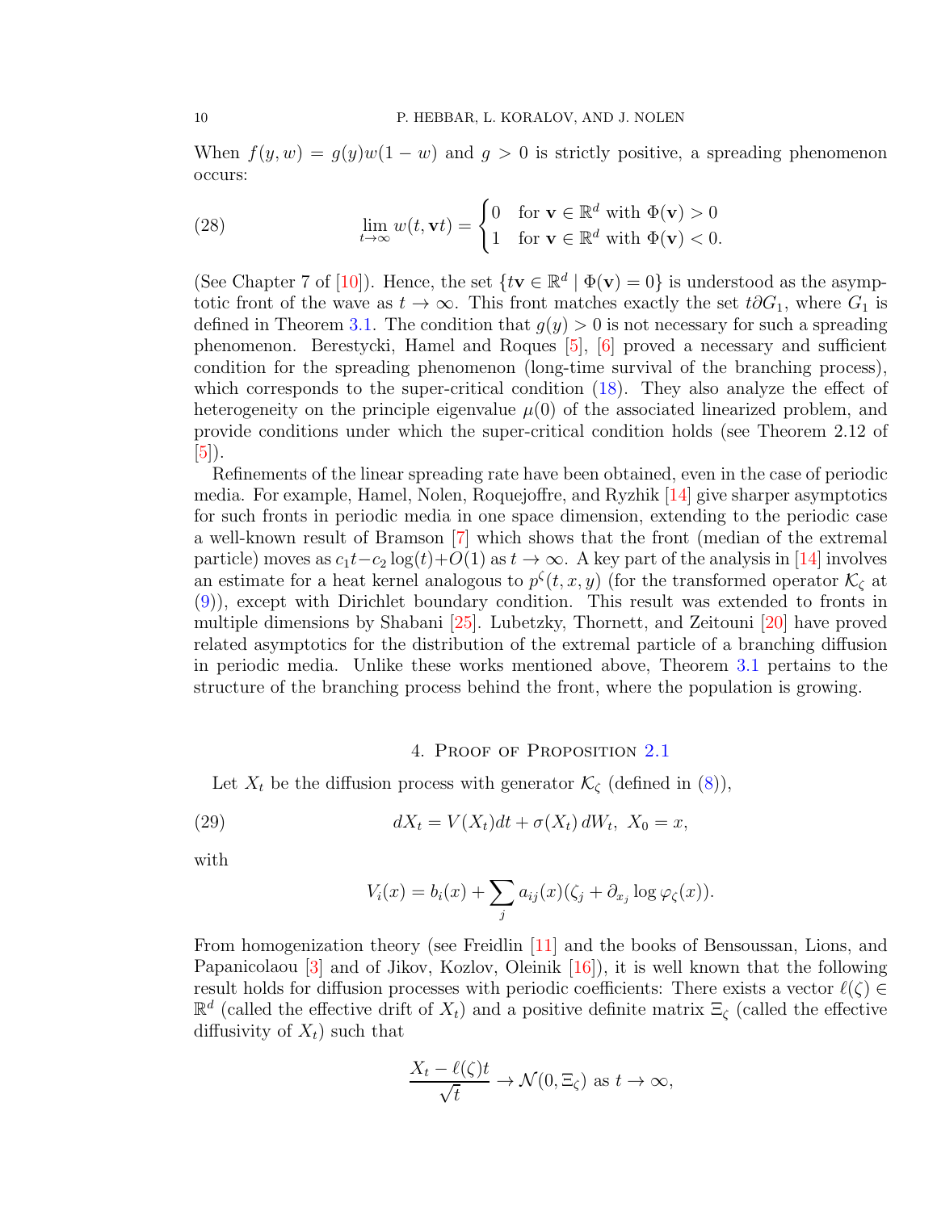When $f(y, w) = g(y)w(1 - w)$ and $g > 0$ is strictly positive, a spreading phenomenon occurs:

$$\lim_{t\to\infty} w(t, \mathbf{v}t) = \begin{cases} 0 & \text{for } \mathbf{v} \in \mathbb{R}^d \text{ with } \Phi(\mathbf{v}) > 0 \\ 1 & \text{for } \mathbf{v} \in \mathbb{R}^d \text{ with } \Phi(\mathbf{v}) < 0. \end{cases} \tag{28}$$

(See Chapter 7 of [10]). Hence, the set $\{t\mathbf{v} \in \mathbb{R}^d \mid \Phi(\mathbf{v}) = 0\}$ is understood as the asymptotic front of the wave as $t \to \infty$. This front matches exactly the set $t\partial G_1$, where $G_1$ is defined in Theorem 3.1. The condition that $g(y) > 0$ is not necessary for such a spreading phenomenon. Berestycki, Hamel and Roques [5], [6] proved a necessary and sufficient condition for the spreading phenomenon (long-time survival of the branching process), which corresponds to the super-critical condition (18). They also analyze the effect of heterogeneity on the principle eigenvalue $\mu(0)$ of the associated linearized problem, and provide conditions under which the super-critical condition holds (see Theorem 2.12 of [5]).

Refinements of the linear spreading rate have been obtained, even in the case of periodic media. For example, Hamel, Nolen, Roquejoffre, and Ryzhik [14] give sharper asymptotics for such fronts in periodic media in one space dimension, extending to the periodic case a well-known result of Bramson [7] which shows that the front (median of the extremal particle) moves as $c_1 t - c_2 \log(t) + O(1)$ as $t \to \infty$. A key part of the analysis in [14] involves an estimate for a heat kernel analogous to $p^\zeta(t, x, y)$ (for the transformed operator $\mathcal{K}_\zeta$ at (9)), except with Dirichlet boundary condition. This result was extended to fronts in multiple dimensions by Shabani [25]. Lubetzky, Thornett, and Zeitouni [20] have proved related asymptotics for the distribution of the extremal particle of a branching diffusion in periodic media. Unlike these works mentioned above, Theorem 3.1 pertains to the structure of the branching process behind the front, where the population is growing.

## 4. Proof of Proposition 2.1

Let $X_t$ be the diffusion process with generator $\mathcal{K}_\zeta$ (defined in (8)),

$$dX_t = V(X_t)dt + \sigma(X_t)\, dW_t, \; X_0 = x, \tag{29}$$

with

$$V_i(x) = b_i(x) + \sum_j a_{ij}(x)(\zeta_j + \partial_{x_j} \log \varphi_\zeta(x)).$$

From homogenization theory (see Freidlin [11] and the books of Bensoussan, Lions, and Papanicolaou [3] and of Jikov, Kozlov, Oleinik [16]), it is well known that the following result holds for diffusion processes with periodic coefficients: There exists a vector $\ell(\zeta) \in \mathbb{R}^d$ (called the effective drift of $X_t$) and a positive definite matrix $\Xi_\zeta$ (called the effective diffusivity of $X_t$) such that

$$\frac{X_t - \ell(\zeta)t}{\sqrt{t}} \to \mathcal{N}(0, \Xi_\zeta) \text{ as } t \to \infty,$$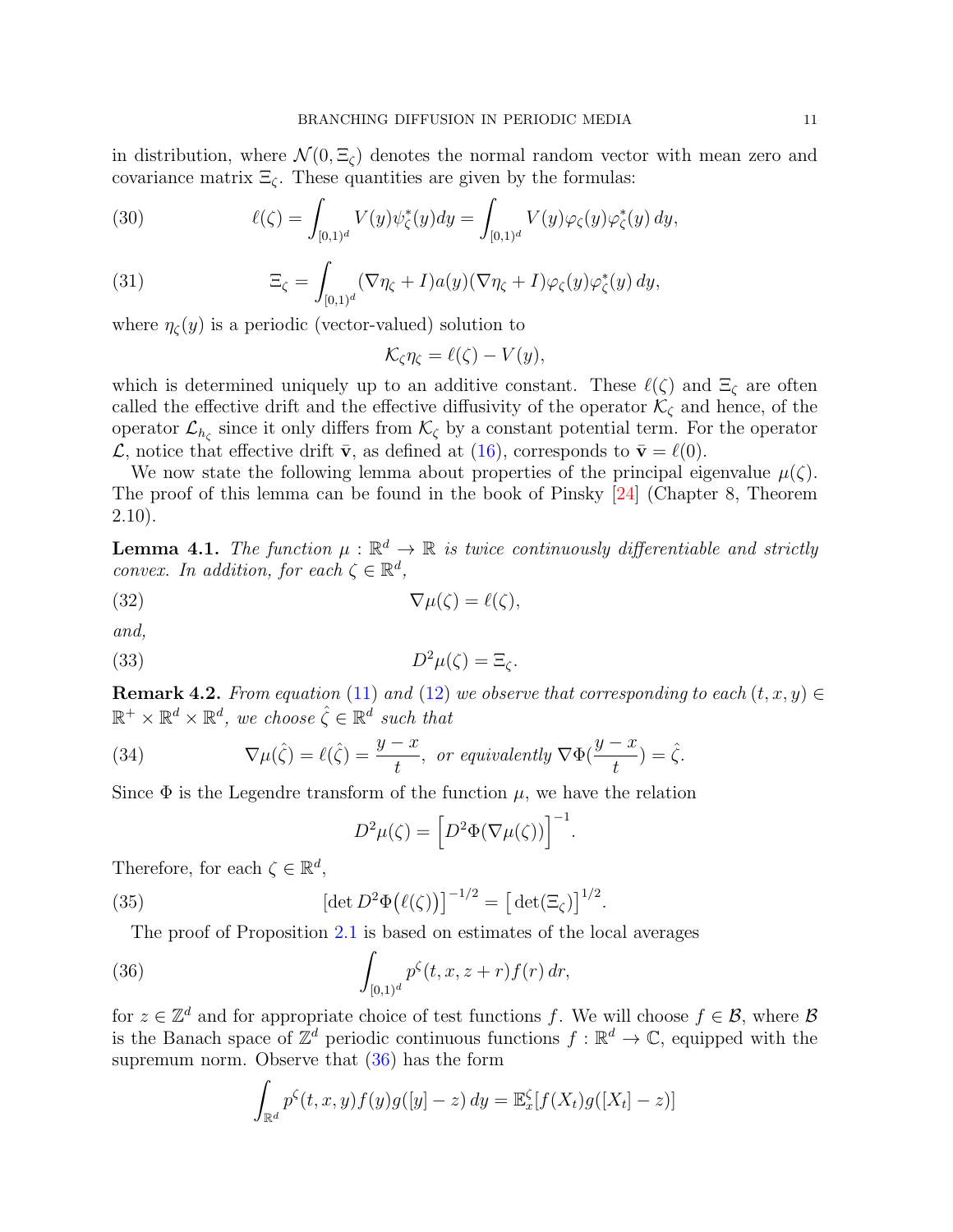in distribution, where $\mathcal{N}(0, \Xi_\zeta)$ denotes the normal random vector with mean zero and covariance matrix $\Xi_\zeta$. These quantities are given by the formulas:

$$\ell(\zeta) = \int_{[0,1)^d} V(y)\psi^*_\zeta(y)dy = \int_{[0,1)^d} V(y)\varphi_\zeta(y)\varphi^*_\zeta(y)\, dy, \tag{30}$$

$$\Xi_\zeta = \int_{[0,1)^d} (\nabla\eta_\zeta + I)a(y)(\nabla\eta_\zeta + I)\varphi_\zeta(y)\varphi^*_\zeta(y)\, dy, \tag{31}$$

where $\eta_\zeta(y)$ is a periodic (vector-valued) solution to

$$\mathcal{K}_\zeta \eta_\zeta = \ell(\zeta) - V(y),$$

which is determined uniquely up to an additive constant. These $\ell(\zeta)$ and $\Xi_\zeta$ are often called the effective drift and the effective diffusivity of the operator $\mathcal{K}_\zeta$ and hence, of the operator $\mathcal{L}_{h_\zeta}$ since it only differs from $\mathcal{K}_\zeta$ by a constant potential term. For the operator $\mathcal{L}$, notice that effective drift $\bar{\mathbf{v}}$, as defined at (16), corresponds to $\bar{\mathbf{v}} = \ell(0)$.

We now state the following lemma about properties of the principal eigenvalue $\mu(\zeta)$. The proof of this lemma can be found in the book of Pinsky [24] (Chapter 8, Theorem 2.10).

**Lemma 4.1.** *The function $\mu : \mathbb{R}^d \to \mathbb{R}$ is twice continuously differentiable and strictly convex. In addition, for each $\zeta \in \mathbb{R}^d$,*

$$\nabla\mu(\zeta) = \ell(\zeta), \tag{32}$$

*and,*

$$D^2\mu(\zeta) = \Xi_\zeta. \tag{33}$$

**Remark 4.2.** *From equation (11) and (12) we observe that corresponding to each $(t, x, y) \in \mathbb{R}^+ \times \mathbb{R}^d \times \mathbb{R}^d$, we choose $\hat{\zeta} \in \mathbb{R}^d$ such that*

$$\nabla\mu(\hat{\zeta}) = \ell(\hat{\zeta}) = \frac{y - x}{t}, \text{ or equivalently } \nabla\Phi(\frac{y - x}{t}) = \hat{\zeta}. \tag{34}$$

Since $\Phi$ is the Legendre transform of the function $\mu$, we have the relation

$$D^2\mu(\zeta) = \Big[D^2\Phi(\nabla\mu(\zeta))\Big]^{-1}.$$

Therefore, for each $\zeta \in \mathbb{R}^d$,

$$\big[\det D^2\Phi\big(\ell(\zeta)\big)\big]^{-1/2} = \big[\det(\Xi_\zeta)\big]^{1/2}. \tag{35}$$

The proof of Proposition 2.1 is based on estimates of the local averages

$$\int_{[0,1)^d} p^\zeta(t, x, z + r) f(r)\, dr, \tag{36}$$

for $z \in \mathbb{Z}^d$ and for appropriate choice of test functions $f$. We will choose $f \in \mathcal{B}$, where $\mathcal{B}$ is the Banach space of $\mathbb{Z}^d$ periodic continuous functions $f : \mathbb{R}^d \to \mathbb{C}$, equipped with the supremum norm. Observe that (36) has the form

$$\int_{\mathbb{R}^d} p^\zeta(t, x, y) f(y) g([y] - z)\, dy = \mathbb{E}^\zeta_x[f(X_t)g([X_t] - z)]$$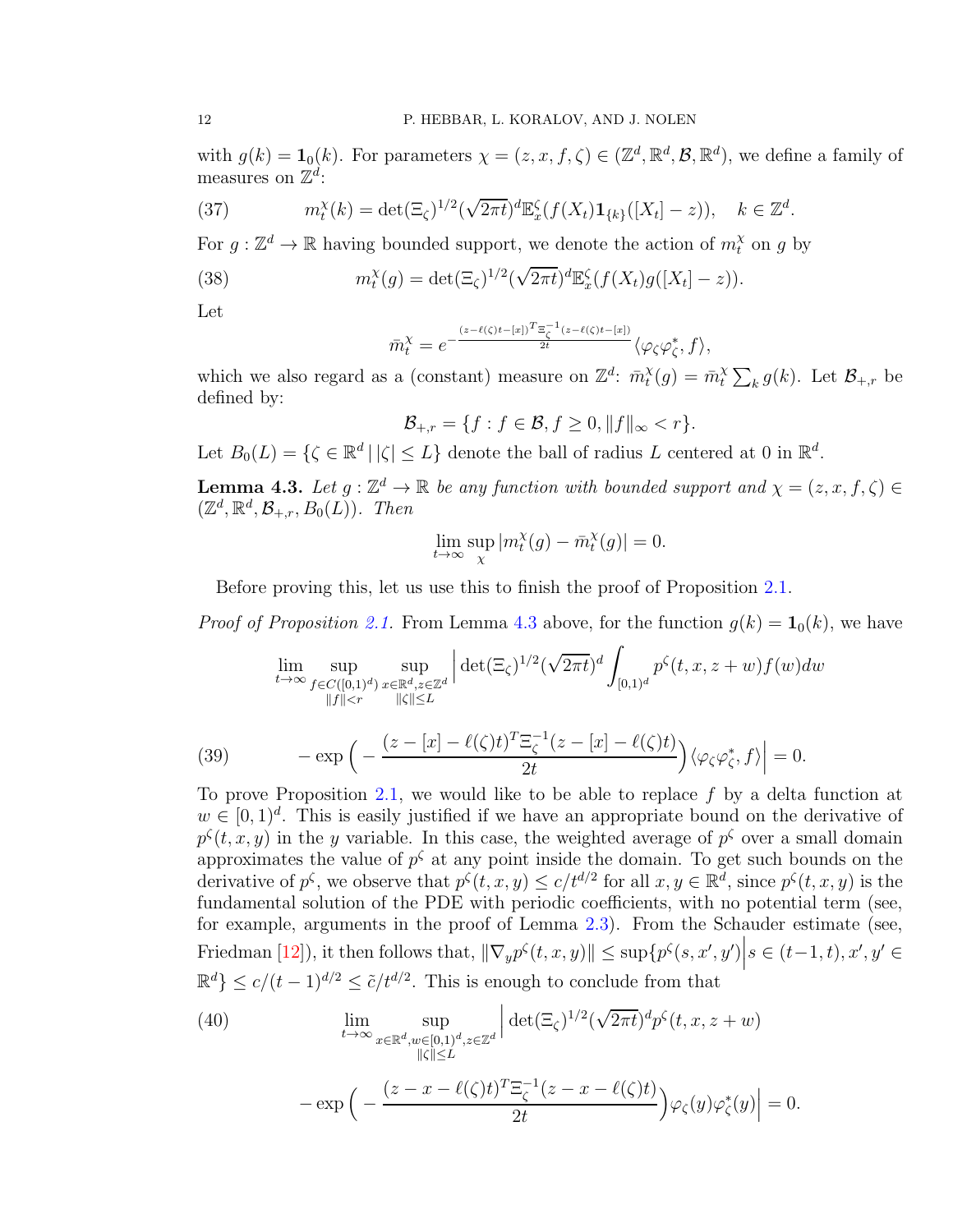with $g(k) = \mathbf{1}_0(k)$. For parameters $\chi = (z, x, f, \zeta) \in (\mathbb{Z}^d, \mathbb{R}^d, \mathcal{B}, \mathbb{R}^d)$, we define a family of measures on $\mathbb{Z}^d$:

$$m_t^\chi(k) = \det(\Xi_\zeta)^{1/2}(\sqrt{2\pi t})^d \mathbb{E}_x^\zeta(f(X_t)\mathbf{1}_{\{k\}}([X_t] - z)), \quad k \in \mathbb{Z}^d. \tag{37}$$

For $g : \mathbb{Z}^d \to \mathbb{R}$ having bounded support, we denote the action of $m_t^\chi$ on $g$ by

$$m_t^\chi(g) = \det(\Xi_\zeta)^{1/2}(\sqrt{2\pi t})^d \mathbb{E}_x^\zeta(f(X_t)g([X_t] - z)). \tag{38}$$

Let

$$\bar{m}_t^\chi = e^{-\frac{(z-\ell(\zeta)t-[x])^T \Xi_\zeta^{-1}(z-\ell(\zeta)t-[x])}{2t}} \langle \varphi_\zeta \varphi_\zeta^*, f\rangle,$$

which we also regard as a (constant) measure on $\mathbb{Z}^d$: $\bar{m}_t^\chi(g) = \bar{m}_t^\chi \sum_k g(k)$. Let $\mathcal{B}_{+,r}$ be defined by:

$$\mathcal{B}_{+,r} = \{f : f \in \mathcal{B}, f \geq 0, \|f\|_\infty < r\}.$$

Let $B_0(L) = \{\zeta \in \mathbb{R}^d \,|\, |\zeta| \leq L\}$ denote the ball of radius $L$ centered at 0 in $\mathbb{R}^d$.

**Lemma 4.3.** *Let $g : \mathbb{Z}^d \to \mathbb{R}$ be any function with bounded support and $\chi = (z, x, f, \zeta) \in (\mathbb{Z}^d, \mathbb{R}^d, \mathcal{B}_{+,r}, B_0(L))$. Then*

$$\lim_{t\to\infty} \sup_\chi |m_t^\chi(g) - \bar{m}_t^\chi(g)| = 0.$$

Before proving this, let us use this to finish the proof of Proposition 2.1.

*Proof of Proposition 2.1.* From Lemma 4.3 above, for the function $g(k) = \mathbf{1}_0(k)$, we have

$$\lim_{t\to\infty} \sup_{\substack{f \in C([0,1)^d) \\ \|f\| < r}} \sup_{\substack{x \in \mathbb{R}^d, z \in \mathbb{Z}^d \\ \|\zeta\| \leq L}} \Big| \det(\Xi_\zeta)^{1/2}(\sqrt{2\pi t})^d \int_{[0,1)^d} p^\zeta(t, x, z + w) f(w) dw$$

$$- \exp\Big( - \frac{(z - [x] - \ell(\zeta)t)^T \Xi_\zeta^{-1}(z - [x] - \ell(\zeta)t)}{2t}\Big) \langle \varphi_\zeta \varphi_\zeta^*, f\rangle \Big| = 0. \tag{39}$$

To prove Proposition 2.1, we would like to be able to replace $f$ by a delta function at $w \in [0, 1)^d$. This is easily justified if we have an appropriate bound on the derivative of $p^\zeta(t, x, y)$ in the $y$ variable. In this case, the weighted average of $p^\zeta$ over a small domain approximates the value of $p^\zeta$ at any point inside the domain. To get such bounds on the derivative of $p^\zeta$, we observe that $p^\zeta(t, x, y) \leq c/t^{d/2}$ for all $x, y \in \mathbb{R}^d$, since $p^\zeta(t, x, y)$ is the fundamental solution of the PDE with periodic coefficients, with no potential term (see, for example, arguments in the proof of Lemma 2.3). From the Schauder estimate (see, Friedman [12]), it then follows that, $\|\nabla_y p^\zeta(t, x, y)\| \leq \sup\{p^\zeta(s, x', y')\Big| s \in (t-1, t), x', y' \in \mathbb{R}^d\} \leq c/(t-1)^{d/2} \leq \tilde{c}/t^{d/2}$. This is enough to conclude from that

$$\lim_{t\to\infty} \sup_{\substack{x \in \mathbb{R}^d, w \in [0,1)^d, z \in \mathbb{Z}^d \\ \|\zeta\| \leq L}} \Big| \det(\Xi_\zeta)^{1/2}(\sqrt{2\pi t})^d p^\zeta(t, x, z + w) \tag{40}$$

$$- \exp\Big( - \frac{(z - x - \ell(\zeta)t)^T \Xi_\zeta^{-1}(z - x - \ell(\zeta)t)}{2t}\Big) \varphi_\zeta(y)\varphi_\zeta^*(y) \Big| = 0.$$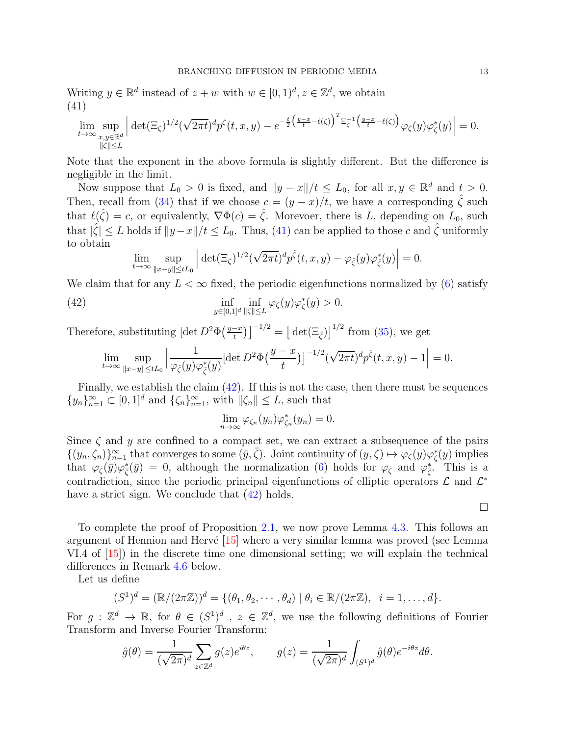Writing $y \in \mathbb{R}^d$ instead of $z + w$ with $w \in [0,1)^d, z \in \mathbb{Z}^d$, we obtain

(41)

$$\lim_{t\to\infty} \sup_{\substack{x,y\in\mathbb{R}^d \\ \|\zeta\|\le L}} \Big| \det(\Xi_\zeta)^{1/2}(\sqrt{2\pi t})^d p^\zeta(t,x,y) - e^{-\frac{t}{2}\left(\frac{y-x}{t}-\ell(\zeta)\right)^T \Xi_\zeta^{-1}\left(\frac{y-x}{t}-\ell(\zeta)\right)} \varphi_\zeta(y)\varphi^*_\zeta(y)\Big| = 0.$$

Note that the exponent in the above formula is slightly different. But the difference is negligible in the limit.

Now suppose that $L_0 > 0$ is fixed, and $\|y - x\|/t \le L_0$, for all $x, y \in \mathbb{R}^d$ and $t > 0$. Then, recall from (34) that if we choose $c = (y - x)/t$, we have a corresponding $\hat{\zeta}$ such that $\ell(\hat{\zeta}) = c$, or equivalently, $\nabla\Phi(c) = \hat{\zeta}$. Morevoer, there is $L$, depending on $L_0$, such that $|\hat{\zeta}| \le L$ holds if $\|y-x\|/t \le L_0$. Thus, (41) can be applied to those $c$ and $\hat{\zeta}$ uniformly to obtain

$$\lim_{t\to\infty} \sup_{\|x-y\|\le tL_0} \Big| \det(\Xi_\zeta)^{1/2}(\sqrt{2\pi t})^d p^{\hat{\zeta}}(t,x,y) - \varphi_{\hat{\zeta}}(y)\varphi^*_{\hat{\zeta}}(y)\Big| = 0.$$

We claim that for any $L < \infty$ fixed, the periodic eigenfunctions normalized by (6) satisfy

$$\inf_{y\in[0,1]^d} \inf_{\|\zeta\|\le L} \varphi_\zeta(y)\varphi^*_\zeta(y) > 0. \tag{42}$$

Therefore, substituting $\left[\det D^2\Phi\big(\frac{y-x}{t}\big)\right]^{-1/2} = \left[\det(\Xi_{\hat{\zeta}})\right]^{1/2}$ from (35), we get

$$\lim_{t\to\infty} \sup_{\|x-y\|\le tL_0} \Big| \frac{1}{\varphi_{\hat{\zeta}}(y)\varphi^*_{\hat{\zeta}}(y)} \left[\det D^2\Phi\big(\frac{y-x}{t}\big)\right]^{-1/2}(\sqrt{2\pi t})^d p^{\hat{\zeta}}(t,x,y) - 1\Big| = 0.$$

Finally, we establish the claim (42). If this is not the case, then there must be sequences $\{y_n\}_{n=1}^\infty \subset [0,1]^d$ and $\{\zeta_n\}_{n=1}^\infty$, with $\|\zeta_n\| \le L$, such that

$$\lim_{n\to\infty} \varphi_{\zeta_n}(y_n)\varphi^*_{\zeta_n}(y_n) = 0.$$

Since $\zeta$ and $y$ are confined to a compact set, we can extract a subsequence of the pairs $\{(y_n,\zeta_n)\}_{n=1}^\infty$ that converges to some $(\bar{y},\bar{\zeta})$. Joint continuity of $(y,\zeta) \mapsto \varphi_\zeta(y)\varphi^*_\zeta(y)$ implies that $\varphi_{\bar{\zeta}}(\bar{y})\varphi^*_{\bar{\zeta}}(\bar{y}) = 0$, although the normalization (6) holds for $\varphi_{\bar{\zeta}}$ and $\varphi^*_{\bar{\zeta}}$. This is a contradiction, since the periodic principal eigenfunctions of elliptic operators $\mathcal{L}$ and $\mathcal{L}^*$ have a strict sign. We conclude that (42) holds.

□

To complete the proof of Proposition 2.1, we now prove Lemma 4.3. This follows an argument of Hennion and Hervé [15] where a very similar lemma was proved (see Lemma VI.4 of [15]) in the discrete time one dimensional setting; we will explain the technical differences in Remark 4.6 below.

Let us define

$$(S^1)^d = (\mathbb{R}/(2\pi\mathbb{Z}))^d = \{(\theta_1,\theta_2,\cdots,\theta_d) \mid \theta_i \in \mathbb{R}/(2\pi\mathbb{Z}), \;\; i = 1,\dots,d\}.$$

For $g : \mathbb{Z}^d \to \mathbb{R}$, for $\theta \in (S^1)^d$ , $z \in \mathbb{Z}^d$, we use the following definitions of Fourier Transform and Inverse Fourier Transform:

$$\hat{g}(\theta) = \frac{1}{(\sqrt{2\pi})^d}\sum_{z\in\mathbb{Z}^d} g(z)e^{i\theta z}, \qquad g(z) = \frac{1}{(\sqrt{2\pi})^d}\int_{(S^1)^d} \hat{g}(\theta)e^{-i\theta z}d\theta.$$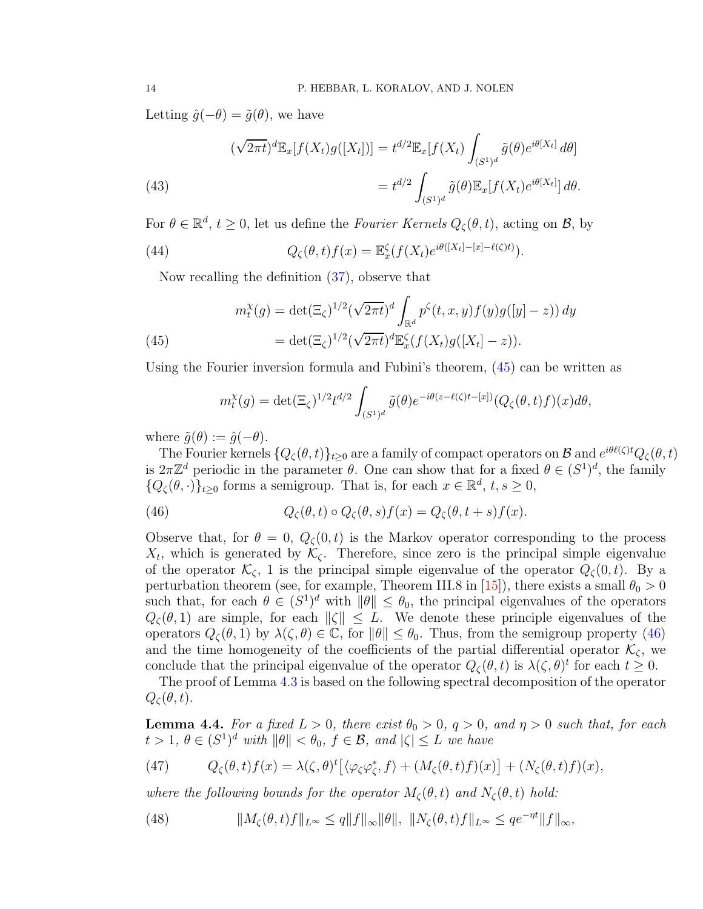Letting $\hat{g}(-\theta) = \tilde{g}(\theta)$, we have

$$
\begin{aligned}
(\sqrt{2\pi t})^d \mathbb{E}_x[f(X_t)g([X_t])] &= t^{d/2}\mathbb{E}_x[f(X_t)\int_{(S^1)^d} \tilde{g}(\theta)e^{i\theta[X_t]}\,d\theta] \\
&= t^{d/2}\int_{(S^1)^d} \tilde{g}(\theta)\mathbb{E}_x[f(X_t)e^{i\theta[X_t]}]\,d\theta. \qquad (43)
\end{aligned}
$$

For $\theta \in \mathbb{R}^d$, $t \geq 0$, let us define the *Fourier Kernels* $Q_\zeta(\theta, t)$, acting on $\mathcal{B}$, by

$$
Q_\zeta(\theta, t)f(x) = \mathbb{E}_x^\zeta(f(X_t)e^{i\theta([X_t]-[x]-\ell(\zeta)t)}). \qquad (44)
$$

Now recalling the definition (37), observe that

$$
\begin{aligned}
m_t^\chi(g) &= \det(\Xi_\zeta)^{1/2}(\sqrt{2\pi t})^d \int_{\mathbb{R}^d} p^\zeta(t,x,y)f(y)g([y]-z))\,dy \\
&= \det(\Xi_\zeta)^{1/2}(\sqrt{2\pi t})^d \mathbb{E}_x^\zeta(f(X_t)g([X_t]-z)). \qquad (45)
\end{aligned}
$$

Using the Fourier inversion formula and Fubini's theorem, (45) can be written as

$$
m_t^\chi(g) = \det(\Xi_\zeta)^{1/2} t^{d/2}\int_{(S^1)^d} \tilde{g}(\theta)e^{-i\theta(z-\ell(\zeta)t-[x])}(Q_\zeta(\theta,t)f)(x)d\theta,
$$

where $\tilde{g}(\theta) := \hat{g}(-\theta)$.

The Fourier kernels $\{Q_\zeta(\theta,t)\}_{t\geq 0}$ are a family of compact operators on $\mathcal{B}$ and $e^{i\theta\ell(\zeta)t}Q_\zeta(\theta,t)$ is $2\pi\mathbb{Z}^d$ periodic in the parameter $\theta$. One can show that for a fixed $\theta \in (S^1)^d$, the family $\{Q_\zeta(\theta,\cdot)\}_{t\geq 0}$ forms a semigroup. That is, for each $x \in \mathbb{R}^d$, $t, s \geq 0$,

$$
Q_\zeta(\theta,t)\circ Q_\zeta(\theta,s)f(x) = Q_\zeta(\theta,t+s)f(x). \qquad (46)
$$

Observe that, for $\theta = 0$, $Q_\zeta(0,t)$ is the Markov operator corresponding to the process $X_t$, which is generated by $\mathcal{K}_\zeta$. Therefore, since zero is the principal simple eigenvalue of the operator $\mathcal{K}_\zeta$, 1 is the principal simple eigenvalue of the operator $Q_\zeta(0,t)$. By a perturbation theorem (see, for example, Theorem III.8 in [15]), there exists a small $\theta_0 > 0$ such that, for each $\theta \in (S^1)^d$ with $\|\theta\| \leq \theta_0$, the principal eigenvalues of the operators $Q_\zeta(\theta, 1)$ are simple, for each $\|\zeta\| \leq L$. We denote these principle eigenvalues of the operators $Q_\zeta(\theta,1)$ by $\lambda(\zeta,\theta) \in \mathbb{C}$, for $\|\theta\| \leq \theta_0$. Thus, from the semigroup property (46) and the time homogeneity of the coefficients of the partial differential operator $\mathcal{K}_\zeta$, we conclude that the principal eigenvalue of the operator $Q_\zeta(\theta,t)$ is $\lambda(\zeta,\theta)^t$ for each $t \geq 0$.

The proof of Lemma 4.3 is based on the following spectral decomposition of the operator $Q_\zeta(\theta,t)$.

**Lemma 4.4.** *For a fixed $L > 0$, there exist $\theta_0 > 0$, $q > 0$, and $\eta > 0$ such that, for each $t > 1$, $\theta \in (S^1)^d$ with $\|\theta\| < \theta_0$, $f \in \mathcal{B}$, and $|\zeta| \leq L$ we have*

$$
Q_\zeta(\theta,t)f(x) = \lambda(\zeta,\theta)^t\big[\langle\varphi_\zeta\varphi_\zeta^*, f\rangle + (M_\zeta(\theta,t)f)(x)\big] + (N_\zeta(\theta,t)f)(x), \qquad (47)
$$

*where the following bounds for the operator $M_\zeta(\theta,t)$ and $N_\zeta(\theta,t)$ hold:*

$$
\|M_\zeta(\theta,t)f\|_{L^\infty} \leq q\|f\|_\infty\|\theta\|,\ \ \|N_\zeta(\theta,t)f\|_{L^\infty} \leq qe^{-\eta t}\|f\|_\infty, \qquad (48)
$$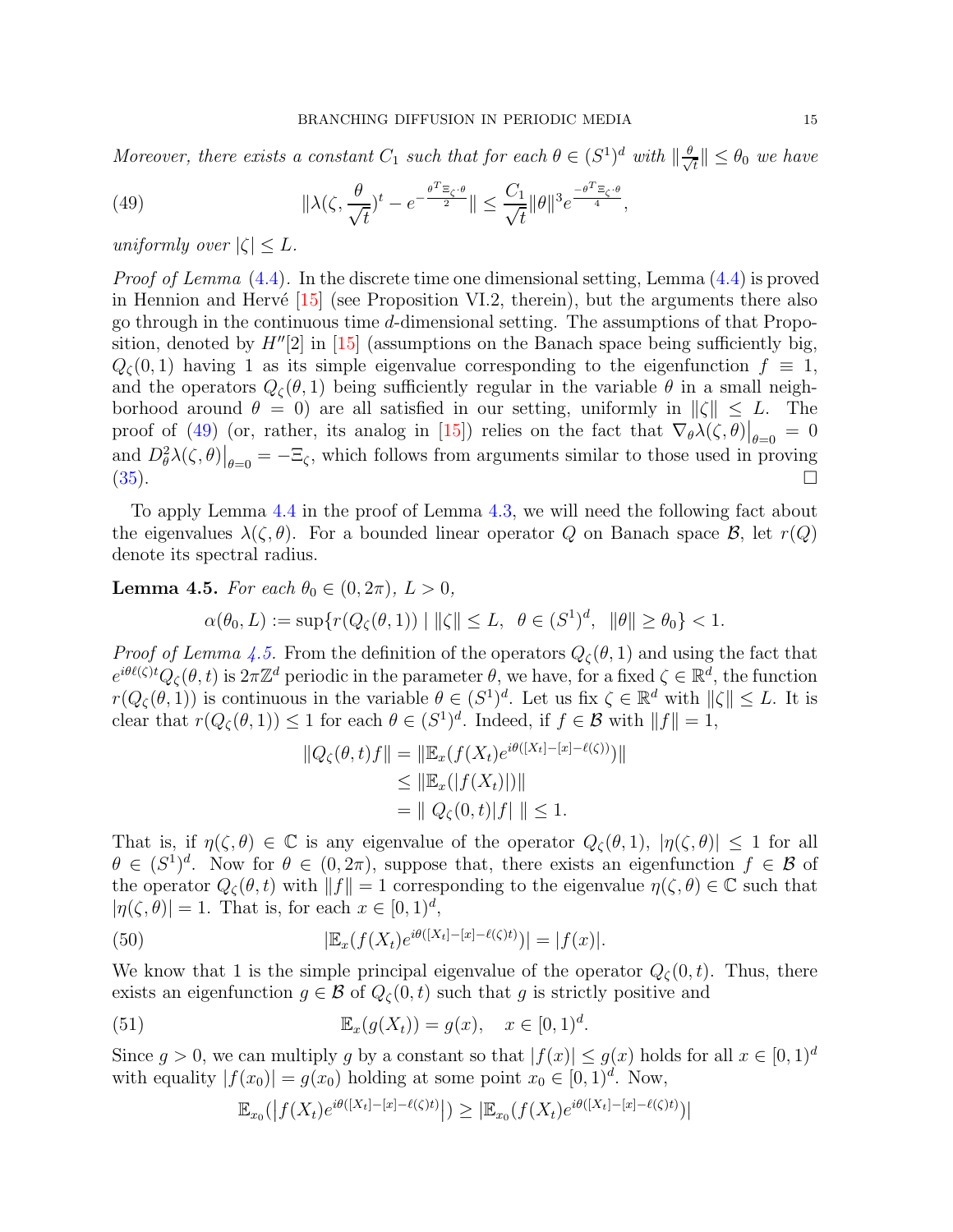*Moreover, there exists a constant $C_1$ such that for each $\theta \in (S^1)^d$ with $\|\frac{\theta}{\sqrt{t}}\| \leq \theta_0$ we have*

$$\|\lambda(\zeta, \frac{\theta}{\sqrt{t}})^t - e^{-\frac{\theta^T \Xi_\zeta \cdot \theta}{2}}\| \leq \frac{C_1}{\sqrt{t}} \|\theta\|^3 e^{\frac{-\theta^T \Xi_\zeta \cdot \theta}{4}}, \tag{49}$$

*uniformly over $|\zeta| \leq L$.*

*Proof of Lemma* (4.4). In the discrete time one dimensional setting, Lemma (4.4) is proved in Hennion and Hervé [15] (see Proposition VI.2, therein), but the arguments there also go through in the continuous time $d$-dimensional setting. The assumptions of that Proposition, denoted by $H''[2]$ in [15] (assumptions on the Banach space being sufficiently big, $Q_\zeta(0,1)$ having 1 as its simple eigenvalue corresponding to the eigenfunction $f \equiv 1$, and the operators $Q_\zeta(\theta, 1)$ being sufficiently regular in the variable $\theta$ in a small neighborhood around $\theta = 0$) are all satisfied in our setting, uniformly in $\|\zeta\| \leq L$. The proof of (49) (or, rather, its analog in [15]) relies on the fact that $\nabla_\theta \lambda(\zeta, \theta)\big|_{\theta=0} = 0$ and $D^2_\theta \lambda(\zeta, \theta)\big|_{\theta=0} = -\Xi_\zeta$, which follows from arguments similar to those used in proving (35). $\square$

To apply Lemma 4.4 in the proof of Lemma 4.3, we will need the following fact about the eigenvalues $\lambda(\zeta, \theta)$. For a bounded linear operator $Q$ on Banach space $\mathcal{B}$, let $r(Q)$ denote its spectral radius.

**Lemma 4.5.** *For each $\theta_0 \in (0, 2\pi)$, $L > 0$,*

$$\alpha(\theta_0, L) := \sup\{r(Q_\zeta(\theta, 1)) \mid \|\zeta\| \leq L, \ \ \theta \in (S^1)^d, \ \ \|\theta\| \geq \theta_0\} < 1.$$

*Proof of Lemma 4.5.* From the definition of the operators $Q_\zeta(\theta, 1)$ and using the fact that $e^{i\theta\ell(\zeta)t} Q_\zeta(\theta, t)$ is $2\pi\mathbb{Z}^d$ periodic in the parameter $\theta$, we have, for a fixed $\zeta \in \mathbb{R}^d$, the function $r(Q_\zeta(\theta, 1))$ is continuous in the variable $\theta \in (S^1)^d$. Let us fix $\zeta \in \mathbb{R}^d$ with $\|\zeta\| \leq L$. It is clear that $r(Q_\zeta(\theta, 1)) \leq 1$ for each $\theta \in (S^1)^d$. Indeed, if $f \in \mathcal{B}$ with $\|f\| = 1$,

$$\begin{aligned}
\|Q_\zeta(\theta, t)f\| &= \|\mathbb{E}_x(f(X_t)e^{i\theta([X_t]-[x]-\ell(\zeta))})\| \\
&\leq \|\mathbb{E}_x(|f(X_t)|)\| \\
&= \| \ Q_\zeta(0, t)|f| \ \| \leq 1.
\end{aligned}$$

That is, if $\eta(\zeta, \theta) \in \mathbb{C}$ is any eigenvalue of the operator $Q_\zeta(\theta, 1)$, $|\eta(\zeta, \theta)| \leq 1$ for all $\theta \in (S^1)^d$. Now for $\theta \in (0, 2\pi)$, suppose that, there exists an eigenfunction $f \in \mathcal{B}$ of the operator $Q_\zeta(\theta, t)$ with $\|f\| = 1$ corresponding to the eigenvalue $\eta(\zeta, \theta) \in \mathbb{C}$ such that $|\eta(\zeta, \theta)| = 1$. That is, for each $x \in [0, 1)^d$,

$$|\mathbb{E}_x(f(X_t)e^{i\theta([X_t]-[x]-\ell(\zeta)t)})| = |f(x)|. \tag{50}$$

We know that 1 is the simple principal eigenvalue of the operator $Q_\zeta(0, t)$. Thus, there exists an eigenfunction $g \in \mathcal{B}$ of $Q_\zeta(0, t)$ such that $g$ is strictly positive and

$$\mathbb{E}_x(g(X_t)) = g(x), \quad x \in [0, 1)^d. \tag{51}$$

Since $g > 0$, we can multiply $g$ by a constant so that $|f(x)| \leq g(x)$ holds for all $x \in [0, 1)^d$ with equality $|f(x_0)| = g(x_0)$ holding at some point $x_0 \in [0, 1)^d$. Now,

$$\mathbb{E}_{x_0}(\big|f(X_t)e^{i\theta([X_t]-[x]-\ell(\zeta)t)}\big|) \geq |\mathbb{E}_{x_0}(f(X_t)e^{i\theta([X_t]-[x]-\ell(\zeta)t)})|$$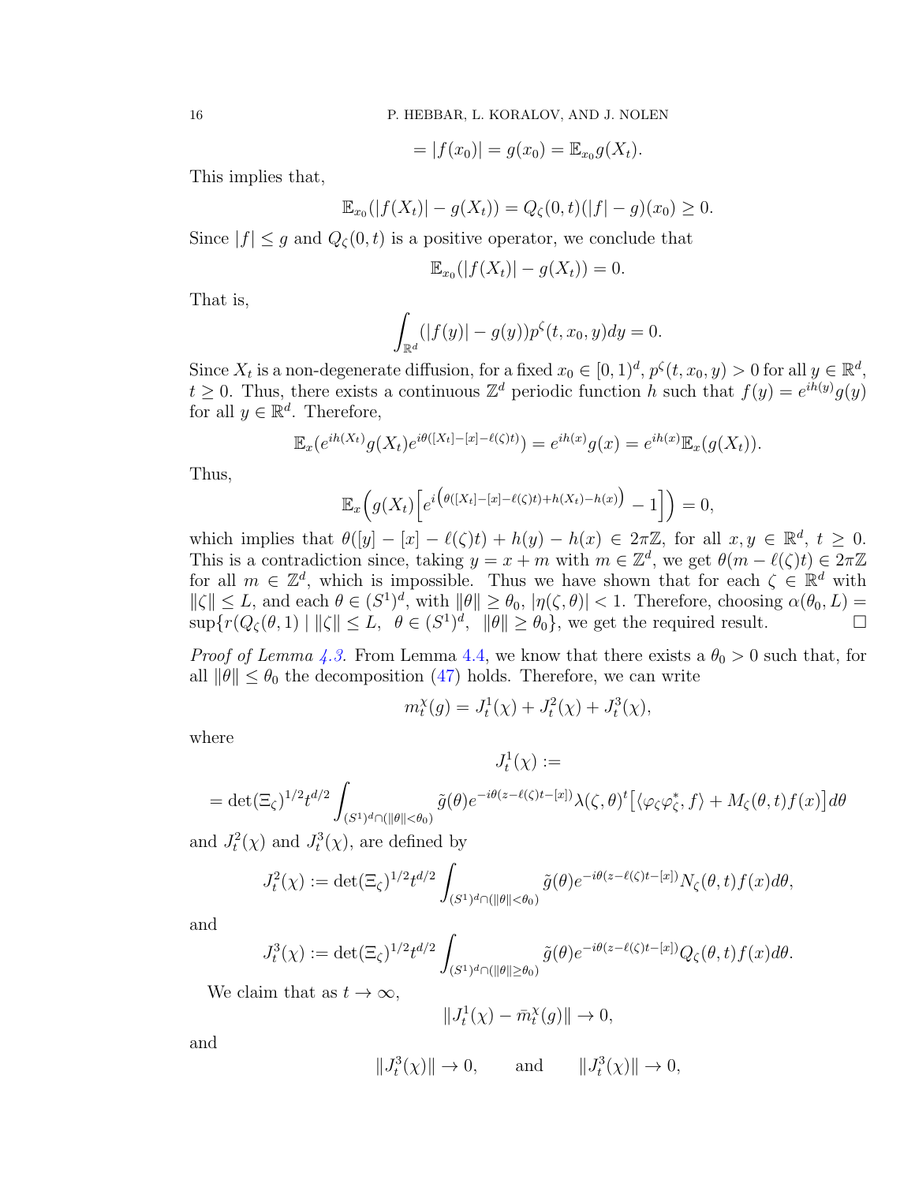$$= |f(x_0)| = g(x_0) = \mathbb{E}_{x_0} g(X_t).$$

This implies that,

$$\mathbb{E}_{x_0}(|f(X_t)| - g(X_t)) = Q_\zeta(0,t)(|f| - g)(x_0) \geq 0.$$

Since $|f| \leq g$ and $Q_\zeta(0,t)$ is a positive operator, we conclude that

$$\mathbb{E}_{x_0}(|f(X_t)| - g(X_t)) = 0.$$

That is,

$$\int_{\mathbb{R}^d} (|f(y)| - g(y)) p^\zeta(t, x_0, y) dy = 0.$$

Since $X_t$ is a non-degenerate diffusion, for a fixed $x_0 \in [0,1)^d$, $p^\zeta(t, x_0, y) > 0$ for all $y \in \mathbb{R}^d$, $t \geq 0$. Thus, there exists a continuous $\mathbb{Z}^d$ periodic function $h$ such that $f(y) = e^{ih(y)} g(y)$ for all $y \in \mathbb{R}^d$. Therefore,

$$\mathbb{E}_x(e^{ih(X_t)} g(X_t) e^{i\theta([X_t] - [x] - \ell(\zeta)t)}) = e^{ih(x)} g(x) = e^{ih(x)} \mathbb{E}_x(g(X_t)).$$

Thus,

$$\mathbb{E}_x\Big(g(X_t)\Big[e^{i\big(\theta([X_t]-[x]-\ell(\zeta)t) + h(X_t) - h(x)\big)} - 1\Big]\Big) = 0,$$

which implies that $\theta([y] - [x] - \ell(\zeta)t) + h(y) - h(x) \in 2\pi\mathbb{Z}$, for all $x, y \in \mathbb{R}^d$, $t \geq 0$. This is a contradiction since, taking $y = x + m$ with $m \in \mathbb{Z}^d$, we get $\theta(m - \ell(\zeta)t) \in 2\pi\mathbb{Z}$ for all $m \in \mathbb{Z}^d$, which is impossible. Thus we have shown that for each $\zeta \in \mathbb{R}^d$ with $\|\zeta\| \leq L$, and each $\theta \in (S^1)^d$, with $\|\theta\| \geq \theta_0$, $|\eta(\zeta, \theta)| < 1$. Therefore, choosing $\alpha(\theta_0, L) = \sup\{r(Q_\zeta(\theta, 1) \mid \|\zeta\| \leq L, \ \ \theta \in (S^1)^d, \ \ \|\theta\| \geq \theta_0\}$, we get the required result. □

*Proof of Lemma 4.3.* From Lemma 4.4, we know that there exists a $\theta_0 > 0$ such that, for all $\|\theta\| \leq \theta_0$ the decomposition (47) holds. Therefore, we can write

$$m_t^\chi(g) = J_t^1(\chi) + J_t^2(\chi) + J_t^3(\chi),$$

where

$$J_t^1(\chi) :=$$

$$= \det(\Xi_\zeta)^{1/2} t^{d/2} \int_{(S^1)^d \cap (\|\theta\| < \theta_0)} \tilde{g}(\theta) e^{-i\theta(z - \ell(\zeta)t - [x])} \lambda(\zeta, \theta)^t \big[\langle \varphi_\zeta \varphi_\zeta^*, f\rangle + M_\zeta(\theta, t) f(x)\big] d\theta$$

and $J_t^2(\chi)$ and $J_t^3(\chi)$, are defined by

$$J_t^2(\chi) := \det(\Xi_\zeta)^{1/2} t^{d/2} \int_{(S^1)^d \cap (\|\theta\| < \theta_0)} \tilde{g}(\theta) e^{-i\theta(z - \ell(\zeta)t - [x])} N_\zeta(\theta, t) f(x) d\theta,$$

and

$$J_t^3(\chi) := \det(\Xi_\zeta)^{1/2} t^{d/2} \int_{(S^1)^d \cap (\|\theta\| \geq \theta_0)} \tilde{g}(\theta) e^{-i\theta(z - \ell(\zeta)t - [x])} Q_\zeta(\theta, t) f(x) d\theta.$$

We claim that as $t \to \infty$,

$$\|J_t^1(\chi) - \bar{m}_t^\chi(g)\| \to 0,$$

and

$$\|J_t^3(\chi)\| \to 0, \qquad \text{and} \qquad \|J_t^3(\chi)\| \to 0,$$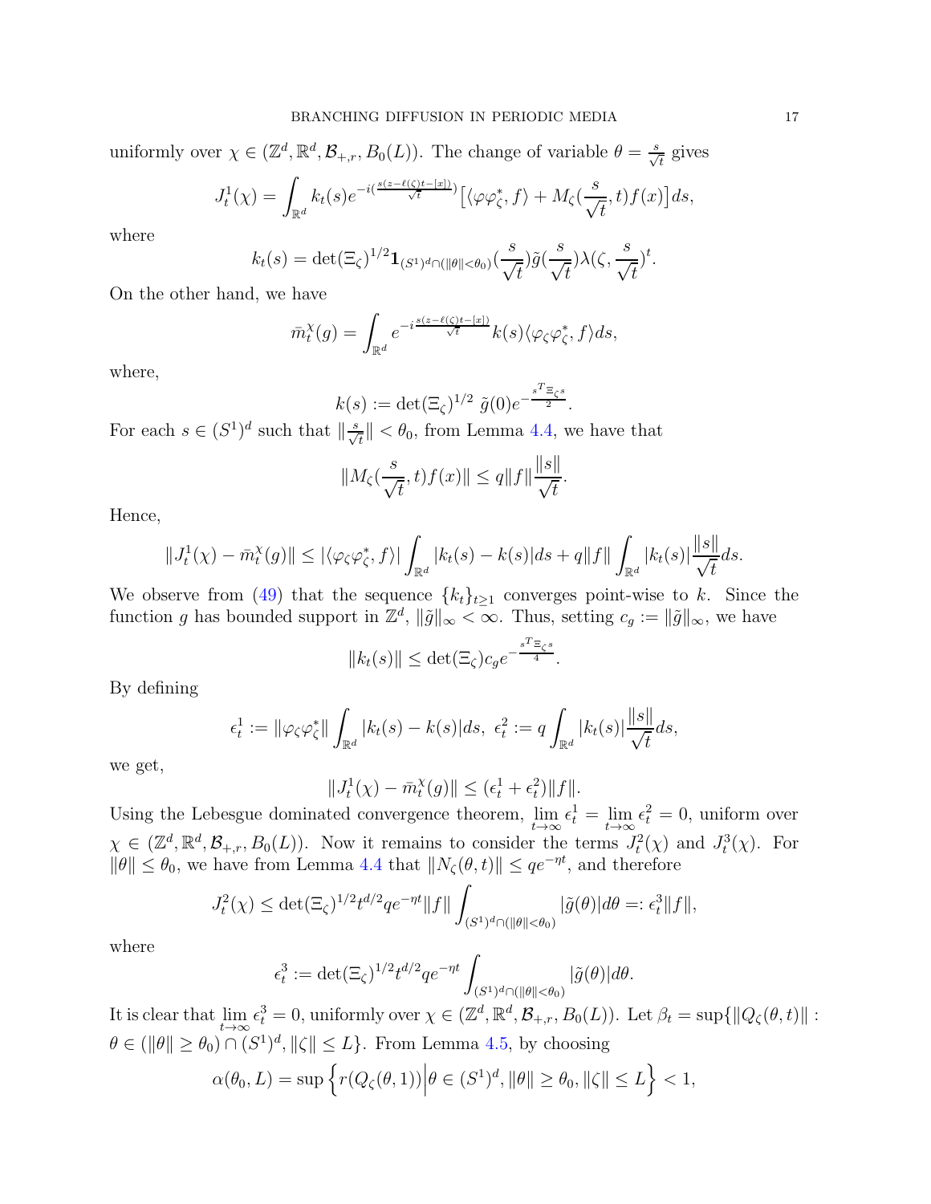uniformly over $\chi \in (\mathbb{Z}^d, \mathbb{R}^d, \mathcal{B}_{+,r}, B_0(L))$. The change of variable $\theta = \frac{s}{\sqrt{t}}$ gives

$$J_t^1(\chi) = \int_{\mathbb{R}^d} k_t(s) e^{-i(\frac{s(z-\ell(\zeta)t-[x])}{\sqrt{t}})} \big[\langle \varphi\varphi_\zeta^*, f\rangle + M_\zeta(\frac{s}{\sqrt{t}}, t) f(x)\big] ds,$$

where

$$k_t(s) = \det(\Xi_\zeta)^{1/2} \mathbf{1}_{(S^1)^d \cap (\|\theta\| < \theta_0)}(\frac{s}{\sqrt{t}}) \tilde{g}(\frac{s}{\sqrt{t}}) \lambda(\zeta, \frac{s}{\sqrt{t}})^t.$$

On the other hand, we have

$$\bar{m}_t^\chi(g) = \int_{\mathbb{R}^d} e^{-i\frac{s(z-\ell(\zeta)t-[x])}{\sqrt{t}}} k(s) \langle \varphi_\zeta \varphi_\zeta^*, f\rangle ds,$$

where,

$$k(s) := \det(\Xi_\zeta)^{1/2}\ \tilde{g}(0) e^{-\frac{s^T \Xi_\zeta s}{2}}.$$

For each $s \in (S^1)^d$ such that $\|\frac{s}{\sqrt{t}}\| < \theta_0$, from Lemma 4.4, we have that

$$\|M_\zeta(\frac{s}{\sqrt{t}}, t) f(x)\| \le q\|f\| \frac{\|s\|}{\sqrt{t}}.$$

Hence,

$$\|J_t^1(\chi) - \bar{m}_t^\chi(g)\| \le |\langle \varphi_\zeta \varphi_\zeta^*, f\rangle| \int_{\mathbb{R}^d} |k_t(s) - k(s)| ds + q\|f\| \int_{\mathbb{R}^d} |k_t(s)| \frac{\|s\|}{\sqrt{t}} ds.$$

We observe from (49) that the sequence $\{k_t\}_{t\ge 1}$ converges point-wise to $k$. Since the function $g$ has bounded support in $\mathbb{Z}^d$, $\|\tilde{g}\|_\infty < \infty$. Thus, setting $c_g := \|\tilde{g}\|_\infty$, we have

$$\|k_t(s)\| \le \det(\Xi_\zeta) c_g e^{-\frac{s^T \Xi_\zeta s}{4}}.$$

By defining

$$\epsilon_t^1 := \|\varphi_\zeta \varphi_\zeta^*\| \int_{\mathbb{R}^d} |k_t(s) - k(s)| ds,\ \epsilon_t^2 := q \int_{\mathbb{R}^d} |k_t(s)| \frac{\|s\|}{\sqrt{t}} ds,$$

we get,

$$\|J_t^1(\chi) - \bar{m}_t^\chi(g)\| \le (\epsilon_t^1 + \epsilon_t^2)\|f\|.$$

Using the Lebesgue dominated convergence theorem, $\lim_{t\to\infty} \epsilon_t^1 = \lim_{t\to\infty} \epsilon_t^2 = 0$, uniform over $\chi \in (\mathbb{Z}^d, \mathbb{R}^d, \mathcal{B}_{+,r}, B_0(L))$. Now it remains to consider the terms $J_t^2(\chi)$ and $J_t^3(\chi)$. For $\|\theta\| \le \theta_0$, we have from Lemma 4.4 that $\|N_\zeta(\theta, t)\| \le q e^{-\eta t}$, and therefore

$$J_t^2(\chi) \le \det(\Xi_\zeta)^{1/2} t^{d/2} q e^{-\eta t} \|f\| \int_{(S^1)^d \cap (\|\theta\| < \theta_0)} |\tilde{g}(\theta)| d\theta =: \epsilon_t^3 \|f\|,$$

where

$$\epsilon_t^3 := \det(\Xi_\zeta)^{1/2} t^{d/2} q e^{-\eta t} \int_{(S^1)^d \cap (\|\theta\| < \theta_0)} |\tilde{g}(\theta)| d\theta.$$

It is clear that $\lim_{t\to\infty} \epsilon_t^3 = 0$, uniformly over $\chi \in (\mathbb{Z}^d, \mathbb{R}^d, \mathcal{B}_{+,r}, B_0(L))$. Let $\beta_t = \sup\{\|Q_\zeta(\theta, t)\| : \theta \in (\|\theta\| \ge \theta_0) \cap (S^1)^d, \|\zeta\| \le L\}$. From Lemma 4.5, by choosing

$$\alpha(\theta_0, L) = \sup\Big\{ r(Q_\zeta(\theta, 1)) \Big| \theta \in (S^1)^d, \|\theta\| \ge \theta_0, \|\zeta\| \le L \Big\} < 1,$$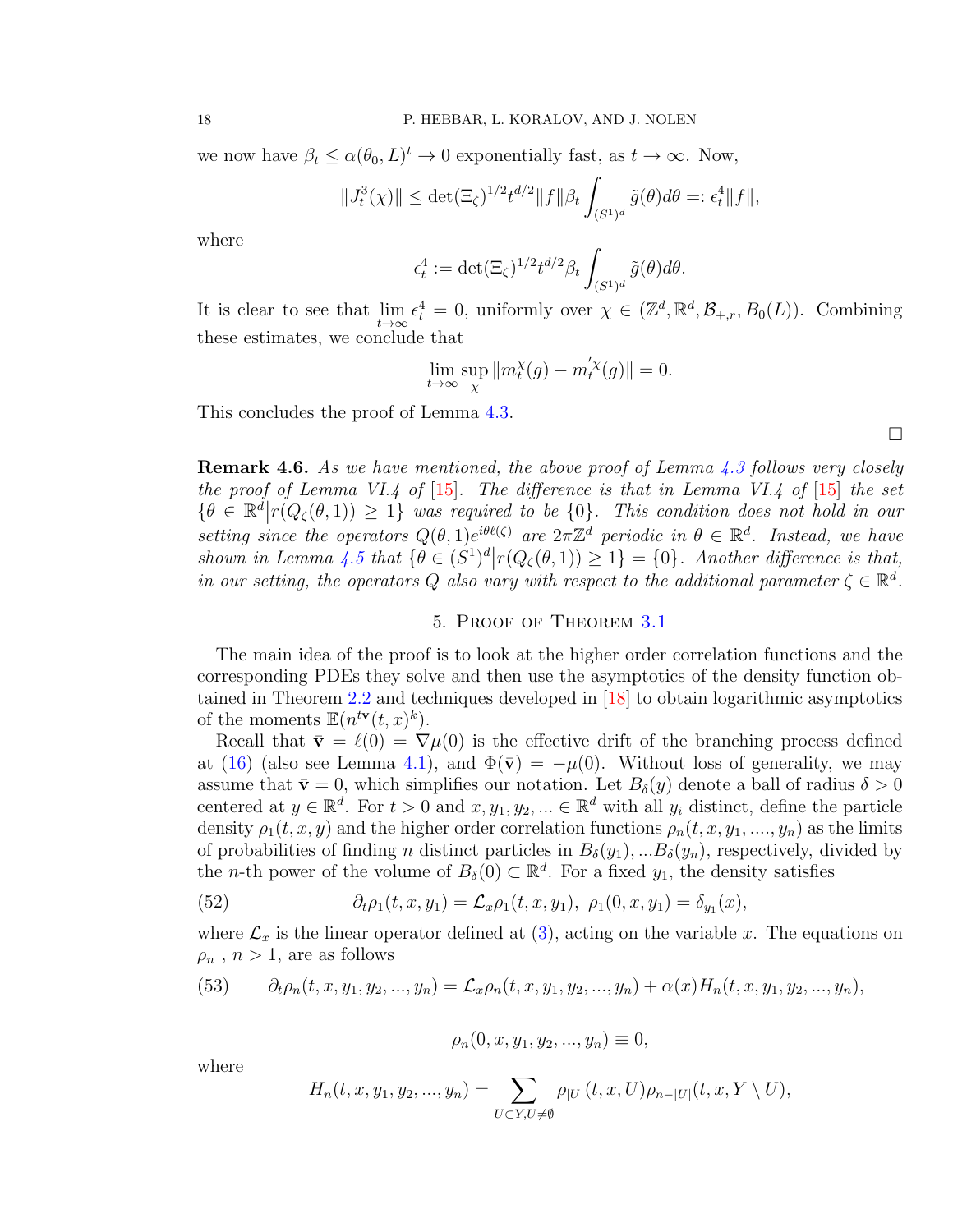we now have $\beta_t \le \alpha(\theta_0, L)^t \to 0$ exponentially fast, as $t \to \infty$. Now,

$$\|J_t^3(\chi)\| \le \det(\Xi_\zeta)^{1/2} t^{d/2} \|f\| \beta_t \int_{(S^1)^d} \tilde{g}(\theta) d\theta =: \epsilon_t^4 \|f\|,$$

where

$$\epsilon_t^4 := \det(\Xi_\zeta)^{1/2} t^{d/2} \beta_t \int_{(S^1)^d} \tilde{g}(\theta) d\theta.$$

It is clear to see that $\lim_{t\to\infty} \epsilon_t^4 = 0$, uniformly over $\chi \in (\mathbb{Z}^d, \mathbb{R}^d, \mathcal{B}_{+,r}, B_0(L))$. Combining these estimates, we conclude that

$$\lim_{t\to\infty} \sup_{\chi} \|m_t^{\chi}(g) - m_t^{'\chi}(g)\| = 0.$$

This concludes the proof of Lemma 4.3.

$\square$

**Remark 4.6.** *As we have mentioned, the above proof of Lemma 4.3 follows very closely the proof of Lemma VI.4 of [15]. The difference is that in Lemma VI.4 of [15] the set $\{\theta \in \mathbb{R}^d \big| r(Q_\zeta(\theta, 1)) \ge 1\}$ was required to be $\{0\}$. This condition does not hold in our setting since the operators $Q(\theta, 1)e^{i\theta\ell(\zeta)}$ are $2\pi\mathbb{Z}^d$ periodic in $\theta \in \mathbb{R}^d$. Instead, we have shown in Lemma 4.5 that $\{\theta \in (S^1)^d \big| r(Q_\zeta(\theta, 1)) \ge 1\} = \{0\}$. Another difference is that, in our setting, the operators $Q$ also vary with respect to the additional parameter $\zeta \in \mathbb{R}^d$.*

## 5. Proof of Theorem 3.1

The main idea of the proof is to look at the higher order correlation functions and the corresponding PDEs they solve and then use the asymptotics of the density function obtained in Theorem 2.2 and techniques developed in [18] to obtain logarithmic asymptotics of the moments $\mathbb{E}(n^{t\mathbf{v}}(t,x)^k)$.

Recall that $\bar{\mathbf{v}} = \ell(0) = \nabla\mu(0)$ is the effective drift of the branching process defined at (16) (also see Lemma 4.1), and $\Phi(\bar{\mathbf{v}}) = -\mu(0)$. Without loss of generality, we may assume that $\bar{\mathbf{v}} = 0$, which simplifies our notation. Let $B_\delta(y)$ denote a ball of radius $\delta > 0$ centered at $y \in \mathbb{R}^d$. For $t > 0$ and $x, y_1, y_2, ... \in \mathbb{R}^d$ with all $y_i$ distinct, define the particle density $\rho_1(t, x, y)$ and the higher order correlation functions $\rho_n(t, x, y_1, ...., y_n)$ as the limits of probabilities of finding $n$ distinct particles in $B_\delta(y_1), ...B_\delta(y_n)$, respectively, divided by the $n$-th power of the volume of $B_\delta(0) \subset \mathbb{R}^d$. For a fixed $y_1$, the density satisfies

$$\partial_t \rho_1(t, x, y_1) = \mathcal{L}_x \rho_1(t, x, y_1), \;\; \rho_1(0, x, y_1) = \delta_{y_1}(x), \tag{52}$$

where $\mathcal{L}_x$ is the linear operator defined at (3), acting on the variable $x$. The equations on $\rho_n$ , $n > 1$, are as follows

$$\partial_t \rho_n(t, x, y_1, y_2, ..., y_n) = \mathcal{L}_x \rho_n(t, x, y_1, y_2, ..., y_n) + \alpha(x) H_n(t, x, y_1, y_2, ..., y_n), \tag{53}$$

$$\rho_n(0, x, y_1, y_2, ..., y_n) \equiv 0,$$

where

$$H_n(t, x, y_1, y_2, ..., y_n) = \sum_{U \subset Y, U \neq \emptyset} \rho_{|U|}(t, x, U) \rho_{n-|U|}(t, x, Y \setminus U),$$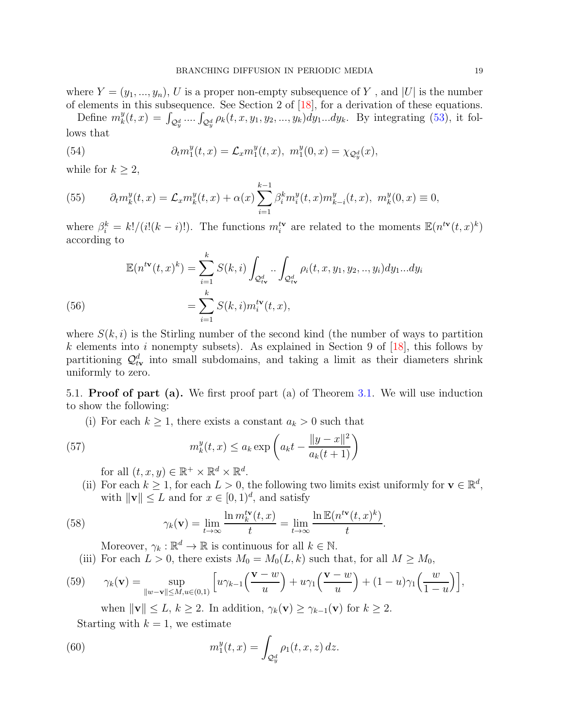where $Y = (y_1, ..., y_n)$, $U$ is a proper non-empty subsequence of $Y$ , and $|U|$ is the number of elements in this subsequence. See Section 2 of [18], for a derivation of these equations.

Define $m_k^y(t,x) = \int_{\mathcal{Q}_y^d} .... \int_{\mathcal{Q}_y^d} \rho_k(t,x,y_1,y_2,...,y_k) dy_1...dy_k$. By integrating (53), it follows that

$$\partial_t m_1^y(t,x) = \mathcal{L}_x m_1^y(t,x), \; m_1^y(0,x) = \chi_{\mathcal{Q}_y^d}(x), \tag{54}$$

while for $k \geq 2$,

$$\partial_t m_k^y(t,x) = \mathcal{L}_x m_k^y(t,x) + \alpha(x) \sum_{i=1}^{k-1} \beta_i^k m_i^y(t,x) m_{k-i}^y(t,x), \; m_k^y(0,x) \equiv 0, \tag{55}$$

where $\beta_i^k = k!/(i!(k-i)!)$. The functions $m_i^{t\mathbf{v}}$ are related to the moments $\mathbb{E}(n^{t\mathbf{v}}(t,x)^k)$ according to

$$\begin{aligned} \mathbb{E}(n^{t\mathbf{v}}(t,x)^k) &= \sum_{i=1}^{k} S(k,i) \int_{\mathcal{Q}_{t\mathbf{v}}^d} .. \int_{\mathcal{Q}_{t\mathbf{v}}^d} \rho_i(t,x,y_1,y_2,..,y_i) dy_1...dy_i \\ &= \sum_{i=1}^{k} S(k,i) m_i^{t\mathbf{v}}(t,x), \end{aligned} \tag{56}$$

where $S(k,i)$ is the Stirling number of the second kind (the number of ways to partition $k$ elements into $i$ nonempty subsets). As explained in Section 9 of [18], this follows by partitioning $\mathcal{Q}_{t\mathbf{v}}^d$ into small subdomains, and taking a limit as their diameters shrink uniformly to zero.

5.1. **Proof of part (a).** We first proof part (a) of Theorem 3.1. We will use induction to show the following:

(i) For each $k \geq 1$, there exists a constant $a_k > 0$ such that

$$m_k^y(t,x) \leq a_k \exp\left( a_k t - \frac{\|y-x\|^2}{a_k(t+1)} \right) \tag{57}$$

for all $(t,x,y) \in \mathbb{R}^+ \times \mathbb{R}^d \times \mathbb{R}^d$.

(ii) For each $k \geq 1$, for each $L > 0$, the following two limits exist uniformly for $\mathbf{v} \in \mathbb{R}^d$, with $\|\mathbf{v}\| \leq L$ and for $x \in [0,1)^d$, and satisfy

$$\gamma_k(\mathbf{v}) = \lim_{t \to \infty} \frac{\ln m_k^{t\mathbf{v}}(t,x)}{t} = \lim_{t \to \infty} \frac{\ln \mathbb{E}(n^{t\mathbf{v}}(t,x)^k)}{t}. \tag{58}$$

Moreover, $\gamma_k : \mathbb{R}^d \to \mathbb{R}$ is continuous for all $k \in \mathbb{N}$.

(iii) For each $L > 0$, there exists $M_0 = M_0(L,k)$ such that, for all $M \geq M_0$,

$$\gamma_k(\mathbf{v}) = \sup_{\|w-\mathbf{v}\| \leq M, u \in (0,1)} \Big[ u\gamma_{k-1}\Big(\frac{\mathbf{v}-w}{u}\Big) + u\gamma_1\Big(\frac{\mathbf{v}-w}{u}\Big) + (1-u)\gamma_1\Big(\frac{w}{1-u}\Big) \Big], \tag{59}$$

when $\|\mathbf{v}\| \leq L$, $k \geq 2$. In addition, $\gamma_k(\mathbf{v}) \geq \gamma_{k-1}(\mathbf{v})$ for $k \geq 2$.

Starting with $k = 1$, we estimate

$$m_1^y(t,x) = \int_{\mathcal{Q}_y^d} \rho_1(t,x,z)\, dz. \tag{60}$$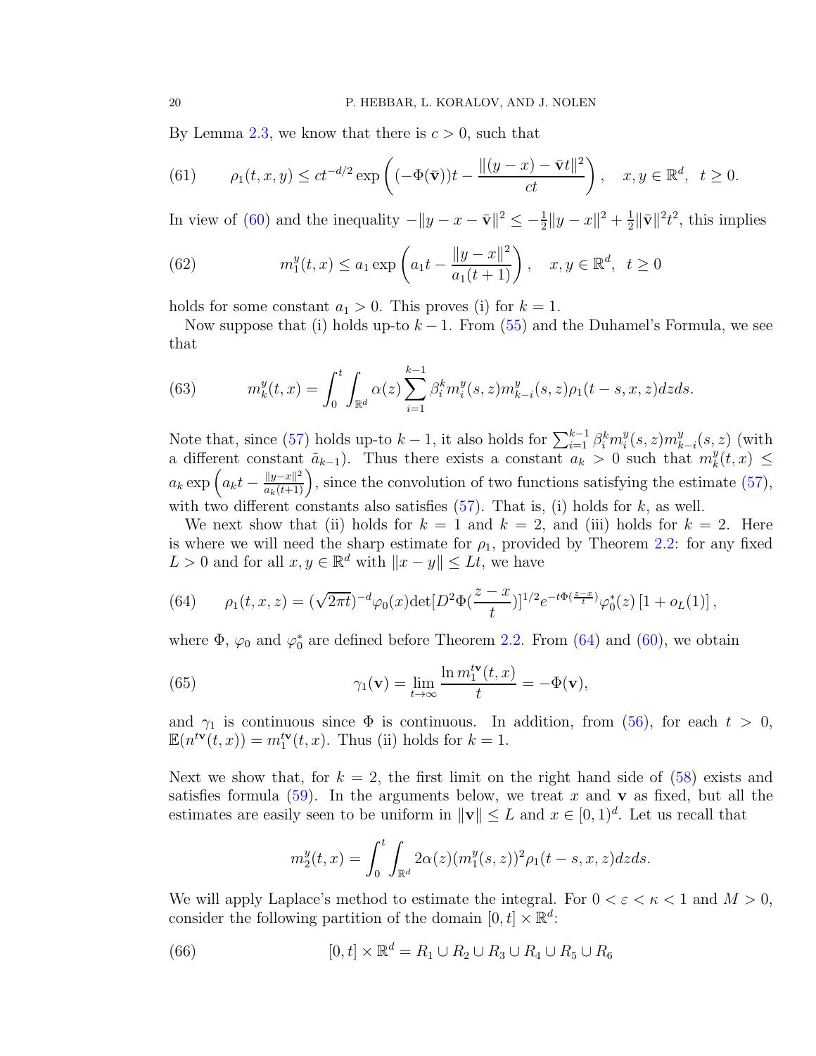By Lemma 2.3, we know that there is $c > 0$, such that

$$\rho_1(t,x,y) \le ct^{-d/2} \exp\left( (-\Phi(\bar{\mathbf{v}}))t - \frac{\|(y-x) - \bar{\mathbf{v}}t\|^2}{ct} \right), \quad x, y \in \mathbb{R}^d, \ \ t \ge 0. \tag{61}$$

In view of (60) and the inequality $-\|y - x - \bar{\mathbf{v}}\|^2 \le -\frac{1}{2}\|y-x\|^2 + \frac{1}{2}\|\bar{\mathbf{v}}\|^2 t^2$, this implies

$$m_1^y(t,x) \le a_1 \exp\left( a_1 t - \frac{\|y-x\|^2}{a_1(t+1)} \right), \quad x, y \in \mathbb{R}^d, \ \ t \ge 0 \tag{62}$$

holds for some constant $a_1 > 0$. This proves (i) for $k = 1$.

Now suppose that (i) holds up-to $k-1$. From (55) and the Duhamel's Formula, we see that

$$m_k^y(t,x) = \int_0^t \int_{\mathbb{R}^d} \alpha(z) \sum_{i=1}^{k-1} \beta_i^k m_i^y(s,z) m_{k-i}^y(s,z) \rho_1(t-s,x,z) dz ds. \tag{63}$$

Note that, since (57) holds up-to $k-1$, it also holds for $\sum_{i=1}^{k-1} \beta_i^k m_i^y(s,z) m_{k-i}^y(s,z)$ (with a different constant $\tilde{a}_{k-1}$). Thus there exists a constant $a_k > 0$ such that $m_k^y(t,x) \le a_k \exp\left( a_k t - \frac{\|y-x\|^2}{a_k(t+1)} \right)$, since the convolution of two functions satisfying the estimate (57), with two different constants also satisfies (57). That is, (i) holds for $k$, as well.

We next show that (ii) holds for $k = 1$ and $k = 2$, and (iii) holds for $k = 2$. Here is where we will need the sharp estimate for $\rho_1$, provided by Theorem 2.2: for any fixed $L > 0$ and for all $x, y \in \mathbb{R}^d$ with $\|x - y\| \le Lt$, we have

$$\rho_1(t,x,z) = (\sqrt{2\pi t})^{-d} \varphi_0(x) \det[D^2\Phi(\tfrac{z-x}{t})]^{1/2} e^{-t\Phi(\frac{z-x}{t})} \varphi_0^*(z) \left[1 + o_L(1)\right], \tag{64}$$

where $\Phi$, $\varphi_0$ and $\varphi_0^*$ are defined before Theorem 2.2. From (64) and (60), we obtain

$$\gamma_1(\mathbf{v}) = \lim_{t \to \infty} \frac{\ln m_1^{t\mathbf{v}}(t,x)}{t} = -\Phi(\mathbf{v}), \tag{65}$$

and $\gamma_1$ is continuous since $\Phi$ is continuous. In addition, from (56), for each $t > 0$, $\mathbb{E}(n^{t\mathbf{v}}(t,x)) = m_1^{t\mathbf{v}}(t,x)$. Thus (ii) holds for $k = 1$.

Next we show that, for $k = 2$, the first limit on the right hand side of (58) exists and satisfies formula (59). In the arguments below, we treat $x$ and $\mathbf{v}$ as fixed, but all the estimates are easily seen to be uniform in $\|\mathbf{v}\| \le L$ and $x \in [0,1)^d$. Let us recall that

$$m_2^y(t,x) = \int_0^t \int_{\mathbb{R}^d} 2\alpha(z)(m_1^y(s,z))^2 \rho_1(t-s,x,z) dz ds.$$

We will apply Laplace's method to estimate the integral. For $0 < \varepsilon < \kappa < 1$ and $M > 0$, consider the following partition of the domain $[0,t] \times \mathbb{R}^d$:

$$[0,t] \times \mathbb{R}^d = R_1 \cup R_2 \cup R_3 \cup R_4 \cup R_5 \cup R_6 \tag{66}$$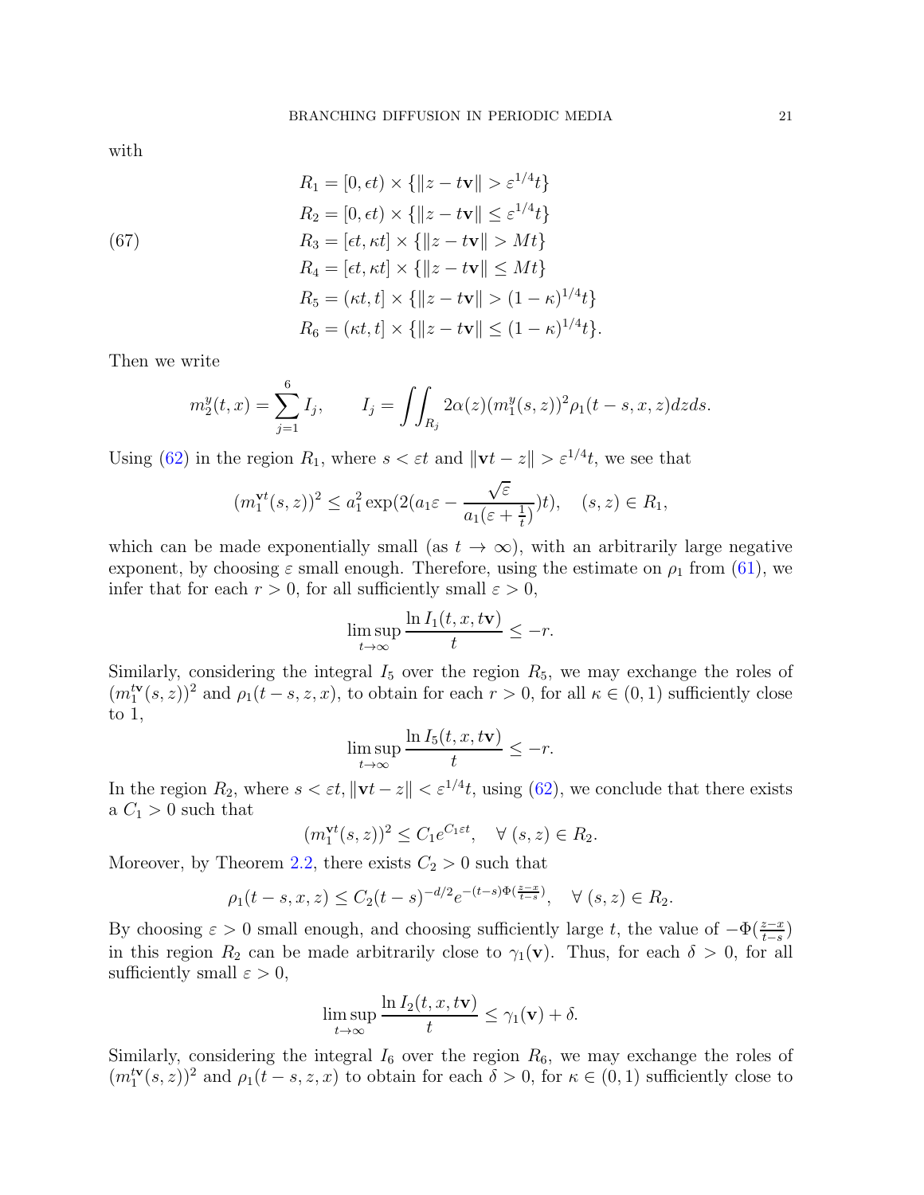with

$$
\begin{aligned}
R_1 &= [0, \epsilon t) \times \{\|z - t\mathbf{v}\| > \varepsilon^{1/4} t\} \\
R_2 &= [0, \epsilon t) \times \{\|z - t\mathbf{v}\| \le \varepsilon^{1/4} t\} \\
R_3 &= [\epsilon t, \kappa t] \times \{\|z - t\mathbf{v}\| > M t\} \\
R_4 &= [\epsilon t, \kappa t] \times \{\|z - t\mathbf{v}\| \le M t\} \\
R_5 &= (\kappa t, t] \times \{\|z - t\mathbf{v}\| > (1-\kappa)^{1/4} t\} \\
R_6 &= (\kappa t, t] \times \{\|z - t\mathbf{v}\| \le (1-\kappa)^{1/4} t\}.
\end{aligned}
\tag{67}
$$

Then we write

$$
m_2^y(t,x) = \sum_{j=1}^{6} I_j, \qquad I_j = \iint_{R_j} 2\alpha(z)(m_1^y(s,z))^2 \rho_1(t-s,x,z)\,dz\,ds.
$$

Using (62) in the region $R_1$, where $s < \varepsilon t$ and $\|\mathbf{v}t - z\| > \varepsilon^{1/4} t$, we see that

$$
(m_1^{\mathbf{v}t}(s,z))^2 \le a_1^2 \exp\Big(2\big(a_1\varepsilon - \frac{\sqrt{\varepsilon}}{a_1(\varepsilon + \frac{1}{t})}\big)t\Big), \quad (s,z) \in R_1,
$$

which can be made exponentially small (as $t \to \infty$), with an arbitrarily large negative exponent, by choosing $\varepsilon$ small enough. Therefore, using the estimate on $\rho_1$ from (61), we infer that for each $r > 0$, for all sufficiently small $\varepsilon > 0$,

$$
\limsup_{t\to\infty} \frac{\ln I_1(t,x,t\mathbf{v})}{t} \le -r.
$$

Similarly, considering the integral $I_5$ over the region $R_5$, we may exchange the roles of $(m_1^{t\mathbf{v}}(s,z))^2$ and $\rho_1(t-s,z,x)$, to obtain for each $r > 0$, for all $\kappa \in (0,1)$ sufficiently close to 1,

$$
\limsup_{t\to\infty} \frac{\ln I_5(t,x,t\mathbf{v})}{t} \le -r.
$$

In the region $R_2$, where $s < \varepsilon t$, $\|\mathbf{v}t - z\| < \varepsilon^{1/4} t$, using (62), we conclude that there exists a $C_1 > 0$ such that

$$
(m_1^{\mathbf{v}t}(s,z))^2 \le C_1 e^{C_1 \varepsilon t}, \quad \forall\, (s,z) \in R_2.
$$

Moreover, by Theorem 2.2, there exists $C_2 > 0$ such that

$$
\rho_1(t-s,x,z) \le C_2 (t-s)^{-d/2} e^{-(t-s)\Phi(\frac{z-x}{t-s})}, \quad \forall\, (s,z) \in R_2.
$$

By choosing $\varepsilon > 0$ small enough, and choosing sufficiently large $t$, the value of $-\Phi(\frac{z-x}{t-s})$ in this region $R_2$ can be made arbitrarily close to $\gamma_1(\mathbf{v})$. Thus, for each $\delta > 0$, for all sufficiently small $\varepsilon > 0$,

$$
\limsup_{t\to\infty} \frac{\ln I_2(t,x,t\mathbf{v})}{t} \le \gamma_1(\mathbf{v}) + \delta.
$$

Similarly, considering the integral $I_6$ over the region $R_6$, we may exchange the roles of $(m_1^{t\mathbf{v}}(s,z))^2$ and $\rho_1(t-s,z,x)$ to obtain for each $\delta > 0$, for $\kappa \in (0,1)$ sufficiently close to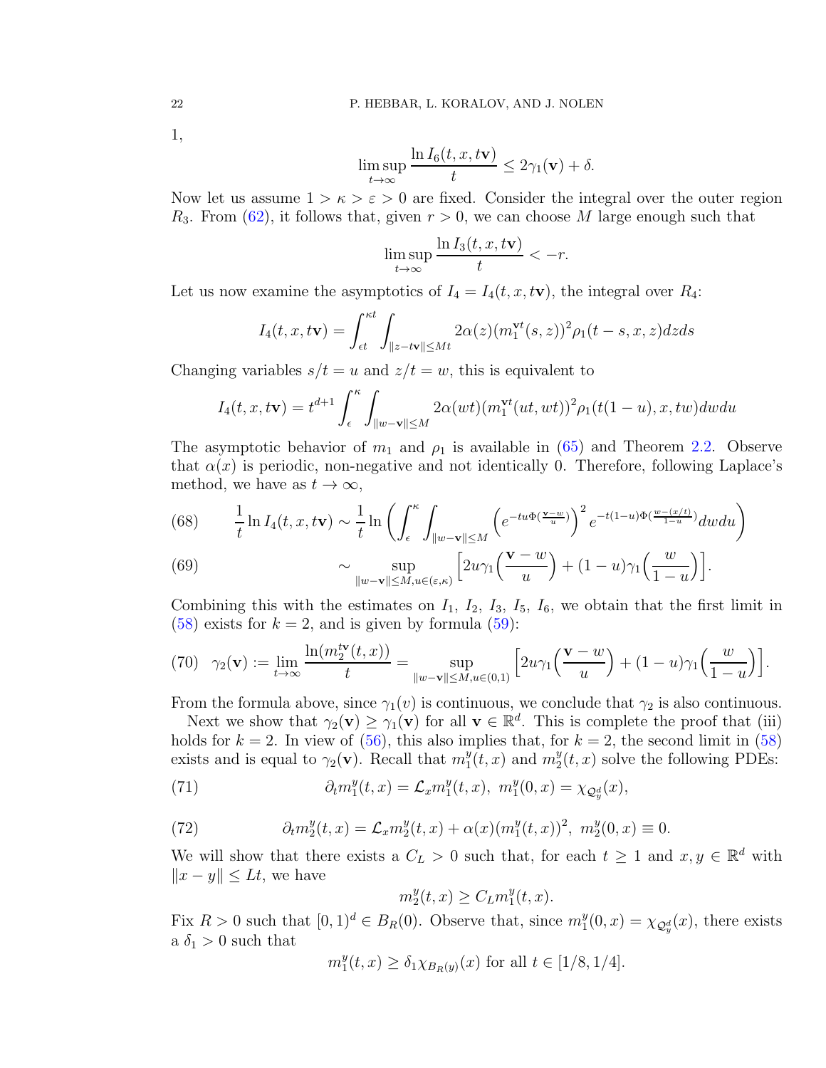1,

$$\limsup_{t\to\infty} \frac{\ln I_6(t,x,t\mathbf{v})}{t} \le 2\gamma_1(\mathbf{v}) + \delta.$$

Now let us assume $1 > \kappa > \varepsilon > 0$ are fixed. Consider the integral over the outer region $R_3$. From (62), it follows that, given $r > 0$, we can choose $M$ large enough such that

$$\limsup_{t\to\infty} \frac{\ln I_3(t,x,t\mathbf{v})}{t} < -r.$$

Let us now examine the asymptotics of $I_4 = I_4(t,x,t\mathbf{v})$, the integral over $R_4$:

$$I_4(t,x,t\mathbf{v}) = \int_{\epsilon t}^{\kappa t} \int_{\|z-t\mathbf{v}\|\le Mt} 2\alpha(z)(m_1^{\mathbf{v}t}(s,z))^2 \rho_1(t-s,x,z)dzds$$

Changing variables $s/t = u$ and $z/t = w$, this is equivalent to

$$I_4(t,x,t\mathbf{v}) = t^{d+1}\int_{\epsilon}^{\kappa} \int_{\|w-\mathbf{v}\|\le M} 2\alpha(wt)(m_1^{\mathbf{v}t}(ut,wt))^2 \rho_1(t(1-u),x,tw)dwdu$$

The asymptotic behavior of $m_1$ and $\rho_1$ is available in (65) and Theorem 2.2. Observe that $\alpha(x)$ is periodic, non-negative and not identically 0. Therefore, following Laplace's method, we have as $t \to \infty$,

$$\frac{1}{t}\ln I_4(t,x,t\mathbf{v}) \sim \frac{1}{t}\ln\left(\int_{\epsilon}^{\kappa}\int_{\|w-\mathbf{v}\|\le M}\left(e^{-tu\Phi(\frac{\mathbf{v}-w}{u})}\right)^2 e^{-t(1-u)\Phi(\frac{w-(x/t)}{1-u})}dwdu\right) \tag{68}$$

$$\sim \sup_{\|w-\mathbf{v}\|\le M, u\in(\varepsilon,\kappa)}\Big[2u\gamma_1\Big(\frac{\mathbf{v}-w}{u}\Big) + (1-u)\gamma_1\Big(\frac{w}{1-u}\Big)\Big]. \tag{69}$$

Combining this with the estimates on $I_1$, $I_2$, $I_3$, $I_5$, $I_6$, we obtain that the first limit in (58) exists for $k = 2$, and is given by formula (59):

$$\gamma_2(\mathbf{v}) := \lim_{t\to\infty}\frac{\ln(m_2^{t\mathbf{v}}(t,x))}{t} = \sup_{\|w-\mathbf{v}\|\le M, u\in(0,1)}\Big[2u\gamma_1\Big(\frac{\mathbf{v}-w}{u}\Big) + (1-u)\gamma_1\Big(\frac{w}{1-u}\Big)\Big]. \tag{70}$$

From the formula above, since $\gamma_1(v)$ is continuous, we conclude that $\gamma_2$ is also continuous.

Next we show that $\gamma_2(\mathbf{v}) \ge \gamma_1(\mathbf{v})$ for all $\mathbf{v} \in \mathbb{R}^d$. This is complete the proof that (iii) holds for $k = 2$. In view of (56), this also implies that, for $k = 2$, the second limit in (58) exists and is equal to $\gamma_2(\mathbf{v})$. Recall that $m_1^y(t,x)$ and $m_2^y(t,x)$ solve the following PDEs:

$$\partial_t m_1^y(t,x) = \mathcal{L}_x m_1^y(t,x),\ m_1^y(0,x) = \chi_{\mathcal{Q}_y^d}(x), \tag{71}$$

$$\partial_t m_2^y(t,x) = \mathcal{L}_x m_2^y(t,x) + \alpha(x)(m_1^y(t,x))^2,\ m_2^y(0,x) \equiv 0. \tag{72}$$

We will show that there exists a $C_L > 0$ such that, for each $t \ge 1$ and $x, y \in \mathbb{R}^d$ with $\|x-y\| \le Lt$, we have

$$m_2^y(t,x) \ge C_L m_1^y(t,x).$$

Fix $R > 0$ such that $[0,1)^d \in B_R(0)$. Observe that, since $m_1^y(0,x) = \chi_{\mathcal{Q}_y^d}(x)$, there exists a $\delta_1 > 0$ such that

$$m_1^y(t,x) \ge \delta_1\chi_{B_R(y)}(x) \text{ for all } t \in [1/8, 1/4].$$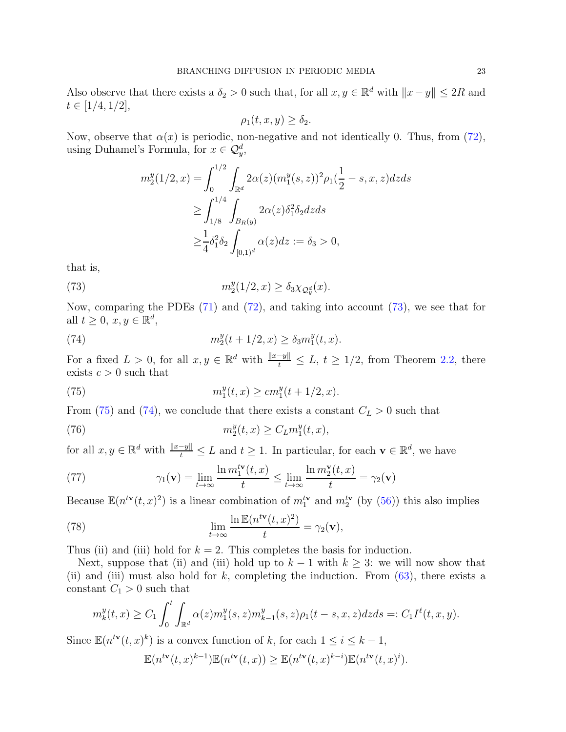Also observe that there exists a $\delta_2 > 0$ such that, for all $x, y \in \mathbb{R}^d$ with $\|x - y\| \leq 2R$ and $t \in [1/4, 1/2]$,

$$\rho_1(t, x, y) \geq \delta_2.$$

Now, observe that $\alpha(x)$ is periodic, non-negative and not identically 0. Thus, from (72), using Duhamel's Formula, for $x \in \mathcal{Q}_y^d$,

$$\begin{aligned}
m_2^y(1/2, x) &= \int_0^{1/2} \int_{\mathbb{R}^d} 2\alpha(z)(m_1^y(s,z))^2 \rho_1(\frac{1}{2} - s, x, z) dz ds \\
&\geq \int_{1/8}^{1/4} \int_{B_R(y)} 2\alpha(z)\delta_1^2 \delta_2 dz ds \\
&\geq \frac{1}{4}\delta_1^2 \delta_2 \int_{[0,1)^d} \alpha(z) dz := \delta_3 > 0,
\end{aligned}$$

that is,

$$m_2^y(1/2, x) \geq \delta_3 \chi_{\mathcal{Q}_y^d}(x). \tag{73}$$

Now, comparing the PDEs (71) and (72), and taking into account (73), we see that for all $t \geq 0$, $x, y \in \mathbb{R}^d$,

$$m_2^y(t + 1/2, x) \geq \delta_3 m_1^y(t, x). \tag{74}$$

For a fixed $L > 0$, for all $x, y \in \mathbb{R}^d$ with $\frac{\|x-y\|}{t} \leq L$, $t \geq 1/2$, from Theorem 2.2, there exists $c > 0$ such that

$$m_1^y(t, x) \geq c m_1^y(t + 1/2, x). \tag{75}$$

From (75) and (74), we conclude that there exists a constant $C_L > 0$ such that

$$m_2^y(t, x) \geq C_L m_1^y(t, x), \tag{76}$$

for all $x, y \in \mathbb{R}^d$ with $\frac{\|x-y\|}{t} \leq L$ and $t \geq 1$. In particular, for each $\mathbf{v} \in \mathbb{R}^d$, we have

$$\gamma_1(\mathbf{v}) = \lim_{t \to \infty} \frac{\ln m_1^{t\mathbf{v}}(t, x)}{t} \leq \lim_{t \to \infty} \frac{\ln m_2^{\mathbf{v}}(t, x)}{t} = \gamma_2(\mathbf{v}) \tag{77}$$

Because $\mathbb{E}(n^{t\mathbf{v}}(t, x)^2)$ is a linear combination of $m_1^{t\mathbf{v}}$ and $m_2^{t\mathbf{v}}$ (by (56)) this also implies

$$\lim_{t \to \infty} \frac{\ln \mathbb{E}(n^{t\mathbf{v}}(t, x)^2)}{t} = \gamma_2(\mathbf{v}), \tag{78}$$

Thus (ii) and (iii) hold for $k = 2$. This completes the basis for induction.

Next, suppose that (ii) and (iii) hold up to $k - 1$ with $k \geq 3$: we will now show that (ii) and (iii) must also hold for $k$, completing the induction. From (63), there exists a constant $C_1 > 0$ such that

$$m_k^y(t, x) \geq C_1 \int_0^t \int_{\mathbb{R}^d} \alpha(z) m_1^y(s, z) m_{k-1}^y(s, z) \rho_1(t - s, x, z) dz ds =: C_1 I^\ell(t, x, y).$$

Since $\mathbb{E}(n^{t\mathbf{v}}(t, x)^k)$ is a convex function of $k$, for each $1 \leq i \leq k - 1$,

$$\mathbb{E}(n^{t\mathbf{v}}(t, x)^{k-1})\mathbb{E}(n^{t\mathbf{v}}(t, x)) \geq \mathbb{E}(n^{t\mathbf{v}}(t, x)^{k-i})\mathbb{E}(n^{t\mathbf{v}}(t, x)^i).$$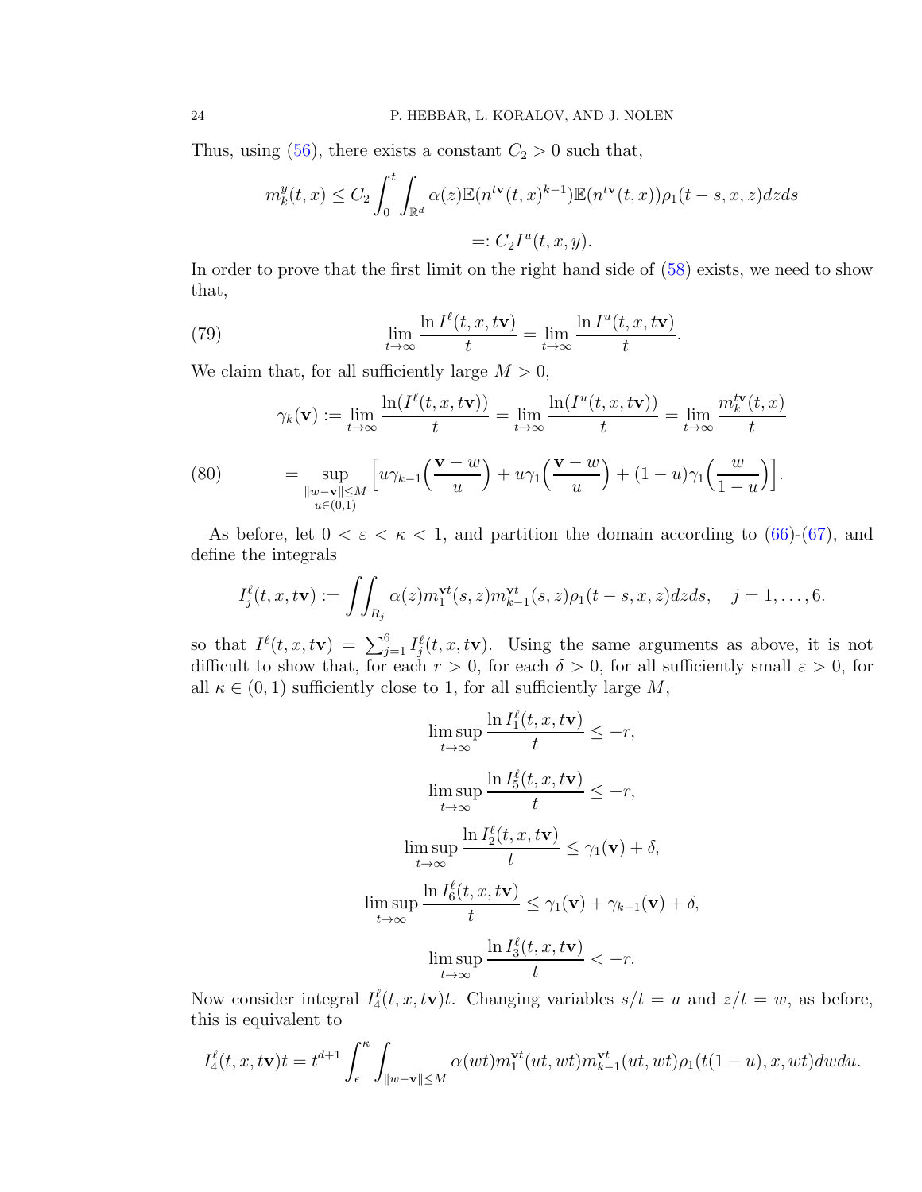Thus, using (56), there exists a constant $C_2 > 0$ such that,

$$m_k^y(t,x) \leq C_2 \int_0^t \int_{\mathbb{R}^d} \alpha(z) \mathbb{E}(n^{t\mathbf{v}}(t,x)^{k-1}) \mathbb{E}(n^{t\mathbf{v}}(t,x)) \rho_1(t-s,x,z) dz ds$$

$$=: C_2 I^u(t,x,y).$$

In order to prove that the first limit on the right hand side of (58) exists, we need to show that,

$$\lim_{t\to\infty} \frac{\ln I^\ell(t,x,t\mathbf{v})}{t} = \lim_{t\to\infty} \frac{\ln I^u(t,x,t\mathbf{v})}{t}. \tag{79}$$

We claim that, for all sufficiently large $M > 0$,

$$\gamma_k(\mathbf{v}) := \lim_{t\to\infty} \frac{\ln(I^\ell(t,x,t\mathbf{v}))}{t} = \lim_{t\to\infty} \frac{\ln(I^u(t,x,t\mathbf{v}))}{t} = \lim_{t\to\infty} \frac{m_k^{t\mathbf{v}}(t,x)}{t}$$

$$= \sup_{\substack{\|w-\mathbf{v}\|\leq M \\ u\in(0,1)}} \Big[ u\gamma_{k-1}\Big(\frac{\mathbf{v}-w}{u}\Big) + u\gamma_1\Big(\frac{\mathbf{v}-w}{u}\Big) + (1-u)\gamma_1\Big(\frac{w}{1-u}\Big)\Big]. \tag{80}$$

As before, let $0 < \varepsilon < \kappa < 1$, and partition the domain according to (66)-(67), and define the integrals

$$I_j^\ell(t,x,t\mathbf{v}) := \iint_{R_j} \alpha(z) m_1^{\mathbf{v}t}(s,z) m_{k-1}^{\mathbf{v}t}(s,z) \rho_1(t-s,x,z) dz ds, \quad j = 1,\ldots,6.$$

so that $I^\ell(t,x,t\mathbf{v}) = \sum_{j=1}^6 I_j^\ell(t,x,t\mathbf{v})$. Using the same arguments as above, it is not difficult to show that, for each $r > 0$, for each $\delta > 0$, for all sufficiently small $\varepsilon > 0$, for all $\kappa \in (0,1)$ sufficiently close to 1, for all sufficiently large $M$,

$$\limsup_{t\to\infty} \frac{\ln I_1^\ell(t,x,t\mathbf{v})}{t} \leq -r,$$

$$\limsup_{t\to\infty} \frac{\ln I_5^\ell(t,x,t\mathbf{v})}{t} \leq -r,$$

$$\limsup_{t\to\infty} \frac{\ln I_2^\ell(t,x,t\mathbf{v})}{t} \leq \gamma_1(\mathbf{v}) + \delta,$$

$$\limsup_{t\to\infty} \frac{\ln I_6^\ell(t,x,t\mathbf{v})}{t} \leq \gamma_1(\mathbf{v}) + \gamma_{k-1}(\mathbf{v}) + \delta,$$

$$\limsup_{t\to\infty} \frac{\ln I_3^\ell(t,x,t\mathbf{v})}{t} < -r.$$

Now consider integral $I_4^\ell(t,x,t\mathbf{v})t$. Changing variables $s/t = u$ and $z/t = w$, as before, this is equivalent to

$$I_4^\ell(t,x,t\mathbf{v})t = t^{d+1} \int_\epsilon^\kappa \int_{\|w-\mathbf{v}\|\leq M} \alpha(wt) m_1^{\mathbf{v}t}(ut,wt) m_{k-1}^{\mathbf{v}t}(ut,wt) \rho_1(t(1-u),x,wt) dw du.$$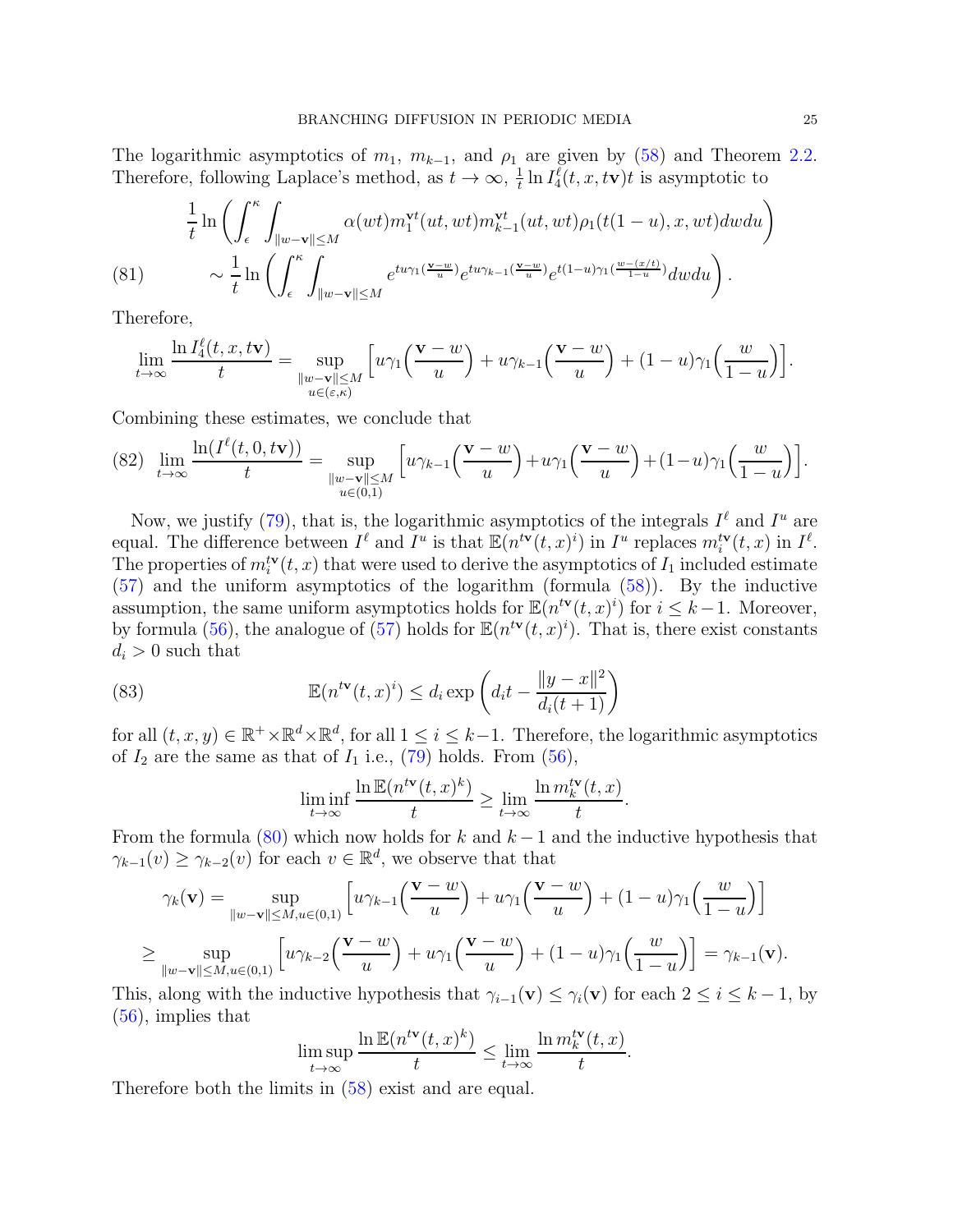The logarithmic asymptotics of $m_1$, $m_{k-1}$, and $\rho_1$ are given by (58) and Theorem 2.2. Therefore, following Laplace's method, as $t \to \infty$, $\frac{1}{t} \ln I_4^\ell(t, x, t\mathbf{v})t$ is asymptotic to

$$
\begin{aligned}
&\frac{1}{t} \ln \left( \int_\epsilon^\kappa \int_{\|w-\mathbf{v}\| \le M} \alpha(wt) m_1^{\mathbf{v}t}(ut, wt) m_{k-1}^{\mathbf{v}t}(ut, wt) \rho_1(t(1-u), x, wt) dw du \right) \\
&\sim \frac{1}{t} \ln \left( \int_\epsilon^\kappa \int_{\|w-\mathbf{v}\| \le M} e^{tu\gamma_1(\frac{\mathbf{v}-w}{u})} e^{tu\gamma_{k-1}(\frac{\mathbf{v}-w}{u})} e^{t(1-u)\gamma_1(\frac{w-(x/t)}{1-u})} dw du \right). \qquad (81)
\end{aligned}
$$

Therefore,

$$
\lim_{t\to\infty} \frac{\ln I_4^\ell(t, x, t\mathbf{v})}{t} = \sup_{\substack{\|w-\mathbf{v}\| \le M \\ u \in (\varepsilon, \kappa)}} \Big[ u\gamma_1\Big(\frac{\mathbf{v}-w}{u}\Big) + u\gamma_{k-1}\Big(\frac{\mathbf{v}-w}{u}\Big) + (1-u)\gamma_1\Big(\frac{w}{1-u}\Big) \Big].
$$

Combining these estimates, we conclude that

$$
\lim_{t\to\infty} \frac{\ln(I^\ell(t, 0, t\mathbf{v}))}{t} = \sup_{\substack{\|w-\mathbf{v}\| \le M \\ u \in (0,1)}} \Big[ u\gamma_{k-1}\Big(\frac{\mathbf{v}-w}{u}\Big) + u\gamma_1\Big(\frac{\mathbf{v}-w}{u}\Big) + (1-u)\gamma_1\Big(\frac{w}{1-u}\Big) \Big]. \qquad (82)
$$

Now, we justify (79), that is, the logarithmic asymptotics of the integrals $I^\ell$ and $I^u$ are equal. The difference between $I^\ell$ and $I^u$ is that $\mathbb{E}(n^{t\mathbf{v}}(t, x)^i)$ in $I^u$ replaces $m_i^{t\mathbf{v}}(t, x)$ in $I^\ell$. The properties of $m_i^{t\mathbf{v}}(t, x)$ that were used to derive the asymptotics of $I_1$ included estimate (57) and the uniform asymptotics of the logarithm (formula (58)). By the inductive assumption, the same uniform asymptotics holds for $\mathbb{E}(n^{t\mathbf{v}}(t, x)^i)$ for $i \le k-1$. Moreover, by formula (56), the analogue of (57) holds for $\mathbb{E}(n^{t\mathbf{v}}(t, x)^i)$. That is, there exist constants $d_i > 0$ such that

$$
\mathbb{E}(n^{t\mathbf{v}}(t, x)^i) \le d_i \exp\left( d_i t - \frac{\|y - x\|^2}{d_i(t+1)} \right) \qquad (83)
$$

for all $(t, x, y) \in \mathbb{R}^+ \times \mathbb{R}^d \times \mathbb{R}^d$, for all $1 \le i \le k-1$. Therefore, the logarithmic asymptotics of $I_2$ are the same as that of $I_1$ i.e., (79) holds. From (56),

$$
\liminf_{t\to\infty} \frac{\ln \mathbb{E}(n^{t\mathbf{v}}(t, x)^k)}{t} \ge \lim_{t\to\infty} \frac{\ln m_k^{t\mathbf{v}}(t, x)}{t}.
$$

From the formula (80) which now holds for $k$ and $k-1$ and the inductive hypothesis that $\gamma_{k-1}(v) \ge \gamma_{k-2}(v)$ for each $v \in \mathbb{R}^d$, we observe that that

$$
\begin{aligned}
\gamma_k(\mathbf{v}) &= \sup_{\|w-\mathbf{v}\| \le M, u \in (0,1)} \Big[ u\gamma_{k-1}\Big(\frac{\mathbf{v}-w}{u}\Big) + u\gamma_1\Big(\frac{\mathbf{v}-w}{u}\Big) + (1-u)\gamma_1\Big(\frac{w}{1-u}\Big) \Big] \\
&\ge \sup_{\|w-\mathbf{v}\| \le M, u \in (0,1)} \Big[ u\gamma_{k-2}\Big(\frac{\mathbf{v}-w}{u}\Big) + u\gamma_1\Big(\frac{\mathbf{v}-w}{u}\Big) + (1-u)\gamma_1\Big(\frac{w}{1-u}\Big) \Big] = \gamma_{k-1}(\mathbf{v}).
\end{aligned}
$$

This, along with the inductive hypothesis that $\gamma_{i-1}(\mathbf{v}) \le \gamma_i(\mathbf{v})$ for each $2 \le i \le k-1$, by (56), implies that

$$
\limsup_{t\to\infty} \frac{\ln \mathbb{E}(n^{t\mathbf{v}}(t, x)^k)}{t} \le \lim_{t\to\infty} \frac{\ln m_k^{t\mathbf{v}}(t, x)}{t}.
$$

Therefore both the limits in (58) exist and are equal.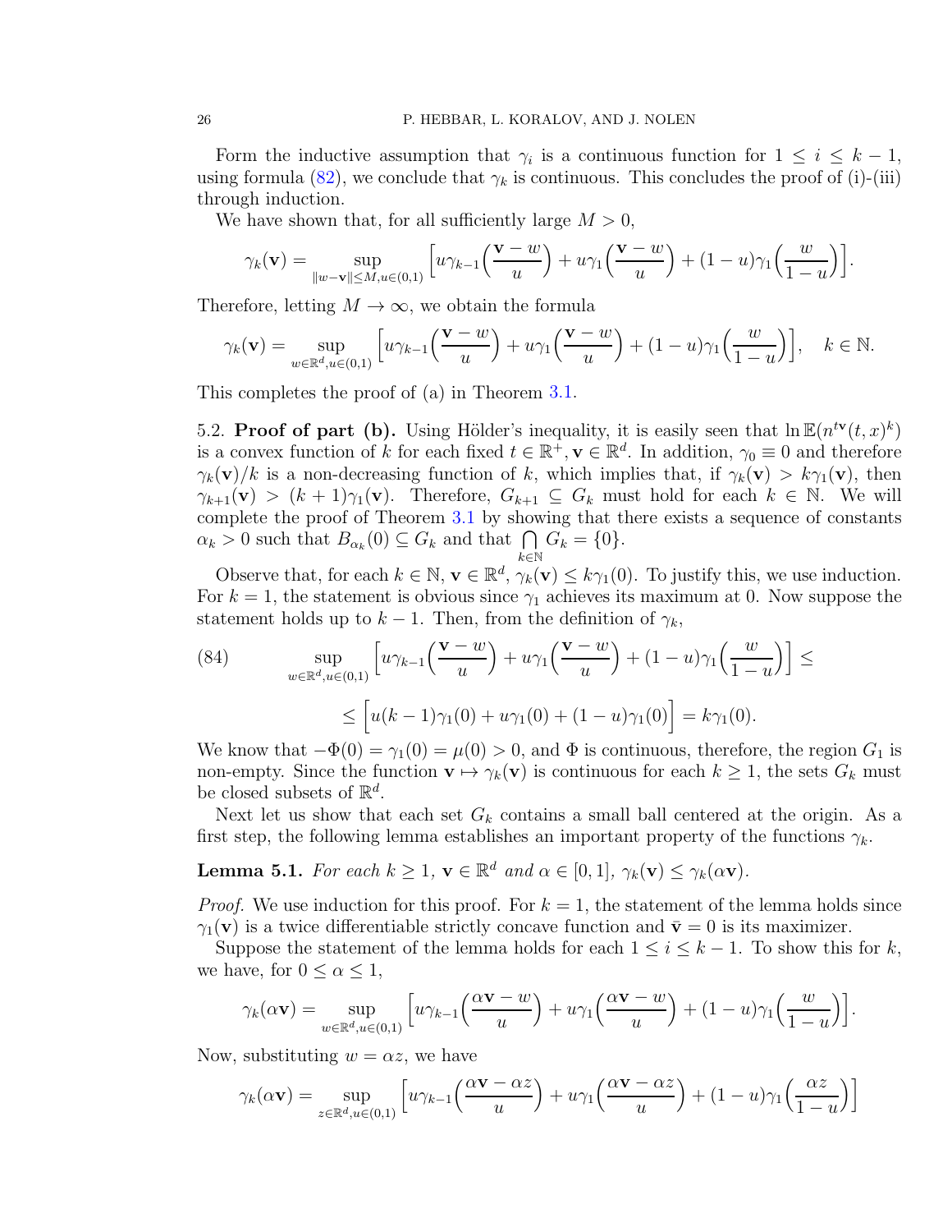Form the inductive assumption that $\gamma_i$ is a continuous function for $1 \leq i \leq k-1$, using formula (82), we conclude that $\gamma_k$ is continuous. This concludes the proof of (i)-(iii) through induction.

We have shown that, for all sufficiently large $M > 0$,

$$\gamma_k(\mathbf{v}) = \sup_{\|w-\mathbf{v}\| \leq M, u \in (0,1)} \Big[ u\gamma_{k-1}\Big(\frac{\mathbf{v}-w}{u}\Big) + u\gamma_1\Big(\frac{\mathbf{v}-w}{u}\Big) + (1-u)\gamma_1\Big(\frac{w}{1-u}\Big)\Big].$$

Therefore, letting $M \to \infty$, we obtain the formula

$$\gamma_k(\mathbf{v}) = \sup_{w \in \mathbb{R}^d, u \in (0,1)} \Big[ u\gamma_{k-1}\Big(\frac{\mathbf{v}-w}{u}\Big) + u\gamma_1\Big(\frac{\mathbf{v}-w}{u}\Big) + (1-u)\gamma_1\Big(\frac{w}{1-u}\Big)\Big], \quad k \in \mathbb{N}.$$

This completes the proof of (a) in Theorem 3.1.

5.2. **Proof of part (b).** Using Hölder's inequality, it is easily seen that $\ln \mathbb{E}(n^{t\mathbf{v}}(t,x)^k)$ is a convex function of $k$ for each fixed $t \in \mathbb{R}^+, \mathbf{v} \in \mathbb{R}^d$. In addition, $\gamma_0 \equiv 0$ and therefore $\gamma_k(\mathbf{v})/k$ is a non-decreasing function of $k$, which implies that, if $\gamma_k(\mathbf{v}) > k\gamma_1(\mathbf{v})$, then $\gamma_{k+1}(\mathbf{v}) > (k+1)\gamma_1(\mathbf{v})$. Therefore, $G_{k+1} \subseteq G_k$ must hold for each $k \in \mathbb{N}$. We will complete the proof of Theorem 3.1 by showing that there exists a sequence of constants $\alpha_k > 0$ such that $B_{\alpha_k}(0) \subseteq G_k$ and that $\bigcap_{k \in \mathbb{N}} G_k = \{0\}$.

Observe that, for each $k \in \mathbb{N}$, $\mathbf{v} \in \mathbb{R}^d$, $\gamma_k(\mathbf{v}) \leq k\gamma_1(0)$. To justify this, we use induction. For $k = 1$, the statement is obvious since $\gamma_1$ achieves its maximum at 0. Now suppose the statement holds up to $k-1$. Then, from the definition of $\gamma_k$,

$$\sup_{w \in \mathbb{R}^d, u \in (0,1)} \Big[ u\gamma_{k-1}\Big(\frac{\mathbf{v}-w}{u}\Big) + u\gamma_1\Big(\frac{\mathbf{v}-w}{u}\Big) + (1-u)\gamma_1\Big(\frac{w}{1-u}\Big)\Big] \leq \tag{84}$$

$$\leq \Big[ u(k-1)\gamma_1(0) + u\gamma_1(0) + (1-u)\gamma_1(0)\Big] = k\gamma_1(0).$$

We know that $-\Phi(0) = \gamma_1(0) = \mu(0) > 0$, and $\Phi$ is continuous, therefore, the region $G_1$ is non-empty. Since the function $\mathbf{v} \mapsto \gamma_k(\mathbf{v})$ is continuous for each $k \geq 1$, the sets $G_k$ must be closed subsets of $\mathbb{R}^d$.

Next let us show that each set $G_k$ contains a small ball centered at the origin. As a first step, the following lemma establishes an important property of the functions $\gamma_k$.

**Lemma 5.1.** *For each $k \geq 1$, $\mathbf{v} \in \mathbb{R}^d$ and $\alpha \in [0,1]$, $\gamma_k(\mathbf{v}) \leq \gamma_k(\alpha\mathbf{v})$.*

*Proof.* We use induction for this proof. For $k = 1$, the statement of the lemma holds since $\gamma_1(\mathbf{v})$ is a twice differentiable strictly concave function and $\bar{\mathbf{v}} = 0$ is its maximizer.

Suppose the statement of the lemma holds for each $1 \leq i \leq k-1$. To show this for $k$, we have, for $0 \leq \alpha \leq 1$,

$$\gamma_k(\alpha\mathbf{v}) = \sup_{w \in \mathbb{R}^d, u \in (0,1)} \Big[ u\gamma_{k-1}\Big(\frac{\alpha\mathbf{v}-w}{u}\Big) + u\gamma_1\Big(\frac{\alpha\mathbf{v}-w}{u}\Big) + (1-u)\gamma_1\Big(\frac{w}{1-u}\Big)\Big].$$

Now, substituting $w = \alpha z$, we have

$$\gamma_k(\alpha\mathbf{v}) = \sup_{z \in \mathbb{R}^d, u \in (0,1)} \Big[ u\gamma_{k-1}\Big(\frac{\alpha\mathbf{v}-\alpha z}{u}\Big) + u\gamma_1\Big(\frac{\alpha\mathbf{v}-\alpha z}{u}\Big) + (1-u)\gamma_1\Big(\frac{\alpha z}{1-u}\Big)\Big]$$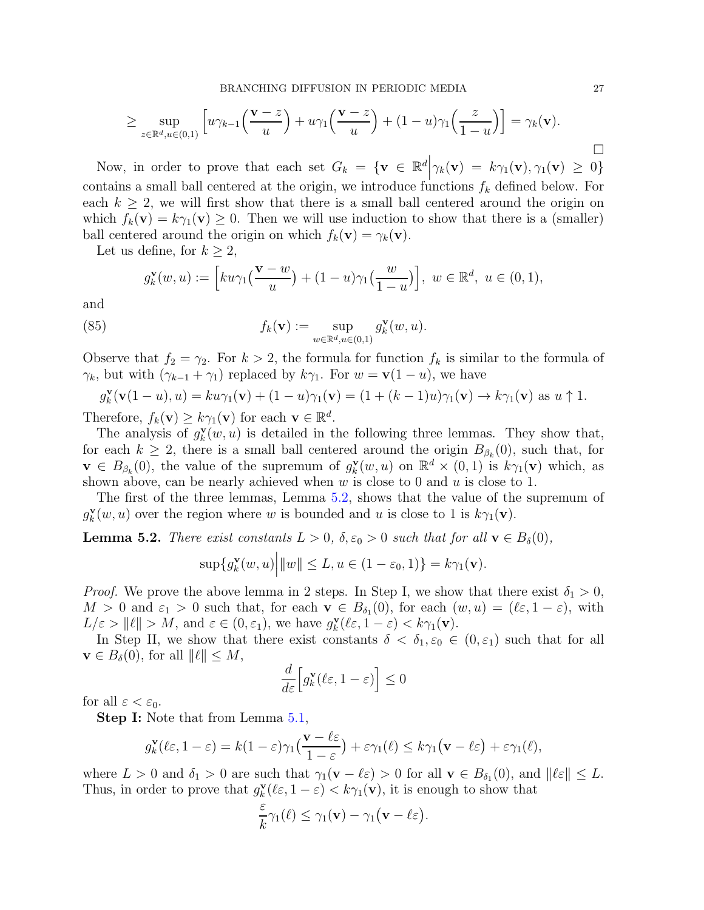$$\geq \sup_{z\in\mathbb{R}^d, u\in(0,1)} \Big[u\gamma_{k-1}\Big(\frac{\mathbf{v}-z}{u}\Big) + u\gamma_1\Big(\frac{\mathbf{v}-z}{u}\Big) + (1-u)\gamma_1\Big(\frac{z}{1-u}\Big)\Big] = \gamma_k(\mathbf{v}).$$

□

Now, in order to prove that each set $G_k = \{\mathbf{v} \in \mathbb{R}^d \big| \gamma_k(\mathbf{v}) = k\gamma_1(\mathbf{v}), \gamma_1(\mathbf{v}) \geq 0\}$ contains a small ball centered at the origin, we introduce functions $f_k$ defined below. For each $k \geq 2$, we will first show that there is a small ball centered around the origin on which $f_k(\mathbf{v}) = k\gamma_1(\mathbf{v}) \geq 0$. Then we will use induction to show that there is a (smaller) ball centered around the origin on which $f_k(\mathbf{v}) = \gamma_k(\mathbf{v})$.

Let us define, for $k \geq 2$,

$$g_k^{\mathbf{v}}(w, u) := \Big[ku\gamma_1\big(\frac{\mathbf{v}-w}{u}\big) + (1-u)\gamma_1\big(\frac{w}{1-u}\big)\Big],\ w \in \mathbb{R}^d,\ u \in (0,1),$$

and

$$f_k(\mathbf{v}) := \sup_{w\in\mathbb{R}^d, u\in(0,1)} g_k^{\mathbf{v}}(w, u). \tag{85}$$

Observe that $f_2 = \gamma_2$. For $k > 2$, the formula for function $f_k$ is similar to the formula of $\gamma_k$, but with $(\gamma_{k-1} + \gamma_1)$ replaced by $k\gamma_1$. For $w = \mathbf{v}(1-u)$, we have

$$g_k^{\mathbf{v}}(\mathbf{v}(1-u), u) = ku\gamma_1(\mathbf{v}) + (1-u)\gamma_1(\mathbf{v}) = (1 + (k-1)u)\gamma_1(\mathbf{v}) \to k\gamma_1(\mathbf{v}) \text{ as } u \uparrow 1.$$

Therefore, $f_k(\mathbf{v}) \geq k\gamma_1(\mathbf{v})$ for each $\mathbf{v} \in \mathbb{R}^d$.

The analysis of $g_k^{\mathbf{v}}(w, u)$ is detailed in the following three lemmas. They show that, for each $k \geq 2$, there is a small ball centered around the origin $B_{\beta_k}(0)$, such that, for $\mathbf{v} \in B_{\beta_k}(0)$, the value of the supremum of $g_k^{\mathbf{v}}(w, u)$ on $\mathbb{R}^d \times (0,1)$ is $k\gamma_1(\mathbf{v})$ which, as shown above, can be nearly achieved when $w$ is close to 0 and $u$ is close to 1.

The first of the three lemmas, Lemma 5.2, shows that the value of the supremum of $g_k^{\mathbf{v}}(w, u)$ over the region where $w$ is bounded and $u$ is close to 1 is $k\gamma_1(\mathbf{v})$.

**Lemma 5.2.** *There exist constants $L > 0$, $\delta, \varepsilon_0 > 0$ such that for all $\mathbf{v} \in B_\delta(0)$,*

$$\sup\{g_k^{\mathbf{v}}(w, u) \big| \|w\| \leq L, u \in (1-\varepsilon_0, 1)\} = k\gamma_1(\mathbf{v}).$$

*Proof.* We prove the above lemma in 2 steps. In Step I, we show that there exist $\delta_1 > 0$, $M > 0$ and $\varepsilon_1 > 0$ such that, for each $\mathbf{v} \in B_{\delta_1}(0)$, for each $(w, u) = (\ell\varepsilon, 1-\varepsilon)$, with $L/\varepsilon > \|\ell\| > M$, and $\varepsilon \in (0, \varepsilon_1)$, we have $g_k^{\mathbf{v}}(\ell\varepsilon, 1-\varepsilon) < k\gamma_1(\mathbf{v})$.

In Step II, we show that there exist constants $\delta < \delta_1, \varepsilon_0 \in (0, \varepsilon_1)$ such that for all $\mathbf{v} \in B_\delta(0)$, for all $\|\ell\| \leq M$,

$$\frac{d}{d\varepsilon}\Big[g_k^{\mathbf{v}}(\ell\varepsilon, 1-\varepsilon)\Big] \leq 0$$

for all $\varepsilon < \varepsilon_0$.

**Step I:** Note that from Lemma 5.1,

$$g_k^{\mathbf{v}}(\ell\varepsilon, 1-\varepsilon) = k(1-\varepsilon)\gamma_1\big(\frac{\mathbf{v}-\ell\varepsilon}{1-\varepsilon}\big) + \varepsilon\gamma_1(\ell) \leq k\gamma_1\big(\mathbf{v}-\ell\varepsilon\big) + \varepsilon\gamma_1(\ell),$$

where $L > 0$ and $\delta_1 > 0$ are such that $\gamma_1(\mathbf{v}-\ell\varepsilon) > 0$ for all $\mathbf{v} \in B_{\delta_1}(0)$, and $\|\ell\varepsilon\| \leq L$. Thus, in order to prove that $g_k^{\mathbf{v}}(\ell\varepsilon, 1-\varepsilon) < k\gamma_1(\mathbf{v})$, it is enough to show that

$$\frac{\varepsilon}{k}\gamma_1(\ell) \leq \gamma_1(\mathbf{v}) - \gamma_1\big(\mathbf{v}-\ell\varepsilon\big).$$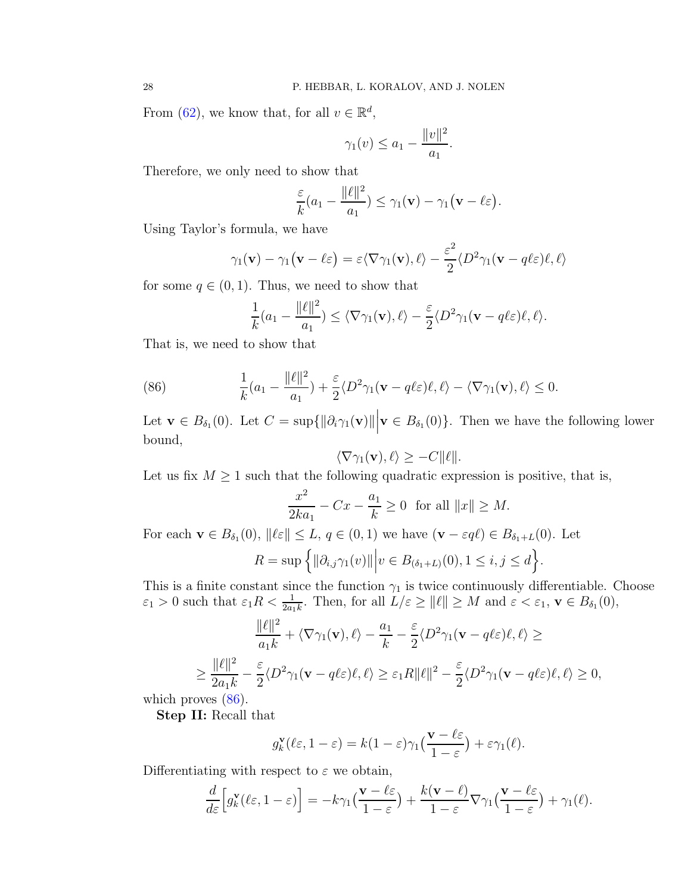From (62), we know that, for all $v \in \mathbb{R}^d$,

$$\gamma_1(v) \le a_1 - \frac{\|v\|^2}{a_1}.$$

Therefore, we only need to show that

$$\frac{\varepsilon}{k}(a_1 - \frac{\|\ell\|^2}{a_1}) \le \gamma_1(\mathbf{v}) - \gamma_1\big(\mathbf{v} - \ell\varepsilon\big).$$

Using Taylor's formula, we have

$$\gamma_1(\mathbf{v}) - \gamma_1\big(\mathbf{v} - \ell\varepsilon\big) = \varepsilon\langle \nabla\gamma_1(\mathbf{v}), \ell\rangle - \frac{\varepsilon^2}{2}\langle D^2\gamma_1(\mathbf{v} - q\ell\varepsilon)\ell, \ell\rangle$$

for some $q \in (0,1)$. Thus, we need to show that

$$\frac{1}{k}(a_1 - \frac{\|\ell\|^2}{a_1}) \le \langle \nabla\gamma_1(\mathbf{v}), \ell\rangle - \frac{\varepsilon}{2}\langle D^2\gamma_1(\mathbf{v} - q\ell\varepsilon)\ell, \ell\rangle.$$

That is, we need to show that

$$\frac{1}{k}(a_1 - \frac{\|\ell\|^2}{a_1}) + \frac{\varepsilon}{2}\langle D^2\gamma_1(\mathbf{v} - q\ell\varepsilon)\ell, \ell\rangle - \langle \nabla\gamma_1(\mathbf{v}), \ell\rangle \le 0. \tag{86}$$

Let $\mathbf{v} \in B_{\delta_1}(0)$. Let $C = \sup\{\|\partial_i\gamma_1(\mathbf{v})\| \big| \mathbf{v} \in B_{\delta_1}(0)\}$. Then we have the following lower bound,

$$\langle \nabla\gamma_1(\mathbf{v}), \ell\rangle \ge -C\|\ell\|.$$

Let us fix $M \ge 1$ such that the following quadratic expression is positive, that is,

$$\frac{x^2}{2ka_1} - Cx - \frac{a_1}{k} \ge 0 \;\; \text{for all } \|x\| \ge M.$$

For each $\mathbf{v} \in B_{\delta_1}(0)$, $\|\ell\varepsilon\| \le L$, $q \in (0,1)$ we have $(\mathbf{v} - \varepsilon q\ell) \in B_{\delta_1+L}(0)$. Let

$$R = \sup\Big\{\|\partial_{i,j}\gamma_1(v)\| \Big| v \in B_{(\delta_1+L)}(0), 1 \le i,j \le d\Big\}.$$

This is a finite constant since the function $\gamma_1$ is twice continuously differentiable. Choose $\varepsilon_1 > 0$ such that $\varepsilon_1 R < \frac{1}{2a_1k}$. Then, for all $L/\varepsilon \ge \|\ell\| \ge M$ and $\varepsilon < \varepsilon_1$, $\mathbf{v} \in B_{\delta_1}(0)$,

$$\frac{\|\ell\|^2}{a_1k} + \langle \nabla\gamma_1(\mathbf{v}), \ell\rangle - \frac{a_1}{k} - \frac{\varepsilon}{2}\langle D^2\gamma_1(\mathbf{v} - q\ell\varepsilon)\ell, \ell\rangle \ge$$

$$\ge \frac{\|\ell\|^2}{2a_1k} - \frac{\varepsilon}{2}\langle D^2\gamma_1(\mathbf{v} - q\ell\varepsilon)\ell, \ell\rangle \ge \varepsilon_1 R\|\ell\|^2 - \frac{\varepsilon}{2}\langle D^2\gamma_1(\mathbf{v} - q\ell\varepsilon)\ell, \ell\rangle \ge 0,$$

which proves (86).

**Step II:** Recall that

$$g_k^{\mathbf{v}}(\ell\varepsilon, 1-\varepsilon) = k(1-\varepsilon)\gamma_1\big(\frac{\mathbf{v} - \ell\varepsilon}{1-\varepsilon}\big) + \varepsilon\gamma_1(\ell).$$

Differentiating with respect to $\varepsilon$ we obtain,

$$\frac{d}{d\varepsilon}\Big[g_k^{\mathbf{v}}(\ell\varepsilon, 1-\varepsilon)\Big] = -k\gamma_1\big(\frac{\mathbf{v} - \ell\varepsilon}{1-\varepsilon}\big) + \frac{k(\mathbf{v} - \ell)}{1-\varepsilon}\nabla\gamma_1\big(\frac{\mathbf{v} - \ell\varepsilon}{1-\varepsilon}\big) + \gamma_1(\ell).$$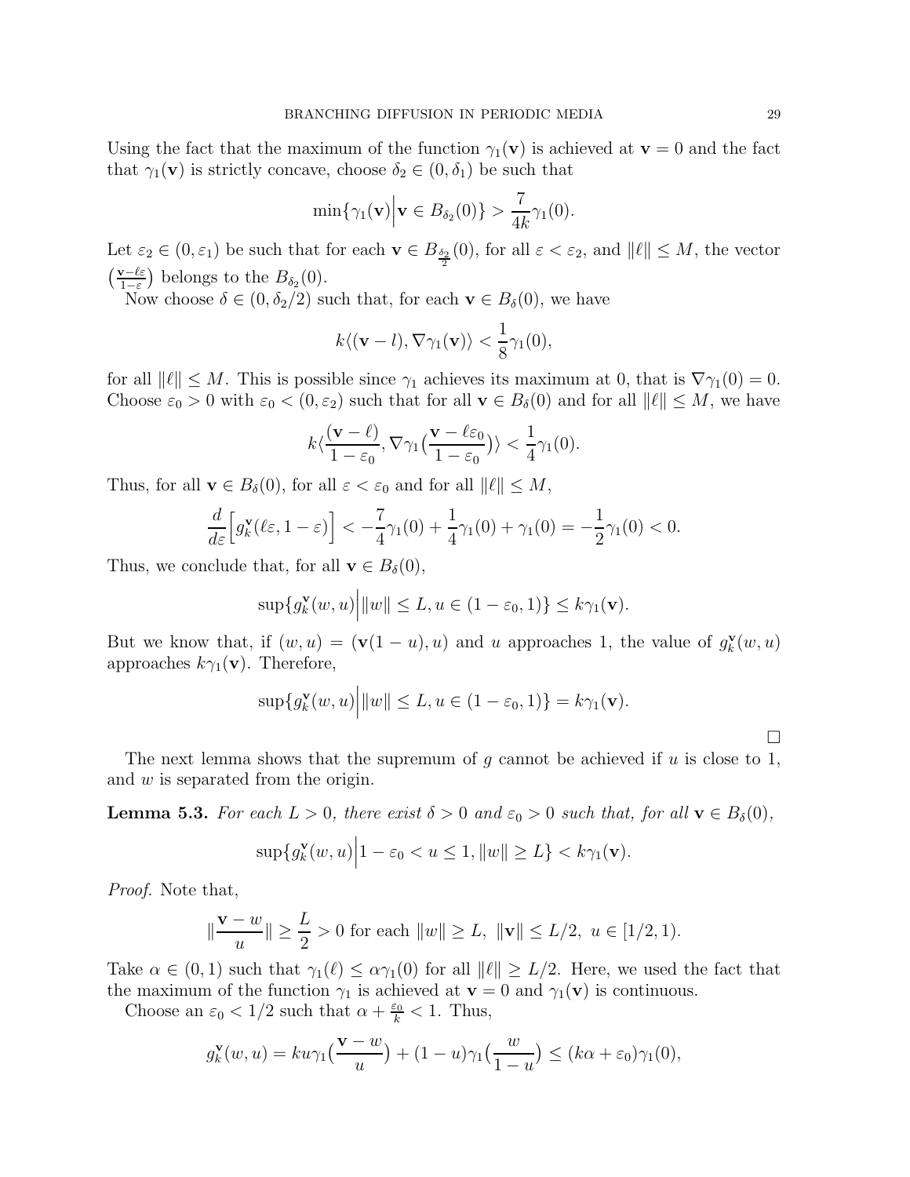Using the fact that the maximum of the function $\gamma_1(\mathbf{v})$ is achieved at $\mathbf{v} = 0$ and the fact that $\gamma_1(\mathbf{v})$ is strictly concave, choose $\delta_2 \in (0, \delta_1)$ be such that

$$\min\{\gamma_1(\mathbf{v})\Big|\mathbf{v} \in B_{\delta_2}(0)\} > \frac{7}{4k}\gamma_1(0).$$

Let $\varepsilon_2 \in (0, \varepsilon_1)$ be such that for each $\mathbf{v} \in B_{\frac{\delta_2}{2}}(0)$, for all $\varepsilon < \varepsilon_2$, and $\|\ell\| \leq M$, the vector $\left(\frac{\mathbf{v} - \ell\varepsilon}{1-\varepsilon}\right)$ belongs to the $B_{\delta_2}(0)$.

Now choose $\delta \in (0, \delta_2/2)$ such that, for each $\mathbf{v} \in B_\delta(0)$, we have

$$k\langle(\mathbf{v} - l), \nabla\gamma_1(\mathbf{v})\rangle < \frac{1}{8}\gamma_1(0),$$

for all $\|\ell\| \leq M$. This is possible since $\gamma_1$ achieves its maximum at 0, that is $\nabla\gamma_1(0) = 0$. Choose $\varepsilon_0 > 0$ with $\varepsilon_0 < (0, \varepsilon_2)$ such that for all $\mathbf{v} \in B_\delta(0)$ and for all $\|\ell\| \leq M$, we have

$$k\langle\frac{(\mathbf{v} - \ell)}{1 - \varepsilon_0}, \nabla\gamma_1\big(\frac{\mathbf{v} - \ell\varepsilon_0}{1 - \varepsilon_0}\big)\rangle < \frac{1}{4}\gamma_1(0).$$

Thus, for all $\mathbf{v} \in B_\delta(0)$, for all $\varepsilon < \varepsilon_0$ and for all $\|\ell\| \leq M$,

$$\frac{d}{d\varepsilon}\Big[g_k^{\mathbf{v}}(\ell\varepsilon, 1 - \varepsilon)\Big] < -\frac{7}{4}\gamma_1(0) + \frac{1}{4}\gamma_1(0) + \gamma_1(0) = -\frac{1}{2}\gamma_1(0) < 0.$$

Thus, we conclude that, for all $\mathbf{v} \in B_\delta(0)$,

$$\sup\{g_k^{\mathbf{v}}(w, u)\Big|\|w\| \leq L, u \in (1 - \varepsilon_0, 1)\} \leq k\gamma_1(\mathbf{v}).$$

But we know that, if $(w, u) = (\mathbf{v}(1 - u), u)$ and $u$ approaches 1, the value of $g_k^{\mathbf{v}}(w, u)$ approaches $k\gamma_1(\mathbf{v})$. Therefore,

$$\sup\{g_k^{\mathbf{v}}(w, u)\Big|\|w\| \leq L, u \in (1 - \varepsilon_0, 1)\} = k\gamma_1(\mathbf{v}).$$

$\square$

The next lemma shows that the supremum of $g$ cannot be achieved if $u$ is close to 1, and $w$ is separated from the origin.

**Lemma 5.3.** *For each $L > 0$, there exist $\delta > 0$ and $\varepsilon_0 > 0$ such that, for all $\mathbf{v} \in B_\delta(0)$,*

$$\sup\{g_k^{\mathbf{v}}(w, u)\Big|1 - \varepsilon_0 < u \leq 1, \|w\| \geq L\} < k\gamma_1(\mathbf{v}).$$

*Proof.* Note that,

$$\|\frac{\mathbf{v} - w}{u}\| \geq \frac{L}{2} > 0 \text{ for each } \|w\| \geq L,\ \|\mathbf{v}\| \leq L/2,\ u \in [1/2, 1).$$

Take $\alpha \in (0, 1)$ such that $\gamma_1(\ell) \leq \alpha\gamma_1(0)$ for all $\|\ell\| \geq L/2$. Here, we used the fact that the maximum of the function $\gamma_1$ is achieved at $\mathbf{v} = 0$ and $\gamma_1(\mathbf{v})$ is continuous.

Choose an $\varepsilon_0 < 1/2$ such that $\alpha + \frac{\varepsilon_0}{k} < 1$. Thus,

$$g_k^{\mathbf{v}}(w, u) = ku\gamma_1\big(\frac{\mathbf{v} - w}{u}\big) + (1 - u)\gamma_1\big(\frac{w}{1 - u}\big) \leq (k\alpha + \varepsilon_0)\gamma_1(0),$$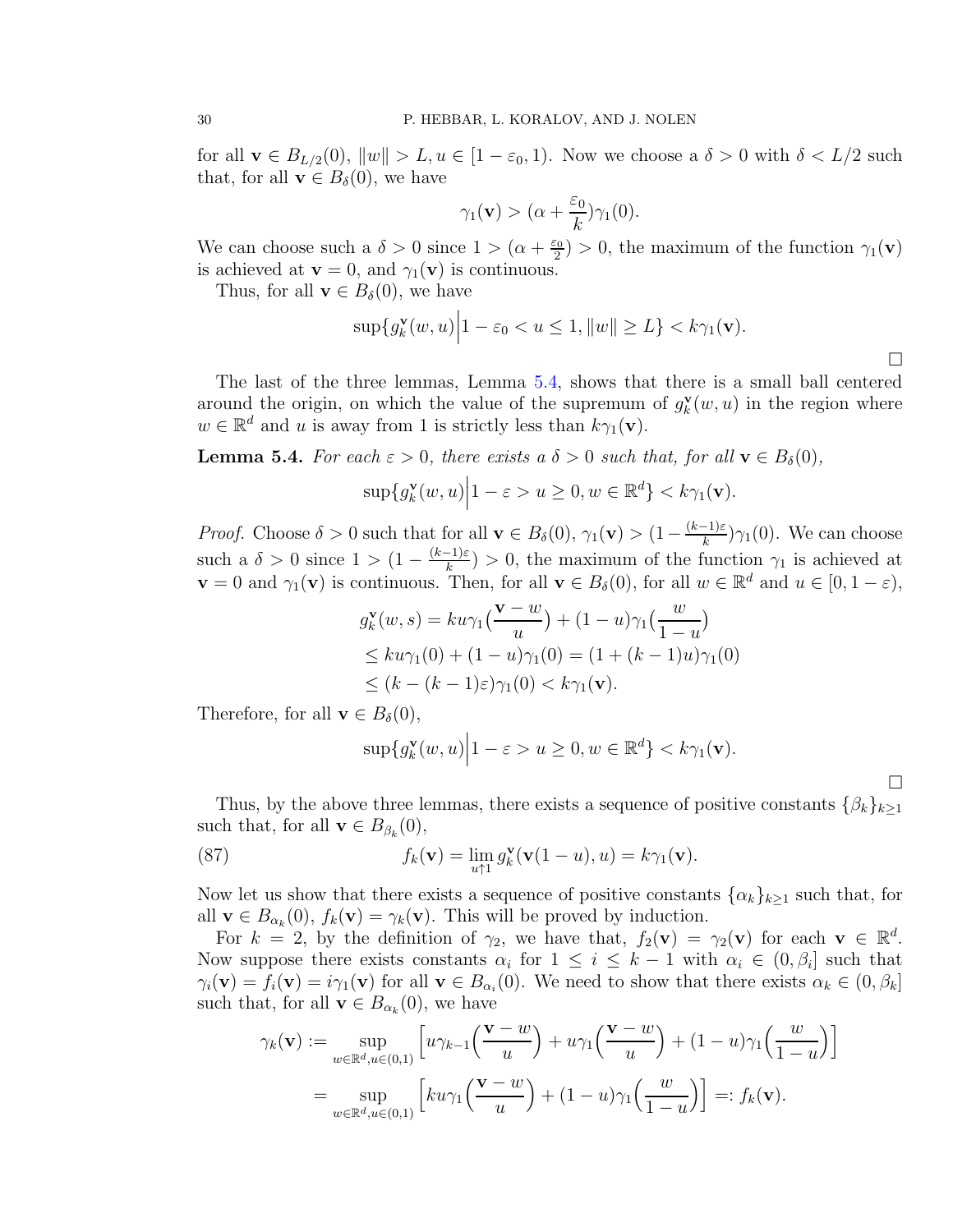for all $\mathbf{v} \in B_{L/2}(0)$, $\|w\| > L, u \in [1-\varepsilon_0, 1)$. Now we choose a $\delta > 0$ with $\delta < L/2$ such that, for all $\mathbf{v} \in B_\delta(0)$, we have

$$\gamma_1(\mathbf{v}) > (\alpha + \frac{\varepsilon_0}{k})\gamma_1(0).$$

We can choose such a $\delta > 0$ since $1 > (\alpha + \frac{\varepsilon_0}{2}) > 0$, the maximum of the function $\gamma_1(\mathbf{v})$ is achieved at $\mathbf{v} = 0$, and $\gamma_1(\mathbf{v})$ is continuous.

Thus, for all $\mathbf{v} \in B_\delta(0)$, we have

$$\sup\{g_k^{\mathbf{v}}(w,u) \Big| 1-\varepsilon_0 < u \le 1, \|w\| \ge L\} < k\gamma_1(\mathbf{v}).$$

□

The last of the three lemmas, Lemma 5.4, shows that there is a small ball centered around the origin, on which the value of the supremum of $g_k^{\mathbf{v}}(w,u)$ in the region where $w \in \mathbb{R}^d$ and $u$ is away from 1 is strictly less than $k\gamma_1(\mathbf{v})$.

**Lemma 5.4.** *For each $\varepsilon > 0$, there exists a $\delta > 0$ such that, for all $\mathbf{v} \in B_\delta(0)$,*

$$\sup\{g_k^{\mathbf{v}}(w,u) \Big| 1-\varepsilon > u \ge 0, w \in \mathbb{R}^d\} < k\gamma_1(\mathbf{v}).$$

*Proof.* Choose $\delta > 0$ such that for all $\mathbf{v} \in B_\delta(0)$, $\gamma_1(\mathbf{v}) > (1 - \frac{(k-1)\varepsilon}{k})\gamma_1(0)$. We can choose such a $\delta > 0$ since $1 > (1 - \frac{(k-1)\varepsilon}{k}) > 0$, the maximum of the function $\gamma_1$ is achieved at $\mathbf{v} = 0$ and $\gamma_1(\mathbf{v})$ is continuous. Then, for all $\mathbf{v} \in B_\delta(0)$, for all $w \in \mathbb{R}^d$ and $u \in [0, 1-\varepsilon)$,

$$\begin{aligned}
g_k^{\mathbf{v}}(w,s) &= ku\gamma_1\big(\frac{\mathbf{v}-w}{u}\big) + (1-u)\gamma_1\big(\frac{w}{1-u}\big) \\
&\le ku\gamma_1(0) + (1-u)\gamma_1(0) = (1+(k-1)u)\gamma_1(0) \\
&\le (k-(k-1)\varepsilon)\gamma_1(0) < k\gamma_1(\mathbf{v}).
\end{aligned}$$

Therefore, for all $\mathbf{v} \in B_\delta(0)$,

$$\sup\{g_k^{\mathbf{v}}(w,u) \Big| 1-\varepsilon > u \ge 0, w \in \mathbb{R}^d\} < k\gamma_1(\mathbf{v}).$$

□

Thus, by the above three lemmas, there exists a sequence of positive constants $\{\beta_k\}_{k\ge1}$ such that, for all $\mathbf{v} \in B_{\beta_k}(0)$,

$$f_k(\mathbf{v}) = \lim_{u \uparrow 1} g_k^{\mathbf{v}}(\mathbf{v}(1-u), u) = k\gamma_1(\mathbf{v}). \tag{87}$$

Now let us show that there exists a sequence of positive constants $\{\alpha_k\}_{k\ge1}$ such that, for all $\mathbf{v} \in B_{\alpha_k}(0)$, $f_k(\mathbf{v}) = \gamma_k(\mathbf{v})$. This will be proved by induction.

For $k = 2$, by the definition of $\gamma_2$, we have that, $f_2(\mathbf{v}) = \gamma_2(\mathbf{v})$ for each $\mathbf{v} \in \mathbb{R}^d$. Now suppose there exists constants $\alpha_i$ for $1 \le i \le k-1$ with $\alpha_i \in (0, \beta_i]$ such that $\gamma_i(\mathbf{v}) = f_i(\mathbf{v}) = i\gamma_1(\mathbf{v})$ for all $\mathbf{v} \in B_{\alpha_i}(0)$. We need to show that there exists $\alpha_k \in (0, \beta_k]$ such that, for all $\mathbf{v} \in B_{\alpha_k}(0)$, we have

$$\begin{aligned}
\gamma_k(\mathbf{v}) &:= \sup_{w \in \mathbb{R}^d, u \in (0,1)} \Big[u\gamma_{k-1}\Big(\frac{\mathbf{v}-w}{u}\Big) + u\gamma_1\Big(\frac{\mathbf{v}-w}{u}\Big) + (1-u)\gamma_1\Big(\frac{w}{1-u}\Big)\Big] \\
&= \sup_{w \in \mathbb{R}^d, u \in (0,1)} \Big[ku\gamma_1\Big(\frac{\mathbf{v}-w}{u}\Big) + (1-u)\gamma_1\Big(\frac{w}{1-u}\Big)\Big] =: f_k(\mathbf{v}).
\end{aligned}$$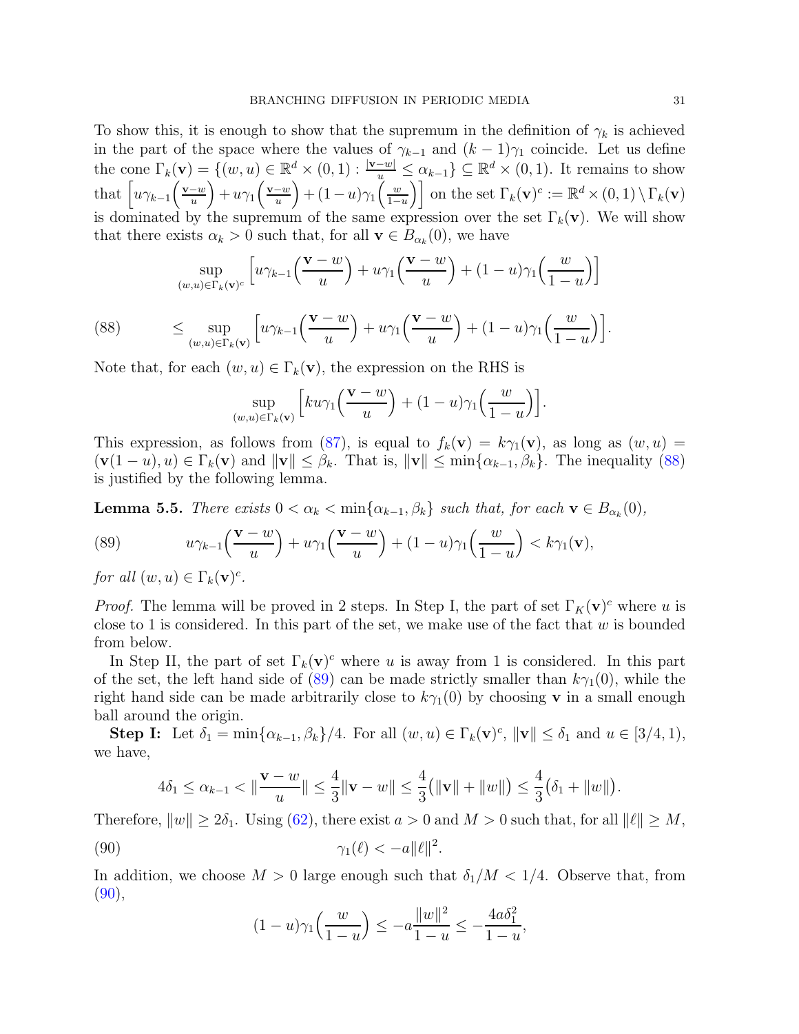To show this, it is enough to show that the supremum in the definition of $\gamma_k$ is achieved in the part of the space where the values of $\gamma_{k-1}$ and $(k-1)\gamma_1$ coincide. Let us define the cone $\Gamma_k(\mathbf{v}) = \{(w,u) \in \mathbb{R}^d \times (0,1) : \frac{|\mathbf{v}-w|}{u} \le \alpha_{k-1}\} \subseteq \mathbb{R}^d \times (0,1)$. It remains to show that $\Big[u\gamma_{k-1}\Big(\frac{\mathbf{v}-w}{u}\Big) + u\gamma_1\Big(\frac{\mathbf{v}-w}{u}\Big) + (1-u)\gamma_1\Big(\frac{w}{1-u}\Big)\Big]$ on the set $\Gamma_k(\mathbf{v})^c := \mathbb{R}^d \times (0,1) \setminus \Gamma_k(\mathbf{v})$ is dominated by the supremum of the same expression over the set $\Gamma_k(\mathbf{v})$. We will show that there exists $\alpha_k > 0$ such that, for all $\mathbf{v} \in B_{\alpha_k}(0)$, we have

$$
\sup_{(w,u)\in\Gamma_k(\mathbf{v})^c} \Big[u\gamma_{k-1}\Big(\frac{\mathbf{v}-w}{u}\Big) + u\gamma_1\Big(\frac{\mathbf{v}-w}{u}\Big) + (1-u)\gamma_1\Big(\frac{w}{1-u}\Big)\Big]
$$

$$
\le \sup_{(w,u)\in\Gamma_k(\mathbf{v})} \Big[u\gamma_{k-1}\Big(\frac{\mathbf{v}-w}{u}\Big) + u\gamma_1\Big(\frac{\mathbf{v}-w}{u}\Big) + (1-u)\gamma_1\Big(\frac{w}{1-u}\Big)\Big]. \tag{88}
$$

Note that, for each $(w,u) \in \Gamma_k(\mathbf{v})$, the expression on the RHS is

$$
\sup_{(w,u)\in\Gamma_k(\mathbf{v})} \Big[ku\gamma_1\Big(\frac{\mathbf{v}-w}{u}\Big) + (1-u)\gamma_1\Big(\frac{w}{1-u}\Big)\Big].
$$

This expression, as follows from (87), is equal to $f_k(\mathbf{v}) = k\gamma_1(\mathbf{v})$, as long as $(w,u) = (\mathbf{v}(1-u), u) \in \Gamma_k(\mathbf{v})$ and $\|\mathbf{v}\| \le \beta_k$. That is, $\|\mathbf{v}\| \le \min\{\alpha_{k-1}, \beta_k\}$. The inequality (88) is justified by the following lemma.

**Lemma 5.5.** *There exists $0 < \alpha_k < \min\{\alpha_{k-1}, \beta_k\}$ such that, for each $\mathbf{v} \in B_{\alpha_k}(0)$,*

$$
u\gamma_{k-1}\Big(\frac{\mathbf{v}-w}{u}\Big) + u\gamma_1\Big(\frac{\mathbf{v}-w}{u}\Big) + (1-u)\gamma_1\Big(\frac{w}{1-u}\Big) < k\gamma_1(\mathbf{v}), \tag{89}
$$

*for all $(w,u) \in \Gamma_k(\mathbf{v})^c$.*

*Proof.* The lemma will be proved in 2 steps. In Step I, the part of set $\Gamma_K(\mathbf{v})^c$ where $u$ is close to 1 is considered. In this part of the set, we make use of the fact that $w$ is bounded from below.

In Step II, the part of set $\Gamma_k(\mathbf{v})^c$ where $u$ is away from 1 is considered. In this part of the set, the left hand side of (89) can be made strictly smaller than $k\gamma_1(0)$, while the right hand side can be made arbitrarily close to $k\gamma_1(0)$ by choosing $\mathbf{v}$ in a small enough ball around the origin.

**Step I:** Let $\delta_1 = \min\{\alpha_{k-1}, \beta_k\}/4$. For all $(w,u) \in \Gamma_k(\mathbf{v})^c$, $\|\mathbf{v}\| \le \delta_1$ and $u \in [3/4, 1)$, we have,

$$
4\delta_1 \le \alpha_{k-1} < \Big\|\frac{\mathbf{v}-w}{u}\Big\| \le \frac{4}{3}\|\mathbf{v}-w\| \le \frac{4}{3}\big(\|\mathbf{v}\| + \|w\|\big) \le \frac{4}{3}\big(\delta_1 + \|w\|\big).
$$

Therefore, $\|w\| \ge 2\delta_1$. Using (62), there exist $a > 0$ and $M > 0$ such that, for all $\|\ell\| \ge M$,

$$
\gamma_1(\ell) < -a\|\ell\|^2. \tag{90}
$$

In addition, we choose $M > 0$ large enough such that $\delta_1/M < 1/4$. Observe that, from (90),

$$
(1-u)\gamma_1\Big(\frac{w}{1-u}\Big) \le -a\frac{\|w\|^2}{1-u} \le -\frac{4a\delta_1^2}{1-u},
$$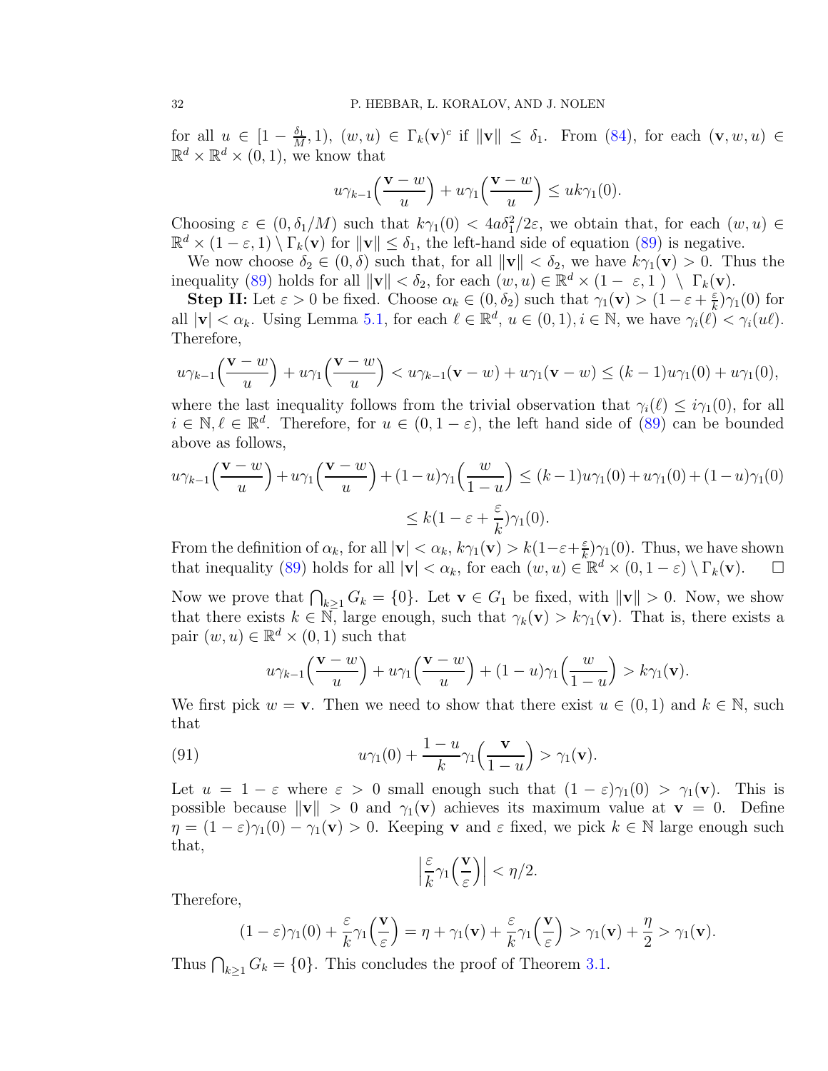for all $u \in [1 - \frac{\delta_1}{M}, 1)$, $(w, u) \in \Gamma_k(\mathbf{v})^c$ if $\|\mathbf{v}\| \le \delta_1$. From (84), for each $(\mathbf{v}, w, u) \in \mathbb{R}^d \times \mathbb{R}^d \times (0,1)$, we know that

$$u\gamma_{k-1}\Big(\frac{\mathbf{v} - w}{u}\Big) + u\gamma_1\Big(\frac{\mathbf{v} - w}{u}\Big) \le uk\gamma_1(0).$$

Choosing $\varepsilon \in (0, \delta_1/M)$ such that $k\gamma_1(0) < 4a\delta_1^2/2\varepsilon$, we obtain that, for each $(w, u) \in \mathbb{R}^d \times (1-\varepsilon, 1) \setminus \Gamma_k(\mathbf{v})$ for $\|\mathbf{v}\| \le \delta_1$, the left-hand side of equation (89) is negative.

We now choose $\delta_2 \in (0, \delta)$ such that, for all $\|\mathbf{v}\| < \delta_2$, we have $k\gamma_1(\mathbf{v}) > 0$. Thus the inequality (89) holds for all $\|\mathbf{v}\| < \delta_2$, for each $(w, u) \in \mathbb{R}^d \times (1 - \varepsilon, 1) \setminus \Gamma_k(\mathbf{v})$.

**Step II:** Let $\varepsilon > 0$ be fixed. Choose $\alpha_k \in (0, \delta_2)$ such that $\gamma_1(\mathbf{v}) > (1 - \varepsilon + \frac{\varepsilon}{k})\gamma_1(0)$ for all $|\mathbf{v}| < \alpha_k$. Using Lemma 5.1, for each $\ell \in \mathbb{R}^d$, $u \in (0,1), i \in \mathbb{N}$, we have $\gamma_i(\ell) < \gamma_i(u\ell)$. Therefore,

$$u\gamma_{k-1}\Big(\frac{\mathbf{v} - w}{u}\Big) + u\gamma_1\Big(\frac{\mathbf{v} - w}{u}\Big) < u\gamma_{k-1}(\mathbf{v} - w) + u\gamma_1(\mathbf{v} - w) \le (k-1)u\gamma_1(0) + u\gamma_1(0),$$

where the last inequality follows from the trivial observation that $\gamma_i(\ell) \le i\gamma_1(0)$, for all $i \in \mathbb{N}, \ell \in \mathbb{R}^d$. Therefore, for $u \in (0, 1-\varepsilon)$, the left hand side of (89) can be bounded above as follows,

$$\begin{aligned}u\gamma_{k-1}\Big(\frac{\mathbf{v} - w}{u}\Big) + u\gamma_1\Big(\frac{\mathbf{v} - w}{u}\Big) + (1-u)\gamma_1\Big(\frac{w}{1-u}\Big) &\le (k-1)u\gamma_1(0) + u\gamma_1(0) + (1-u)\gamma_1(0)\\ &\le k(1 - \varepsilon + \frac{\varepsilon}{k})\gamma_1(0).\end{aligned}$$

From the definition of $\alpha_k$, for all $|\mathbf{v}| < \alpha_k$, $k\gamma_1(\mathbf{v}) > k(1-\varepsilon+\frac{\varepsilon}{k})\gamma_1(0)$. Thus, we have shown that inequality (89) holds for all $|\mathbf{v}| < \alpha_k$, for each $(w, u) \in \mathbb{R}^d \times (0, 1-\varepsilon) \setminus \Gamma_k(\mathbf{v})$. $\square$

Now we prove that $\bigcap_{k \ge 1} G_k = \{0\}$. Let $\mathbf{v} \in G_1$ be fixed, with $\|\mathbf{v}\| > 0$. Now, we show that there exists $k \in \mathbb{N}$, large enough, such that $\gamma_k(\mathbf{v}) > k\gamma_1(\mathbf{v})$. That is, there exists a pair $(w, u) \in \mathbb{R}^d \times (0,1)$ such that

$$u\gamma_{k-1}\Big(\frac{\mathbf{v} - w}{u}\Big) + u\gamma_1\Big(\frac{\mathbf{v} - w}{u}\Big) + (1-u)\gamma_1\Big(\frac{w}{1-u}\Big) > k\gamma_1(\mathbf{v}).$$

We first pick $w = \mathbf{v}$. Then we need to show that there exist $u \in (0,1)$ and $k \in \mathbb{N}$, such that

$$u\gamma_1(0) + \frac{1-u}{k}\gamma_1\Big(\frac{\mathbf{v}}{1-u}\Big) > \gamma_1(\mathbf{v}). \tag{91}$$

Let $u = 1 - \varepsilon$ where $\varepsilon > 0$ small enough such that $(1-\varepsilon)\gamma_1(0) > \gamma_1(\mathbf{v})$. This is possible because $\|\mathbf{v}\| > 0$ and $\gamma_1(\mathbf{v})$ achieves its maximum value at $\mathbf{v} = 0$. Define $\eta = (1-\varepsilon)\gamma_1(0) - \gamma_1(\mathbf{v}) > 0$. Keeping $\mathbf{v}$ and $\varepsilon$ fixed, we pick $k \in \mathbb{N}$ large enough such that,

$$\Big|\frac{\varepsilon}{k}\gamma_1\Big(\frac{\mathbf{v}}{\varepsilon}\Big)\Big| < \eta/2.$$

Therefore,

$$(1-\varepsilon)\gamma_1(0) + \frac{\varepsilon}{k}\gamma_1\Big(\frac{\mathbf{v}}{\varepsilon}\Big) = \eta + \gamma_1(\mathbf{v}) + \frac{\varepsilon}{k}\gamma_1\Big(\frac{\mathbf{v}}{\varepsilon}\Big) > \gamma_1(\mathbf{v}) + \frac{\eta}{2} > \gamma_1(\mathbf{v}).$$

Thus $\bigcap_{k \ge 1} G_k = \{0\}$. This concludes the proof of Theorem 3.1.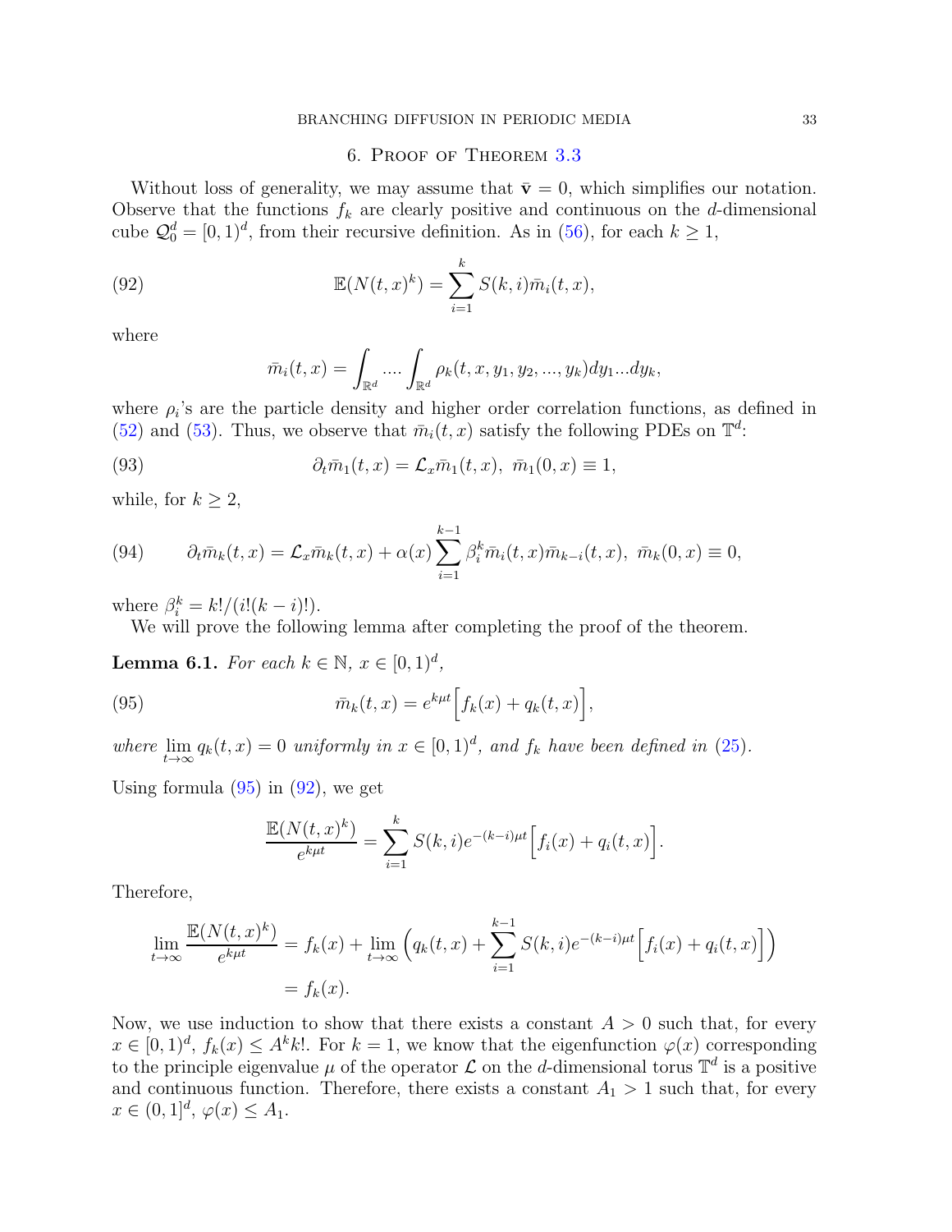## 6. Proof of Theorem 3.3

Without loss of generality, we may assume that $\bar{\mathbf{v}} = 0$, which simplifies our notation. Observe that the functions $f_k$ are clearly positive and continuous on the $d$-dimensional cube $\mathcal{Q}_0^d = [0,1)^d$, from their recursive definition. As in (56), for each $k \geq 1$,

$$\mathbb{E}(N(t,x)^k) = \sum_{i=1}^{k} S(k,i)\bar{m}_i(t,x), \tag{92}$$

where

$$\bar{m}_i(t,x) = \int_{\mathbb{R}^d} .... \int_{\mathbb{R}^d} \rho_k(t,x,y_1,y_2,...,y_k)dy_1...dy_k,$$

where $\rho_i$'s are the particle density and higher order correlation functions, as defined in (52) and (53). Thus, we observe that $\bar{m}_i(t,x)$ satisfy the following PDEs on $\mathbb{T}^d$:

$$\partial_t \bar{m}_1(t,x) = \mathcal{L}_x \bar{m}_1(t,x), \ \bar{m}_1(0,x) \equiv 1, \tag{93}$$

while, for $k \geq 2$,

$$\partial_t \bar{m}_k(t,x) = \mathcal{L}_x \bar{m}_k(t,x) + \alpha(x)\sum_{i=1}^{k-1}\beta_i^k \bar{m}_i(t,x)\bar{m}_{k-i}(t,x), \ \bar{m}_k(0,x) \equiv 0, \tag{94}$$

where $\beta_i^k = k!/(i!(k-i)!)$.

We will prove the following lemma after completing the proof of the theorem.

**Lemma 6.1.** *For each $k \in \mathbb{N}$, $x \in [0,1)^d$,*

$$\bar{m}_k(t,x) = e^{k\mu t}\Big[f_k(x) + q_k(t,x)\Big], \tag{95}$$

*where $\lim_{t\to\infty} q_k(t,x) = 0$ uniformly in $x \in [0,1)^d$, and $f_k$ have been defined in (25).*

Using formula (95) in (92), we get

$$\frac{\mathbb{E}(N(t,x)^k)}{e^{k\mu t}} = \sum_{i=1}^{k} S(k,i)e^{-(k-i)\mu t}\Big[f_i(x) + q_i(t,x)\Big].$$

Therefore,

$$\begin{aligned}\lim_{t\to\infty}\frac{\mathbb{E}(N(t,x)^k)}{e^{k\mu t}} &= f_k(x) + \lim_{t\to\infty}\Big(q_k(t,x) + \sum_{i=1}^{k-1} S(k,i)e^{-(k-i)\mu t}\Big[f_i(x) + q_i(t,x)\Big]\Big) \\ &= f_k(x).\end{aligned}$$

Now, we use induction to show that there exists a constant $A > 0$ such that, for every $x \in [0,1)^d$, $f_k(x) \leq A^k k!$. For $k = 1$, we know that the eigenfunction $\varphi(x)$ corresponding to the principle eigenvalue $\mu$ of the operator $\mathcal{L}$ on the $d$-dimensional torus $\mathbb{T}^d$ is a positive and continuous function. Therefore, there exists a constant $A_1 > 1$ such that, for every $x \in (0,1]^d$, $\varphi(x) \leq A_1$.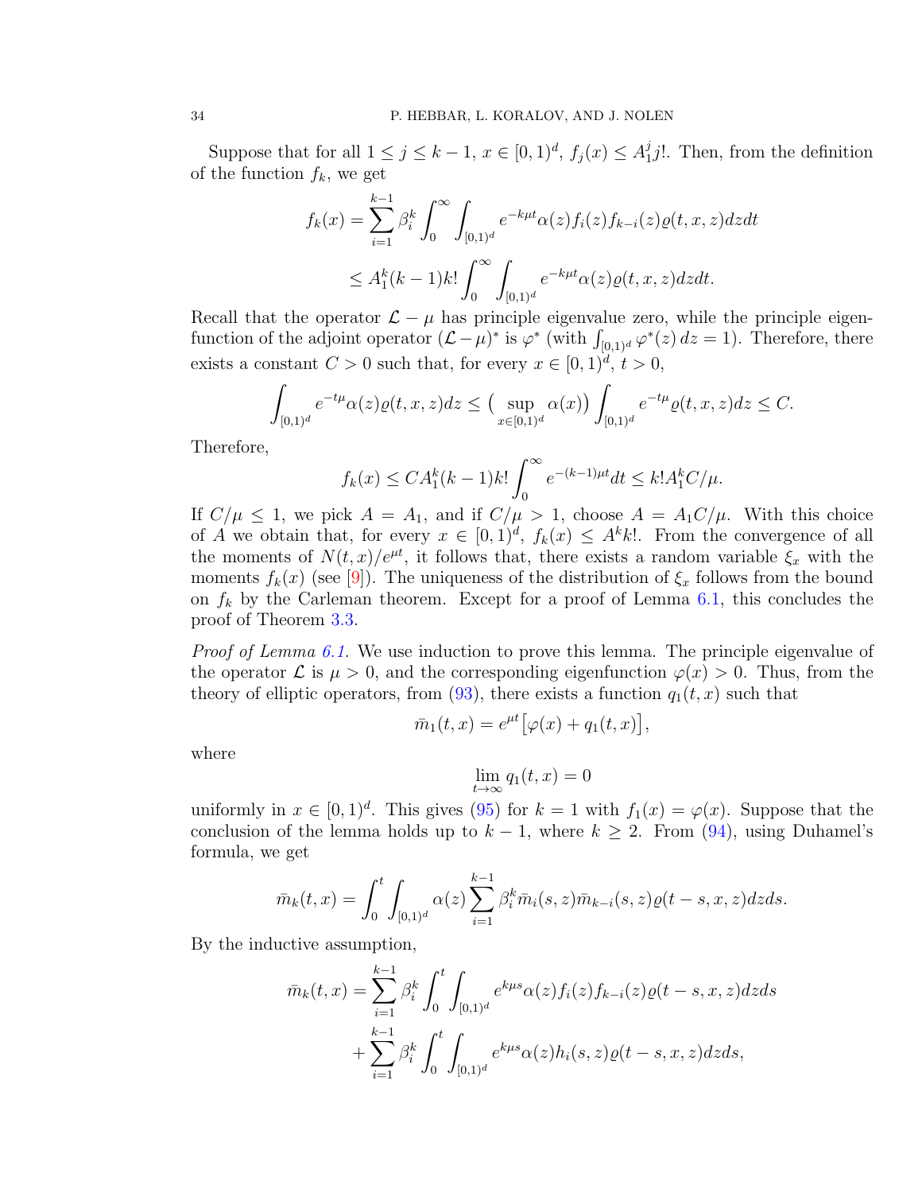Suppose that for all $1 \le j \le k-1$, $x \in [0,1)^d$, $f_j(x) \le A_1^j j!$. Then, from the definition of the function $f_k$, we get

$$
\begin{aligned}
f_k(x) &= \sum_{i=1}^{k-1} \beta_i^k \int_0^\infty \int_{[0,1)^d} e^{-k\mu t} \alpha(z) f_i(z) f_{k-i}(z) \varrho(t,x,z) dz dt \\
&\le A_1^k (k-1) k! \int_0^\infty \int_{[0,1)^d} e^{-k\mu t} \alpha(z) \varrho(t,x,z) dz dt.
\end{aligned}
$$

Recall that the operator $\mathcal{L} - \mu$ has principle eigenvalue zero, while the principle eigenfunction of the adjoint operator $(\mathcal{L}-\mu)^*$ is $\varphi^*$ (with $\int_{[0,1)^d} \varphi^*(z)\, dz = 1$). Therefore, there exists a constant $C > 0$ such that, for every $x \in [0,1)^d$, $t > 0$,

$$
\int_{[0,1)^d} e^{-t\mu} \alpha(z) \varrho(t,x,z) dz \le \big( \sup_{x \in [0,1)^d} \alpha(x) \big) \int_{[0,1)^d} e^{-t\mu} \varrho(t,x,z) dz \le C.
$$

Therefore,

$$
f_k(x) \le C A_1^k (k-1) k! \int_0^\infty e^{-(k-1)\mu t} dt \le k! A_1^k C/\mu.
$$

If $C/\mu \le 1$, we pick $A = A_1$, and if $C/\mu > 1$, choose $A = A_1 C/\mu$. With this choice of $A$ we obtain that, for every $x \in [0,1)^d$, $f_k(x) \le A^k k!$. From the convergence of all the moments of $N(t,x)/e^{\mu t}$, it follows that, there exists a random variable $\xi_x$ with the moments $f_k(x)$ (see [9]). The uniqueness of the distribution of $\xi_x$ follows from the bound on $f_k$ by the Carleman theorem. Except for a proof of Lemma 6.1, this concludes the proof of Theorem 3.3.

*Proof of Lemma 6.1.* We use induction to prove this lemma. The principle eigenvalue of the operator $\mathcal{L}$ is $\mu > 0$, and the corresponding eigenfunction $\varphi(x) > 0$. Thus, from the theory of elliptic operators, from (93), there exists a function $q_1(t,x)$ such that

$$
\bar{m}_1(t,x) = e^{\mu t} \big[ \varphi(x) + q_1(t,x) \big],
$$

where

$$
\lim_{t \to \infty} q_1(t,x) = 0
$$

uniformly in $x \in [0,1)^d$. This gives (95) for $k=1$ with $f_1(x) = \varphi(x)$. Suppose that the conclusion of the lemma holds up to $k-1$, where $k \ge 2$. From (94), using Duhamel's formula, we get

$$
\bar{m}_k(t,x) = \int_0^t \int_{[0,1)^d} \alpha(z) \sum_{i=1}^{k-1} \beta_i^k \bar{m}_i(s,z) \bar{m}_{k-i}(s,z) \varrho(t-s,x,z) dz ds.
$$

By the inductive assumption,

$$
\begin{aligned}
\bar{m}_k(t,x) &= \sum_{i=1}^{k-1} \beta_i^k \int_0^t \int_{[0,1)^d} e^{k\mu s} \alpha(z) f_i(z) f_{k-i}(z) \varrho(t-s,x,z) dz ds \\
&\quad + \sum_{i=1}^{k-1} \beta_i^k \int_0^t \int_{[0,1)^d} e^{k\mu s} \alpha(z) h_i(s,z) \varrho(t-s,x,z) dz ds,
\end{aligned}
$$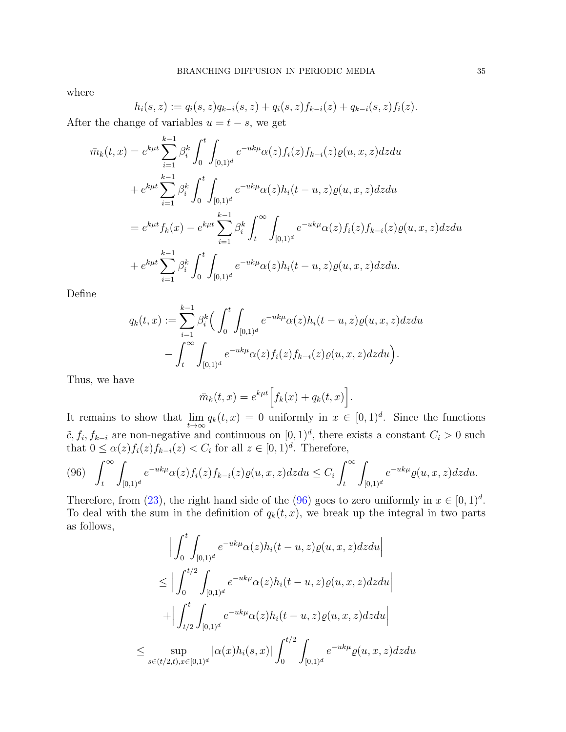where

$$h_i(s,z) := q_i(s,z)q_{k-i}(s,z) + q_i(s,z)f_{k-i}(z) + q_{k-i}(s,z)f_i(z).$$

After the change of variables $u = t - s$, we get

$$\begin{aligned}
\bar{m}_k(t,x) &= e^{k\mu t}\sum_{i=1}^{k-1}\beta_i^k \int_0^t \int_{[0,1)^d} e^{-uk\mu}\alpha(z)f_i(z)f_{k-i}(z)\varrho(u,x,z)dzdu \\
&\quad + e^{k\mu t}\sum_{i=1}^{k-1}\beta_i^k \int_0^t \int_{[0,1)^d} e^{-uk\mu}\alpha(z)h_i(t-u,z)\varrho(u,x,z)dzdu \\
&= e^{k\mu t}f_k(x) - e^{k\mu t}\sum_{i=1}^{k-1}\beta_i^k \int_t^\infty \int_{[0,1)^d} e^{-uk\mu}\alpha(z)f_i(z)f_{k-i}(z)\varrho(u,x,z)dzdu \\
&\quad + e^{k\mu t}\sum_{i=1}^{k-1}\beta_i^k \int_0^t \int_{[0,1)^d} e^{-uk\mu}\alpha(z)h_i(t-u,z)\varrho(u,x,z)dzdu.
\end{aligned}$$

Define

$$\begin{aligned}
q_k(t,x) := \sum_{i=1}^{k-1}\beta_i^k \Big( &\int_0^t \int_{[0,1)^d} e^{-uk\mu}\alpha(z)h_i(t-u,z)\varrho(u,x,z)dzdu \\
&- \int_t^\infty \int_{[0,1)^d} e^{-uk\mu}\alpha(z)f_i(z)f_{k-i}(z)\varrho(u,x,z)dzdu\Big).
\end{aligned}$$

Thus, we have

$$\bar{m}_k(t,x) = e^{k\mu t}\Big[f_k(x) + q_k(t,x)\Big].$$

It remains to show that $\lim_{t\to\infty} q_k(t,x) = 0$ uniformly in $x \in [0,1)^d$. Since the functions $\tilde{c}, f_i, f_{k-i}$ are non-negative and continuous on $[0,1)^d$, there exists a constant $C_i > 0$ such that $0 \leq \alpha(z)f_i(z)f_{k-i}(z) < C_i$ for all $z \in [0,1)^d$. Therefore,

$$\int_t^\infty \int_{[0,1)^d} e^{-uk\mu}\alpha(z)f_i(z)f_{k-i}(z)\varrho(u,x,z)dzdu \leq C_i \int_t^\infty \int_{[0,1)^d} e^{-uk\mu}\varrho(u,x,z)dzdu. \tag{96}$$

Therefore, from (23), the right hand side of the (96) goes to zero uniformly in $x \in [0,1)^d$. To deal with the sum in the definition of $q_k(t,x)$, we break up the integral in two parts as follows,

$$\begin{aligned}
&\Big|\int_0^t \int_{[0,1)^d} e^{-uk\mu}\alpha(z)h_i(t-u,z)\varrho(u,x,z)dzdu\Big| \\
&\leq \Big|\int_0^{t/2} \int_{[0,1)^d} e^{-uk\mu}\alpha(z)h_i(t-u,z)\varrho(u,x,z)dzdu\Big| \\
&\quad + \Big|\int_{t/2}^t \int_{[0,1)^d} e^{-uk\mu}\alpha(z)h_i(t-u,z)\varrho(u,x,z)dzdu\Big| \\
&\leq \sup_{s\in(t/2,t),x\in[0,1)^d} |\alpha(x)h_i(s,x)| \int_0^{t/2} \int_{[0,1)^d} e^{-uk\mu}\varrho(u,x,z)dzdu
\end{aligned}$$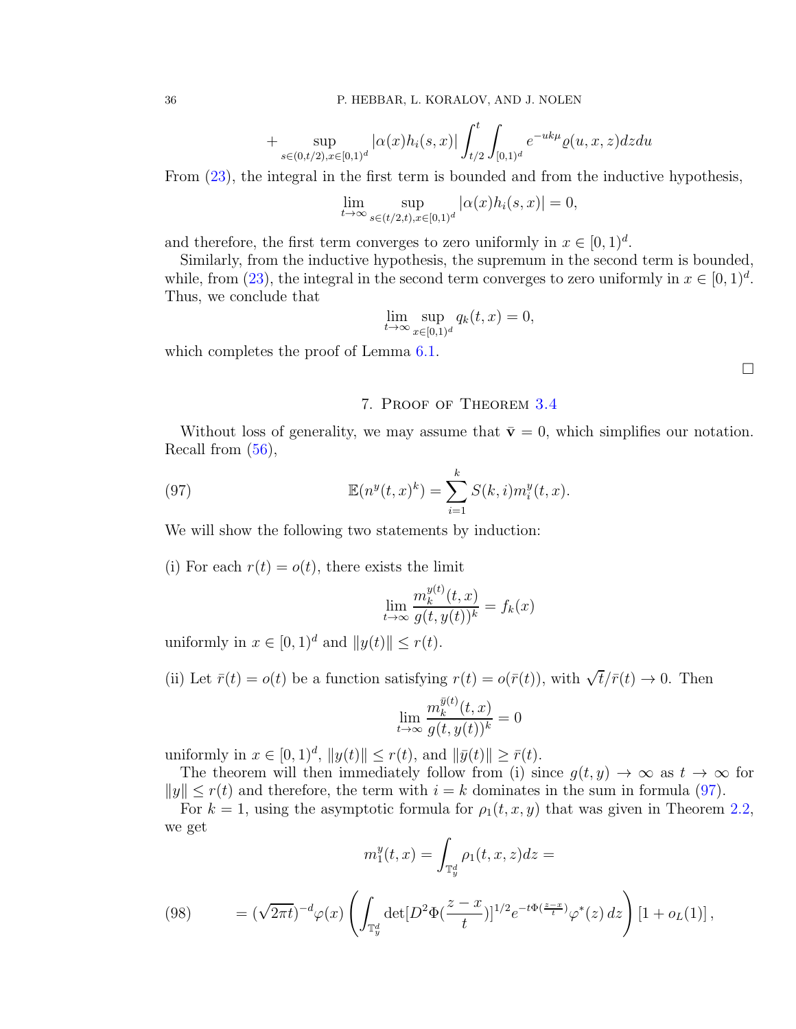$$+ \sup_{s\in(0,t/2),x\in[0,1)^d} |\alpha(x)h_i(s,x)| \int_{t/2}^{t}\int_{[0,1)^d} e^{-uk\mu}\varrho(u,x,z)dzdu$$

From (23), the integral in the first term is bounded and from the inductive hypothesis,

$$\lim_{t\to\infty} \sup_{s\in(t/2,t),x\in[0,1)^d} |\alpha(x)h_i(s,x)| = 0,$$

and therefore, the first term converges to zero uniformly in $x \in [0,1)^d$.

Similarly, from the inductive hypothesis, the supremum in the second term is bounded, while, from (23), the integral in the second term converges to zero uniformly in $x \in [0,1)^d$. Thus, we conclude that

$$\lim_{t\to\infty} \sup_{x\in[0,1)^d} q_k(t,x) = 0,$$

which completes the proof of Lemma 6.1.

□

## 7. Proof of Theorem 3.4

Without loss of generality, we may assume that $\bar{\mathbf{v}} = 0$, which simplifies our notation. Recall from (56),

$$\mathbb{E}(n^y(t,x)^k) = \sum_{i=1}^{k} S(k,i) m_i^y(t,x). \tag{97}$$

We will show the following two statements by induction:

(i) For each $r(t) = o(t)$, there exists the limit

$$\lim_{t\to\infty} \frac{m_k^{y(t)}(t,x)}{g(t,y(t))^k} = f_k(x)$$

uniformly in $x \in [0,1)^d$ and $\|y(t)\| \le r(t)$.

(ii) Let $\bar{r}(t) = o(t)$ be a function satisfying $r(t) = o(\bar{r}(t))$, with $\sqrt{t}/\bar{r}(t) \to 0$. Then

$$\lim_{t\to\infty} \frac{m_k^{\bar{y}(t)}(t,x)}{g(t,y(t))^k} = 0$$

uniformly in $x \in [0,1)^d$, $\|y(t)\| \le r(t)$, and $\|\bar{y}(t)\| \ge \bar{r}(t)$.

The theorem will then immediately follow from (i) since $g(t,y) \to \infty$ as $t \to \infty$ for $\|y\| \le r(t)$ and therefore, the term with $i = k$ dominates in the sum in formula (97).

For $k = 1$, using the asymptotic formula for $\rho_1(t,x,y)$ that was given in Theorem 2.2, we get

$$m_1^y(t,x) = \int_{\mathbb{T}_y^d} \rho_1(t,x,z)dz =$$

$$= (\sqrt{2\pi t})^{-d}\varphi(x)\left(\int_{\mathbb{T}_y^d} \det[D^2\Phi(\frac{z-x}{t})]^{1/2} e^{-t\Phi(\frac{z-x}{t})}\varphi^*(z)\,dz\right)[1 + o_L(1)], \tag{98}$$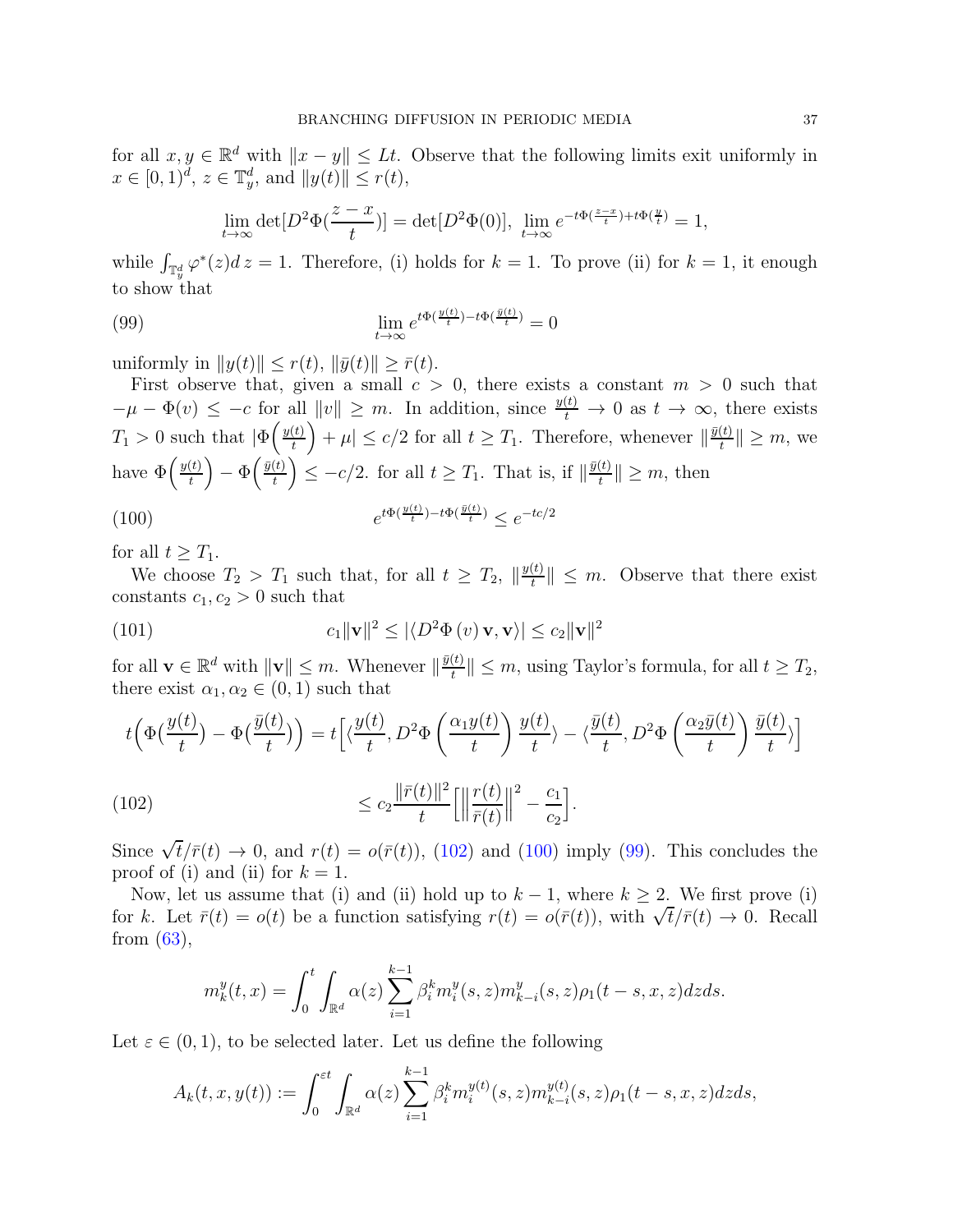for all $x, y \in \mathbb{R}^d$ with $\|x - y\| \le Lt$. Observe that the following limits exit uniformly in $x \in [0,1)^d$, $z \in \mathbb{T}_y^d$, and $\|y(t)\| \le r(t)$,

$$\lim_{t\to\infty} \det[D^2\Phi(\frac{z-x}{t})] = \det[D^2\Phi(0)], \ \lim_{t\to\infty} e^{-t\Phi(\frac{z-x}{t})+t\Phi(\frac{y}{t})} = 1,$$

while $\int_{\mathbb{T}_y^d} \varphi^*(z) d\, z = 1$. Therefore, (i) holds for $k = 1$. To prove (ii) for $k = 1$, it enough to show that

$$\lim_{t\to\infty} e^{t\Phi(\frac{y(t)}{t})-t\Phi(\frac{\bar{y}(t)}{t})} = 0 \tag{99}$$

uniformly in $\|y(t)\| \le r(t)$, $\|\bar{y}(t)\| \ge \bar{r}(t)$.

First observe that, given a small $c > 0$, there exists a constant $m > 0$ such that $-\mu - \Phi(v) \le -c$ for all $\|v\| \ge m$. In addition, since $\frac{y(t)}{t} \to 0$ as $t \to \infty$, there exists $T_1 > 0$ such that $|\Phi\Big(\frac{y(t)}{t}\Big) + \mu| \le c/2$ for all $t \ge T_1$. Therefore, whenever $\|\frac{\bar{y}(t)}{t}\| \ge m$, we have $\Phi\Big(\frac{y(t)}{t}\Big) - \Phi\Big(\frac{\bar{y}(t)}{t}\Big) \le -c/2$. for all $t \ge T_1$. That is, if $\|\frac{\bar{y}(t)}{t}\| \ge m$, then

$$e^{t\Phi(\frac{y(t)}{t})-t\Phi(\frac{\bar{y}(t)}{t})} \le e^{-tc/2} \tag{100}$$

for all $t \ge T_1$.

We choose $T_2 > T_1$ such that, for all $t \ge T_2$, $\|\frac{y(t)}{t}\| \le m$. Observe that there exist constants $c_1, c_2 > 0$ such that

$$c_1\|\mathbf{v}\|^2 \le |\langle D^2\Phi\,(v)\,\mathbf{v}, \mathbf{v}\rangle| \le c_2\|\mathbf{v}\|^2 \tag{101}$$

for all $\mathbf{v} \in \mathbb{R}^d$ with $\|\mathbf{v}\| \le m$. Whenever $\|\frac{\bar{y}(t)}{t}\| \le m$, using Taylor's formula, for all $t \ge T_2$, there exist $\alpha_1, \alpha_2 \in (0,1)$ such that

$$t\Big(\Phi\big(\frac{y(t)}{t}\big) - \Phi\big(\frac{\bar{y}(t)}{t}\big)\Big) = t\Big[\langle\frac{y(t)}{t}, D^2\Phi\left(\frac{\alpha_1 y(t)}{t}\right)\frac{y(t)}{t}\rangle - \langle\frac{\bar{y}(t)}{t}, D^2\Phi\left(\frac{\alpha_2 \bar{y}(t)}{t}\right)\frac{\bar{y}(t)}{t}\rangle\Big]$$

$$\le c_2\frac{\|\bar{r}(t)\|^2}{t}\Big[\Big\|\frac{r(t)}{\bar{r}(t)}\Big\|^2 - \frac{c_1}{c_2}\Big]. \tag{102}$$

Since $\sqrt{t}/\bar{r}(t) \to 0$, and $r(t) = o(\bar{r}(t))$, (102) and (100) imply (99). This concludes the proof of (i) and (ii) for $k = 1$.

Now, let us assume that (i) and (ii) hold up to $k-1$, where $k \ge 2$. We first prove (i) for $k$. Let $\bar{r}(t) = o(t)$ be a function satisfying $r(t) = o(\bar{r}(t))$, with $\sqrt{t}/\bar{r}(t) \to 0$. Recall from (63),

$$m_k^y(t,x) = \int_0^t \int_{\mathbb{R}^d} \alpha(z) \sum_{i=1}^{k-1} \beta_i^k m_i^y(s,z) m_{k-i}^y(s,z) \rho_1(t-s,x,z) dz ds.$$

Let $\varepsilon \in (0,1)$, to be selected later. Let us define the following

$$A_k(t,x,y(t)) := \int_0^{\varepsilon t} \int_{\mathbb{R}^d} \alpha(z) \sum_{i=1}^{k-1} \beta_i^k m_i^{y(t)}(s,z) m_{k-i}^{y(t)}(s,z) \rho_1(t-s,x,z) dz ds,$$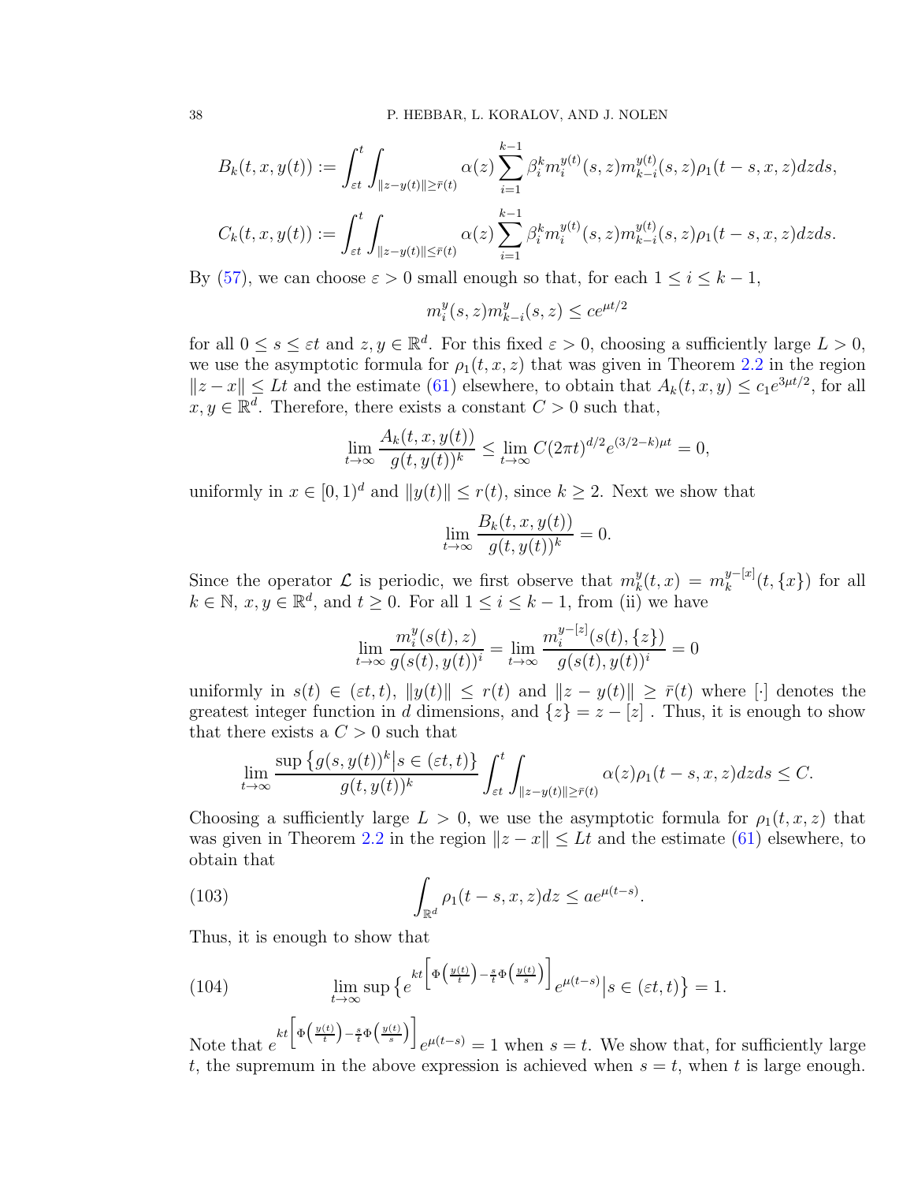$$B_k(t,x,y(t)) := \int_{\varepsilon t}^{t} \int_{\|z-y(t)\|\geq \bar{r}(t)} \alpha(z) \sum_{i=1}^{k-1} \beta_i^k m_i^{y(t)}(s,z) m_{k-i}^{y(t)}(s,z) \rho_1(t-s,x,z) dz ds,$$

$$C_k(t,x,y(t)) := \int_{\varepsilon t}^{t} \int_{\|z-y(t)\|\leq \bar{r}(t)} \alpha(z) \sum_{i=1}^{k-1} \beta_i^k m_i^{y(t)}(s,z) m_{k-i}^{y(t)}(s,z) \rho_1(t-s,x,z) dz ds.$$

By (57), we can choose $\varepsilon > 0$ small enough so that, for each $1 \leq i \leq k-1$,

$$m_i^y(s,z) m_{k-i}^y(s,z) \leq c e^{\mu t/2}$$

for all $0 \leq s \leq \varepsilon t$ and $z, y \in \mathbb{R}^d$. For this fixed $\varepsilon > 0$, choosing a sufficiently large $L > 0$, we use the asymptotic formula for $\rho_1(t,x,z)$ that was given in Theorem 2.2 in the region $\|z - x\| \leq Lt$ and the estimate (61) elsewhere, to obtain that $A_k(t,x,y) \leq c_1 e^{3\mu t/2}$, for all $x, y \in \mathbb{R}^d$. Therefore, there exists a constant $C > 0$ such that,

$$\lim_{t\to\infty} \frac{A_k(t,x,y(t))}{g(t,y(t))^k} \leq \lim_{t\to\infty} C(2\pi t)^{d/2} e^{(3/2-k)\mu t} = 0,$$

uniformly in $x \in [0,1)^d$ and $\|y(t)\| \leq r(t)$, since $k \geq 2$. Next we show that

$$\lim_{t\to\infty} \frac{B_k(t,x,y(t))}{g(t,y(t))^k} = 0.$$

Since the operator $\mathcal{L}$ is periodic, we first observe that $m_k^y(t,x) = m_k^{y-[x]}(t,\{x\})$ for all $k \in \mathbb{N}$, $x, y \in \mathbb{R}^d$, and $t \geq 0$. For all $1 \leq i \leq k-1$, from (ii) we have

$$\lim_{t\to\infty} \frac{m_i^y(s(t),z)}{g(s(t),y(t))^i} = \lim_{t\to\infty} \frac{m_i^{y-[z]}(s(t),\{z\})}{g(s(t),y(t))^i} = 0$$

uniformly in $s(t) \in (\varepsilon t, t)$, $\|y(t)\| \leq r(t)$ and $\|z - y(t)\| \geq \bar{r}(t)$ where $[\cdot]$ denotes the greatest integer function in $d$ dimensions, and $\{z\} = z - [z]$ . Thus, it is enough to show that there exists a $C > 0$ such that

$$\lim_{t\to\infty} \frac{\sup\left\{g(s,y(t))^k \middle| s \in (\varepsilon t, t)\right\}}{g(t,y(t))^k} \int_{\varepsilon t}^{t} \int_{\|z-y(t)\|\geq \bar{r}(t)} \alpha(z) \rho_1(t-s,x,z) dz ds \leq C.$$

Choosing a sufficiently large $L > 0$, we use the asymptotic formula for $\rho_1(t,x,z)$ that was given in Theorem 2.2 in the region $\|z - x\| \leq Lt$ and the estimate (61) elsewhere, to obtain that

$$\int_{\mathbb{R}^d} \rho_1(t-s,x,z) dz \leq a e^{\mu(t-s)}. \tag{103}$$

Thus, it is enough to show that

$$\lim_{t\to\infty} \sup\left\{ e^{kt\left[\Phi\left(\frac{y(t)}{t}\right) - \frac{s}{t}\Phi\left(\frac{y(t)}{s}\right)\right]} e^{\mu(t-s)} \middle| s \in (\varepsilon t, t)\right\} = 1. \tag{104}$$

Note that $e^{kt\left[\Phi\left(\frac{y(t)}{t}\right) - \frac{s}{t}\Phi\left(\frac{y(t)}{s}\right)\right]} e^{\mu(t-s)} = 1$ when $s = t$. We show that, for sufficiently large $t$, the supremum in the above expression is achieved when $s = t$, when $t$ is large enough.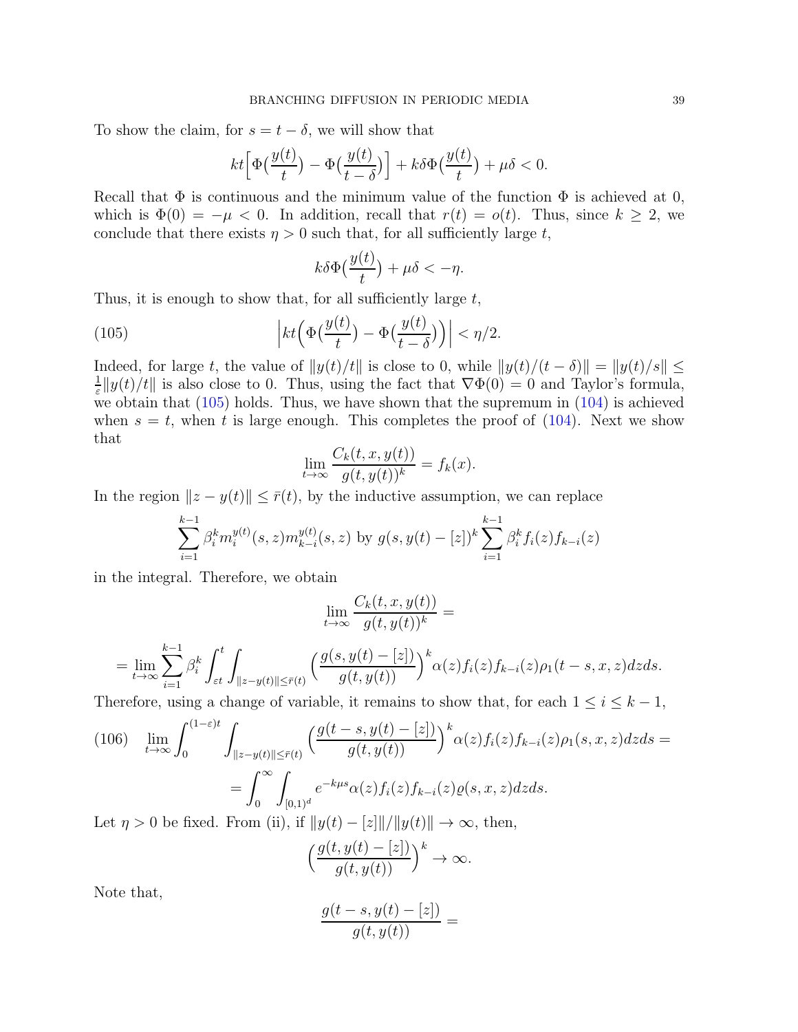To show the claim, for $s = t - \delta$, we will show that

$$kt\Big[\Phi\big(\frac{y(t)}{t}\big) - \Phi\big(\frac{y(t)}{t-\delta}\big)\Big] + k\delta\Phi\big(\frac{y(t)}{t}\big) + \mu\delta < 0.$$

Recall that $\Phi$ is continuous and the minimum value of the function $\Phi$ is achieved at 0, which is $\Phi(0) = -\mu < 0$. In addition, recall that $r(t) = o(t)$. Thus, since $k \geq 2$, we conclude that there exists $\eta > 0$ such that, for all sufficiently large $t$,

$$k\delta\Phi\big(\frac{y(t)}{t}\big) + \mu\delta < -\eta.$$

Thus, it is enough to show that, for all sufficiently large $t$,

$$\Big|kt\Big(\Phi\big(\frac{y(t)}{t}\big) - \Phi\big(\frac{y(t)}{t-\delta}\big)\Big)\Big| < \eta/2. \tag{105}$$

Indeed, for large $t$, the value of $\|y(t)/t\|$ is close to 0, while $\|y(t)/(t-\delta)\| = \|y(t)/s\| \leq \frac{1}{\varepsilon}\|y(t)/t\|$ is also close to 0. Thus, using the fact that $\nabla\Phi(0) = 0$ and Taylor's formula, we obtain that (105) holds. Thus, we have shown that the supremum in (104) is achieved when $s = t$, when $t$ is large enough. This completes the proof of (104). Next we show that

$$\lim_{t\to\infty} \frac{C_k(t, x, y(t))}{g(t, y(t))^k} = f_k(x).$$

In the region $\|z - y(t)\| \leq \bar{r}(t)$, by the inductive assumption, we can replace

$$\sum_{i=1}^{k-1} \beta_i^k m_i^{y(t)}(s,z) m_{k-i}^{y(t)}(s,z) \text{ by } g(s, y(t) - [z])^k \sum_{i=1}^{k-1} \beta_i^k f_i(z) f_{k-i}(z)$$

in the integral. Therefore, we obtain

$$\lim_{t\to\infty} \frac{C_k(t, x, y(t))}{g(t, y(t))^k} =$$

$$= \lim_{t\to\infty} \sum_{i=1}^{k-1} \beta_i^k \int_{\varepsilon t}^{t} \int_{\|z-y(t)\|\leq\bar{r}(t)} \Big(\frac{g(s, y(t) - [z])}{g(t, y(t))}\Big)^k \alpha(z) f_i(z) f_{k-i}(z) \rho_1(t-s, x, z) dz ds.$$

Therefore, using a change of variable, it remains to show that, for each $1 \leq i \leq k-1$,

$$\lim_{t\to\infty} \int_0^{(1-\varepsilon)t} \int_{\|z-y(t)\|\leq\bar{r}(t)} \Big(\frac{g(t-s, y(t) - [z])}{g(t, y(t))}\Big)^k \alpha(z) f_i(z) f_{k-i}(z) \rho_1(s, x, z) dz ds = \tag{106}$$

$$= \int_0^\infty \int_{[0,1)^d} e^{-k\mu s} \alpha(z) f_i(z) f_{k-i}(z) \varrho(s, x, z) dz ds.$$

Let $\eta > 0$ be fixed. From (ii), if $\|y(t) - [z]\|/\|y(t)\| \to \infty$, then,

$$\Big(\frac{g(t, y(t) - [z])}{g(t, y(t))}\Big)^k \to \infty.$$

Note that,

$$\frac{g(t-s, y(t) - [z])}{g(t, y(t))} =$$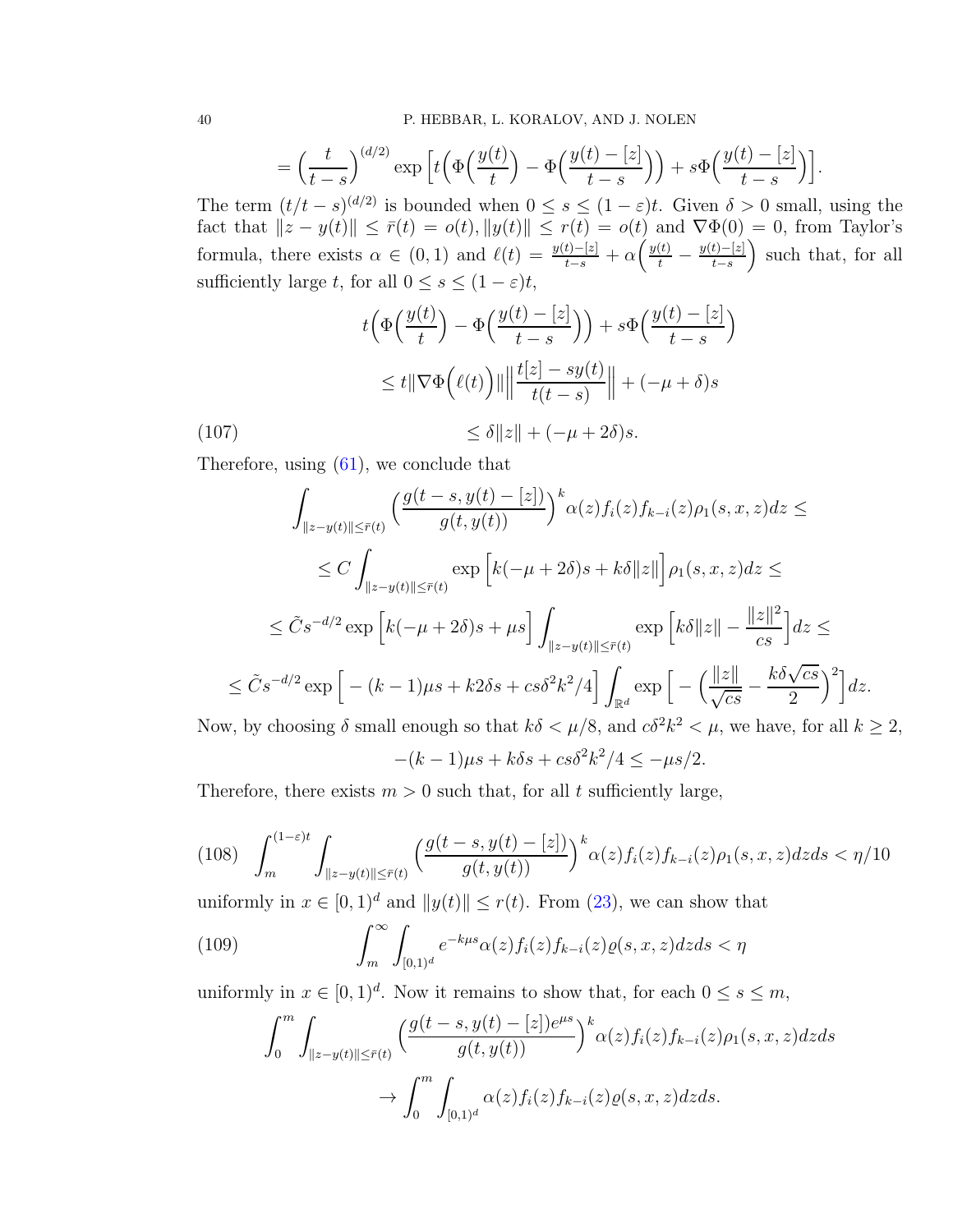$$= \Big(\frac{t}{t-s}\Big)^{(d/2)} \exp\Big[t\Big(\Phi\Big(\frac{y(t)}{t}\Big) - \Phi\Big(\frac{y(t)-[z]}{t-s}\Big)\Big) + s\Phi\Big(\frac{y(t)-[z]}{t-s}\Big)\Big].$$

The term $(t/t-s)^{(d/2)}$ is bounded when $0 \le s \le (1-\varepsilon)t$. Given $\delta > 0$ small, using the fact that $\|z - y(t)\| \le \bar{r}(t) = o(t)$, $\|y(t)\| \le r(t) = o(t)$ and $\nabla\Phi(0) = 0$, from Taylor's formula, there exists $\alpha \in (0,1)$ and $\ell(t) = \frac{y(t)-[z]}{t-s} + \alpha\Big(\frac{y(t)}{t} - \frac{y(t)-[z]}{t-s}\Big)$ such that, for all sufficiently large $t$, for all $0 \le s \le (1-\varepsilon)t$,

$$t\Big(\Phi\Big(\frac{y(t)}{t}\Big) - \Phi\Big(\frac{y(t)-[z]}{t-s}\Big)\Big) + s\Phi\Big(\frac{y(t)-[z]}{t-s}\Big)$$

$$\le t\|\nabla\Phi\Big(\ell(t)\Big)\|\Big\|\frac{t[z]-sy(t)}{t(t-s)}\Big\| + (-\mu+\delta)s$$

$$\le \delta\|z\| + (-\mu+2\delta)s. \tag{107}$$

Therefore, using (61), we conclude that

$$\int_{\|z-y(t)\|\le\bar{r}(t)} \Big(\frac{g(t-s, y(t)-[z])}{g(t,y(t))}\Big)^k \alpha(z) f_i(z) f_{k-i}(z)\rho_1(s,x,z)dz \le$$

$$\le C\int_{\|z-y(t)\|\le\bar{r}(t)} \exp\Big[k(-\mu+2\delta)s + k\delta\|z\|\Big]\rho_1(s,x,z)dz \le$$

$$\le \tilde{C}s^{-d/2}\exp\Big[k(-\mu+2\delta)s + \mu s\Big]\int_{\|z-y(t)\|\le\bar{r}(t)} \exp\Big[k\delta\|z\| - \frac{\|z\|^2}{cs}\Big]dz \le$$

$$\le \tilde{C}s^{-d/2}\exp\Big[-(k-1)\mu s + k2\delta s + cs\delta^2k^2/4\Big]\int_{\mathbb{R}^d}\exp\Big[-\Big(\frac{\|z\|}{\sqrt{cs}} - \frac{k\delta\sqrt{cs}}{2}\Big)^2\Big]dz.$$

Now, by choosing $\delta$ small enough so that $k\delta < \mu/8$, and $c\delta^2k^2 < \mu$, we have, for all $k \ge 2$,

$$-(k-1)\mu s + k\delta s + cs\delta^2k^2/4 \le -\mu s/2.$$

Therefore, there exists $m > 0$ such that, for all $t$ sufficiently large,

$$\int_m^{(1-\varepsilon)t}\int_{\|z-y(t)\|\le\bar{r}(t)} \Big(\frac{g(t-s,y(t)-[z])}{g(t,y(t))}\Big)^k\alpha(z)f_i(z)f_{k-i}(z)\rho_1(s,x,z)dzds < \eta/10 \tag{108}$$

uniformly in $x \in [0,1)^d$ and $\|y(t)\| \le r(t)$. From (23), we can show that

$$\int_m^\infty \int_{[0,1)^d} e^{-k\mu s}\alpha(z)f_i(z)f_{k-i}(z)\varrho(s,x,z)dzds < \eta \tag{109}$$

uniformly in $x \in [0,1)^d$. Now it remains to show that, for each $0 \le s \le m$,

$$\int_0^m\int_{\|z-y(t)\|\le\bar{r}(t)} \Big(\frac{g(t-s,y(t)-[z])e^{\mu s}}{g(t,y(t))}\Big)^k\alpha(z)f_i(z)f_{k-i}(z)\rho_1(s,x,z)dzds$$

$$\to \int_0^m\int_{[0,1)^d}\alpha(z)f_i(z)f_{k-i}(z)\varrho(s,x,z)dzds.$$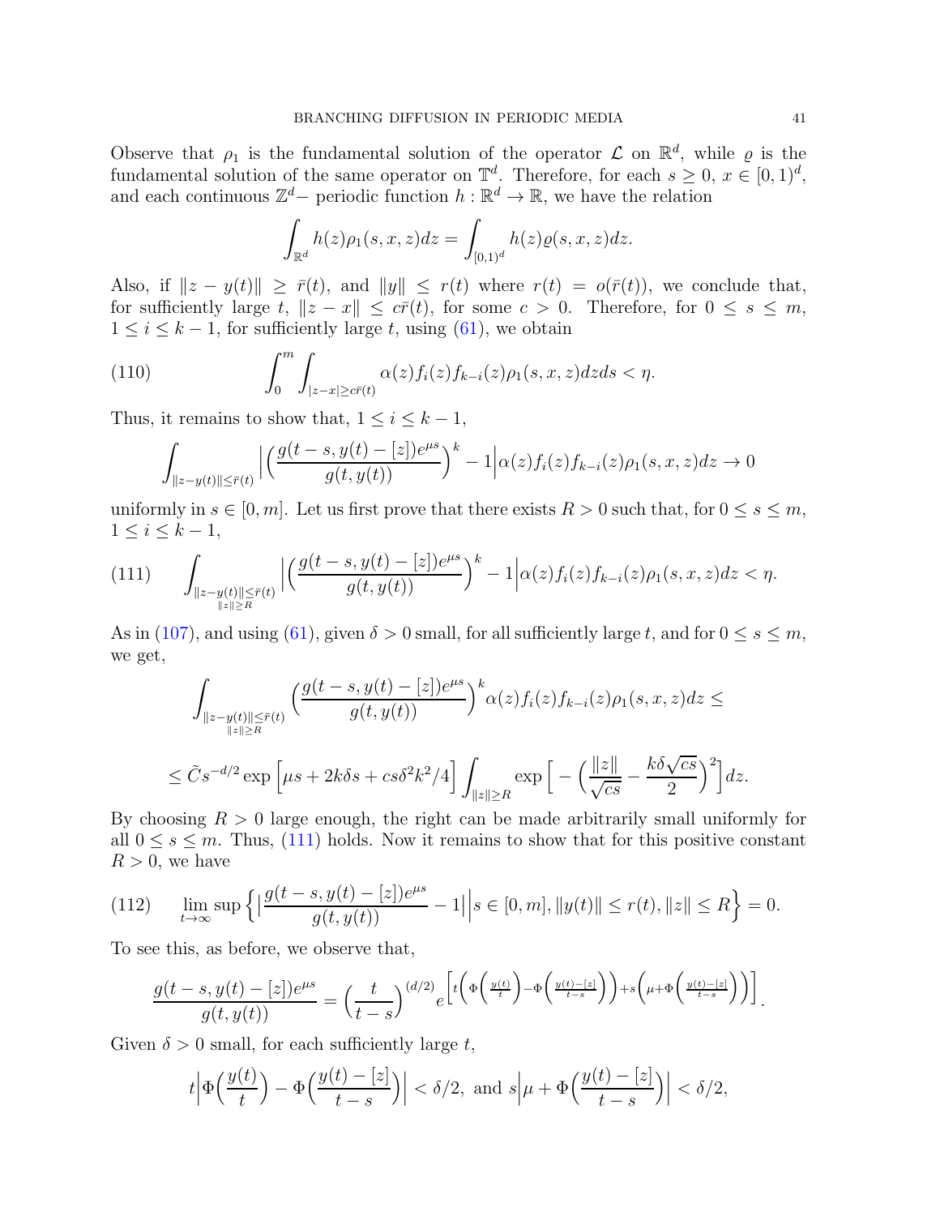Observe that $\rho_1$ is the fundamental solution of the operator $\mathcal{L}$ on $\mathbb{R}^d$, while $\varrho$ is the fundamental solution of the same operator on $\mathbb{T}^d$. Therefore, for each $s \geq 0$, $x \in [0,1)^d$, and each continuous $\mathbb{Z}^d-$ periodic function $h : \mathbb{R}^d \to \mathbb{R}$, we have the relation

$$\int_{\mathbb{R}^d} h(z)\rho_1(s,x,z)dz = \int_{[0,1)^d} h(z)\varrho(s,x,z)dz.$$

Also, if $\|z - y(t)\| \geq \bar{r}(t)$, and $\|y\| \leq r(t)$ where $r(t) = o(\bar{r}(t))$, we conclude that, for sufficiently large $t$, $\|z - x\| \leq c\bar{r}(t)$, for some $c > 0$. Therefore, for $0 \leq s \leq m$, $1 \leq i \leq k-1$, for sufficiently large $t$, using (61), we obtain

$$\int_0^m \int_{|z-x| \geq c\bar{r}(t)} \alpha(z) f_i(z) f_{k-i}(z)\rho_1(s,x,z)dzds < \eta. \tag{110}$$

Thus, it remains to show that, $1 \leq i \leq k-1$,

$$\int_{\|z-y(t)\| \leq \bar{r}(t)} \Big|\Big(\frac{g(t-s, y(t)-[z])e^{\mu s}}{g(t, y(t))}\Big)^k - 1\Big| \alpha(z) f_i(z) f_{k-i}(z)\rho_1(s,x,z)dz \to 0$$

uniformly in $s \in [0,m]$. Let us first prove that there exists $R > 0$ such that, for $0 \leq s \leq m$, $1 \leq i \leq k-1$,

$$\int_{\substack{\|z-y(t)\| \leq \bar{r}(t) \\ \|z\| \geq R}} \Big|\Big(\frac{g(t-s, y(t)-[z])e^{\mu s}}{g(t, y(t))}\Big)^k - 1\Big| \alpha(z) f_i(z) f_{k-i}(z)\rho_1(s,x,z)dz < \eta. \tag{111}$$

As in (107), and using (61), given $\delta > 0$ small, for all sufficiently large $t$, and for $0 \leq s \leq m$, we get,

$$\int_{\substack{\|z-y(t)\| \leq \bar{r}(t) \\ \|z\| \geq R}} \Big(\frac{g(t-s, y(t)-[z])e^{\mu s}}{g(t, y(t))}\Big)^k \alpha(z) f_i(z) f_{k-i}(z)\rho_1(s,x,z)dz \leq$$

$$\leq \tilde{C}s^{-d/2} \exp\Big[\mu s + 2k\delta s + cs\delta^2 k^2/4\Big] \int_{\|z\| \geq R} \exp\Big[-\Big(\frac{\|z\|}{\sqrt{cs}} - \frac{k\delta\sqrt{cs}}{2}\Big)^2\Big]dz.$$

By choosing $R > 0$ large enough, the right can be made arbitrarily small uniformly for all $0 \leq s \leq m$. Thus, (111) holds. Now it remains to show that for this positive constant $R > 0$, we have

$$\lim_{t\to\infty} \sup\Big\{\Big|\frac{g(t-s, y(t)-[z])e^{\mu s}}{g(t, y(t))} - 1\Big| \Big| s \in [0,m], \|y(t)\| \leq r(t), \|z\| \leq R\Big\} = 0. \tag{112}$$

To see this, as before, we observe that,

$$\frac{g(t-s, y(t)-[z])e^{\mu s}}{g(t, y(t))} = \Big(\frac{t}{t-s}\Big)^{(d/2)} e^{\Big[t\Big(\Phi\Big(\frac{y(t)}{t}\Big) - \Phi\Big(\frac{y(t)-[z]}{t-s}\Big)\Big) + s\Big(\mu + \Phi\Big(\frac{y(t)-[z]}{t-s}\Big)\Big)\Big]}.$$

Given $\delta > 0$ small, for each sufficiently large $t$,

$$t\Big|\Phi\Big(\frac{y(t)}{t}\Big) - \Phi\Big(\frac{y(t)-[z]}{t-s}\Big)\Big| < \delta/2, \text{ and } s\Big|\mu + \Phi\Big(\frac{y(t)-[z]}{t-s}\Big)\Big| < \delta/2,$$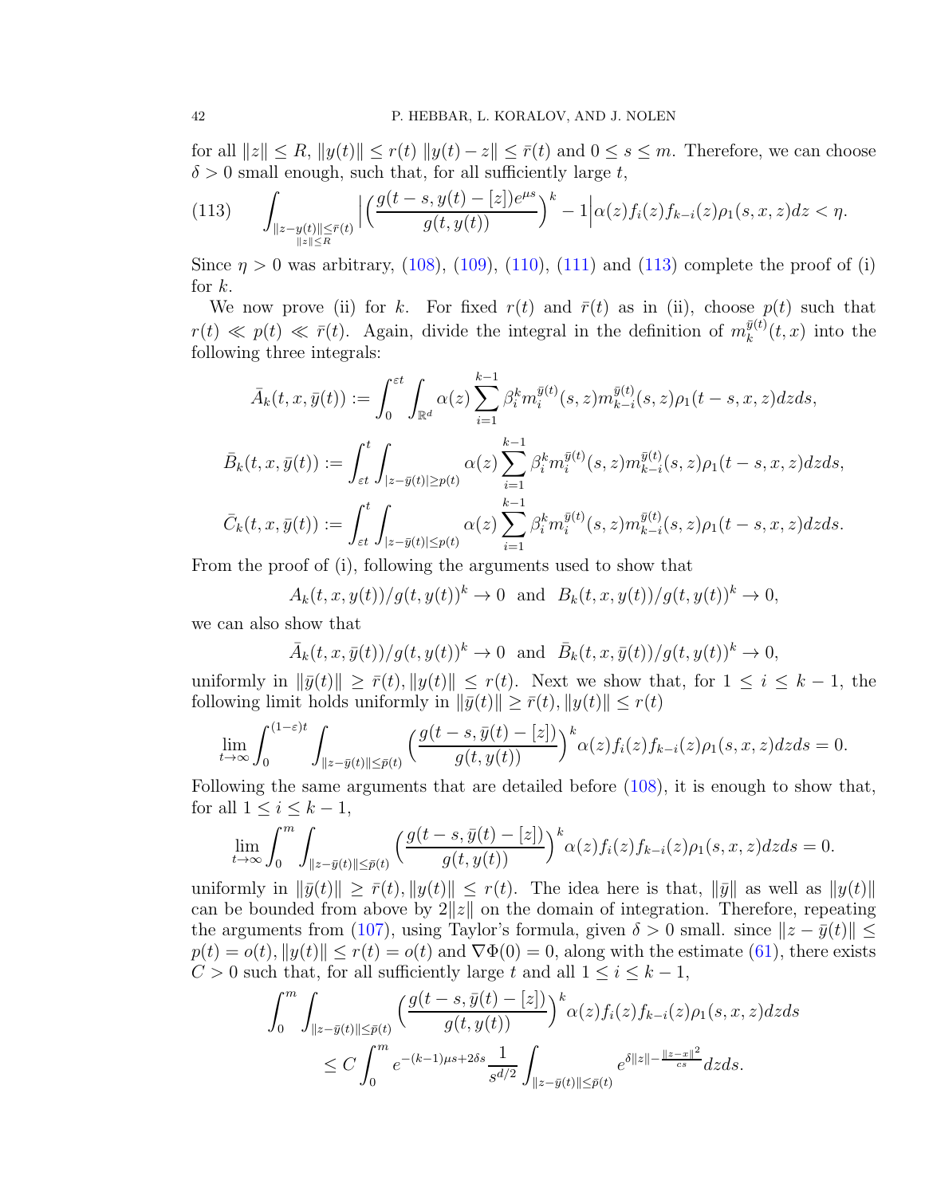for all $\|z\| \le R$, $\|y(t)\| \le r(t)$ $\|y(t) - z\| \le \bar{r}(t)$ and $0 \le s \le m$. Therefore, we can choose $\delta > 0$ small enough, such that, for all sufficiently large $t$,

$$
\int_{\substack{\|z-y(t)\| \le \bar{r}(t) \\ \|z\| \le R}} \Big| \Big( \frac{g(t-s, y(t)-[z])e^{\mu s}}{g(t,y(t))} \Big)^k - 1 \Big| \alpha(z) f_i(z) f_{k-i}(z) \rho_1(s,x,z) dz < \eta. \tag{113}
$$

Since $\eta > 0$ was arbitrary, (108), (109), (110), (111) and (113) complete the proof of (i) for $k$.

We now prove (ii) for $k$. For fixed $r(t)$ and $\bar{r}(t)$ as in (ii), choose $p(t)$ such that $r(t) \ll p(t) \ll \bar{r}(t)$. Again, divide the integral in the definition of $m_k^{\bar{y}(t)}(t,x)$ into the following three integrals:

$$
\bar{A}_k(t,x,\bar{y}(t)) := \int_0^{\varepsilon t} \int_{\mathbb{R}^d} \alpha(z) \sum_{i=1}^{k-1} \beta_i^k m_i^{\bar{y}(t)}(s,z) m_{k-i}^{\bar{y}(t)}(s,z) \rho_1(t-s,x,z) dz ds,
$$

$$
\bar{B}_k(t,x,\bar{y}(t)) := \int_{\varepsilon t}^t \int_{|z-\bar{y}(t)| \ge p(t)} \alpha(z) \sum_{i=1}^{k-1} \beta_i^k m_i^{\bar{y}(t)}(s,z) m_{k-i}^{\bar{y}(t)}(s,z) \rho_1(t-s,x,z) dz ds,
$$

$$
\bar{C}_k(t,x,\bar{y}(t)) := \int_{\varepsilon t}^t \int_{|z-\bar{y}(t)| \le p(t)} \alpha(z) \sum_{i=1}^{k-1} \beta_i^k m_i^{\bar{y}(t)}(s,z) m_{k-i}^{\bar{y}(t)}(s,z) \rho_1(t-s,x,z) dz ds.
$$

From the proof of (i), following the arguments used to show that

$$
A_k(t,x,y(t))/g(t,y(t))^k \to 0 \ \text{ and } \ B_k(t,x,y(t))/g(t,y(t))^k \to 0,
$$

we can also show that

$$
\bar{A}_k(t,x,\bar{y}(t))/g(t,y(t))^k \to 0 \ \text{ and } \ \bar{B}_k(t,x,\bar{y}(t))/g(t,y(t))^k \to 0,
$$

uniformly in $\|\bar{y}(t)\| \ge \bar{r}(t), \|y(t)\| \le r(t)$. Next we show that, for $1 \le i \le k-1$, the following limit holds uniformly in $\|\bar{y}(t)\| \ge \bar{r}(t), \|y(t)\| \le r(t)$

$$
\lim_{t\to\infty} \int_0^{(1-\varepsilon)t} \int_{\|z-\bar{y}(t)\| \le \bar{p}(t)} \Big( \frac{g(t-s, \bar{y}(t)-[z])}{g(t,y(t))} \Big)^k \alpha(z) f_i(z) f_{k-i}(z) \rho_1(s,x,z) dz ds = 0.
$$

Following the same arguments that are detailed before (108), it is enough to show that, for all $1 \le i \le k-1$,

$$
\lim_{t\to\infty} \int_0^{m} \int_{\|z-\bar{y}(t)\| \le \bar{p}(t)} \Big( \frac{g(t-s, \bar{y}(t)-[z])}{g(t,y(t))} \Big)^k \alpha(z) f_i(z) f_{k-i}(z) \rho_1(s,x,z) dz ds = 0.
$$

uniformly in $\|\bar{y}(t)\| \ge \bar{r}(t), \|y(t)\| \le r(t)$. The idea here is that, $\|\bar{y}\|$ as well as $\|y(t)\|$ can be bounded from above by $2\|z\|$ on the domain of integration. Therefore, repeating the arguments from (107), using Taylor's formula, given $\delta > 0$ small. since $\|z - \bar{y}(t)\| \le p(t) = o(t)$, $\|y(t)\| \le r(t) = o(t)$ and $\nabla \Phi(0) = 0$, along with the estimate (61), there exists $C > 0$ such that, for all sufficiently large $t$ and all $1 \le i \le k-1$,

$$
\begin{aligned}
\int_0^{m} \int_{\|z-\bar{y}(t)\| \le \bar{p}(t)} &\Big( \frac{g(t-s, \bar{y}(t)-[z])}{g(t,y(t))} \Big)^k \alpha(z) f_i(z) f_{k-i}(z) \rho_1(s,x,z) dz ds \\
&\le C \int_0^m e^{-(k-1)\mu s + 2\delta s} \frac{1}{s^{d/2}} \int_{\|z-\bar{y}(t)\| \le \bar{p}(t)} e^{\delta \|z\| - \frac{\|z-x\|^2}{cs}} dz ds.
\end{aligned}
$$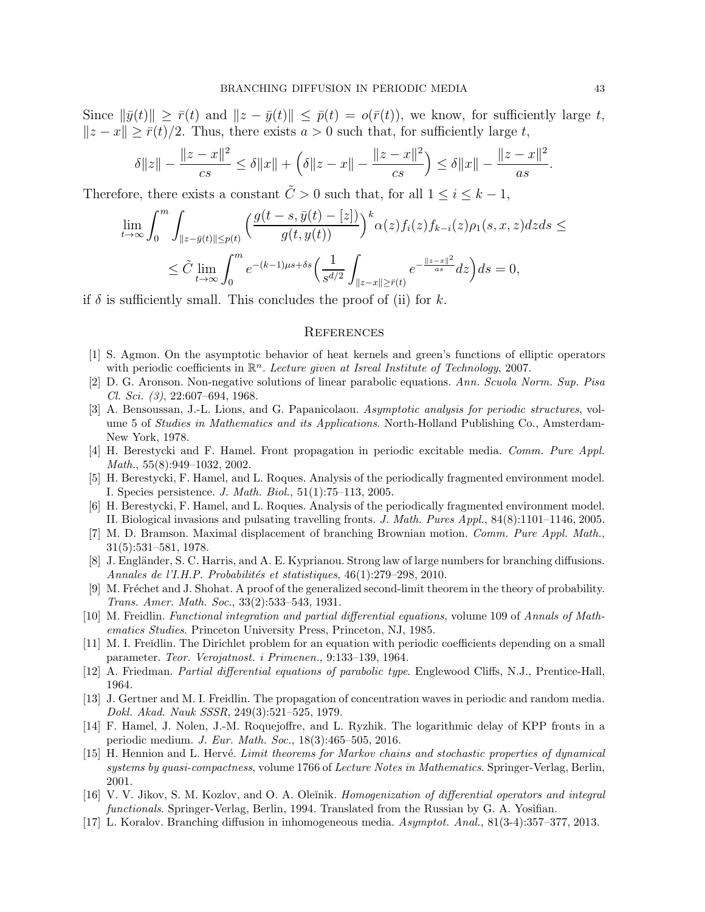Since $\|\bar{y}(t)\| \geq \bar{r}(t)$ and $\|z - \bar{y}(t)\| \leq \bar{p}(t) = o(\bar{r}(t))$, we know, for sufficiently large $t$, $\|z - x\| \geq \bar{r}(t)/2$. Thus, there exists $a > 0$ such that, for sufficiently large $t$,

$$\delta\|z\| - \frac{\|z - x\|^2}{cs} \leq \delta\|x\| + \Big(\delta\|z - x\| - \frac{\|z - x\|^2}{cs}\Big) \leq \delta\|x\| - \frac{\|z - x\|^2}{as}.$$

Therefore, there exists a constant $\tilde{C} > 0$ such that, for all $1 \leq i \leq k - 1$,

$$\lim_{t\to\infty} \int_0^m \int_{\|z-\bar{y}(t)\|\leq p(t)} \Big(\frac{g(t-s, \bar{y}(t) - [z])}{g(t, y(t))}\Big)^k \alpha(z) f_i(z) f_{k-i}(z) \rho_1(s, x, z) dz ds \leq$$

$$\leq \tilde{C} \lim_{t\to\infty} \int_0^m e^{-(k-1)\mu s + \delta s} \Big(\frac{1}{s^{d/2}} \int_{\|z-x\|\geq \bar{r}(t)} e^{-\frac{\|z-x\|^2}{as}} dz\Big) ds = 0,$$

if $\delta$ is sufficiently small. This concludes the proof of (ii) for $k$.

## References

[1] S. Agmon. On the asymptotic behavior of heat kernels and green's functions of elliptic operators with periodic coefficients in $\mathbb{R}^n$. *Lecture given at Isreal Institute of Technology*, 2007.

[2] D. G. Aronson. Non-negative solutions of linear parabolic equations. *Ann. Scuola Norm. Sup. Pisa Cl. Sci. (3)*, 22:607–694, 1968.

[3] A. Bensoussan, J.-L. Lions, and G. Papanicolaou. *Asymptotic analysis for periodic structures*, volume 5 of *Studies in Mathematics and its Applications*. North-Holland Publishing Co., Amsterdam-New York, 1978.

[4] H. Berestycki and F. Hamel. Front propagation in periodic excitable media. *Comm. Pure Appl. Math.*, 55(8):949–1032, 2002.

[5] H. Berestycki, F. Hamel, and L. Roques. Analysis of the periodically fragmented environment model. I. Species persistence. *J. Math. Biol.*, 51(1):75–113, 2005.

[6] H. Berestycki, F. Hamel, and L. Roques. Analysis of the periodically fragmented environment model. II. Biological invasions and pulsating travelling fronts. *J. Math. Pures Appl.*, 84(8):1101–1146, 2005.

[7] M. D. Bramson. Maximal displacement of branching Brownian motion. *Comm. Pure Appl. Math.*, 31(5):531–581, 1978.

[8] J. Engländer, S. C. Harris, and A. E. Kyprianou. Strong law of large numbers for branching diffusions. *Annales de l'I.H.P. Probabilités et statistiques*, 46(1):279–298, 2010.

[9] M. Fréchet and J. Shohat. A proof of the generalized second-limit theorem in the theory of probability. *Trans. Amer. Math. Soc.*, 33(2):533–543, 1931.

[10] M. Freidlin. *Functional integration and partial differential equations*, volume 109 of *Annals of Mathematics Studies*. Princeton University Press, Princeton, NJ, 1985.

[11] M. I. Freĭdlin. The Dirichlet problem for an equation with periodic coefficients depending on a small parameter. *Teor. Verojatnost. i Primenen.*, 9:133–139, 1964.

[12] A. Friedman. *Partial differential equations of parabolic type*. Englewood Cliffs, N.J., Prentice-Hall, 1964.

[13] J. Gertner and M. I. Freidlin. The propagation of concentration waves in periodic and random media. *Dokl. Akad. Nauk SSSR*, 249(3):521–525, 1979.

[14] F. Hamel, J. Nolen, J.-M. Roquejoffre, and L. Ryzhik. The logarithmic delay of KPP fronts in a periodic medium. *J. Eur. Math. Soc.*, 18(3):465–505, 2016.

[15] H. Hennion and L. Hervé. *Limit theorems for Markov chains and stochastic properties of dynamical systems by quasi-compactness*, volume 1766 of *Lecture Notes in Mathematics*. Springer-Verlag, Berlin, 2001.

[16] V. V. Jikov, S. M. Kozlov, and O. A. Oleĭnik. *Homogenization of differential operators and integral functionals*. Springer-Verlag, Berlin, 1994. Translated from the Russian by G. A. Yosifian.

[17] L. Koralov. Branching diffusion in inhomogeneous media. *Asymptot. Anal.*, 81(3-4):357–377, 2013.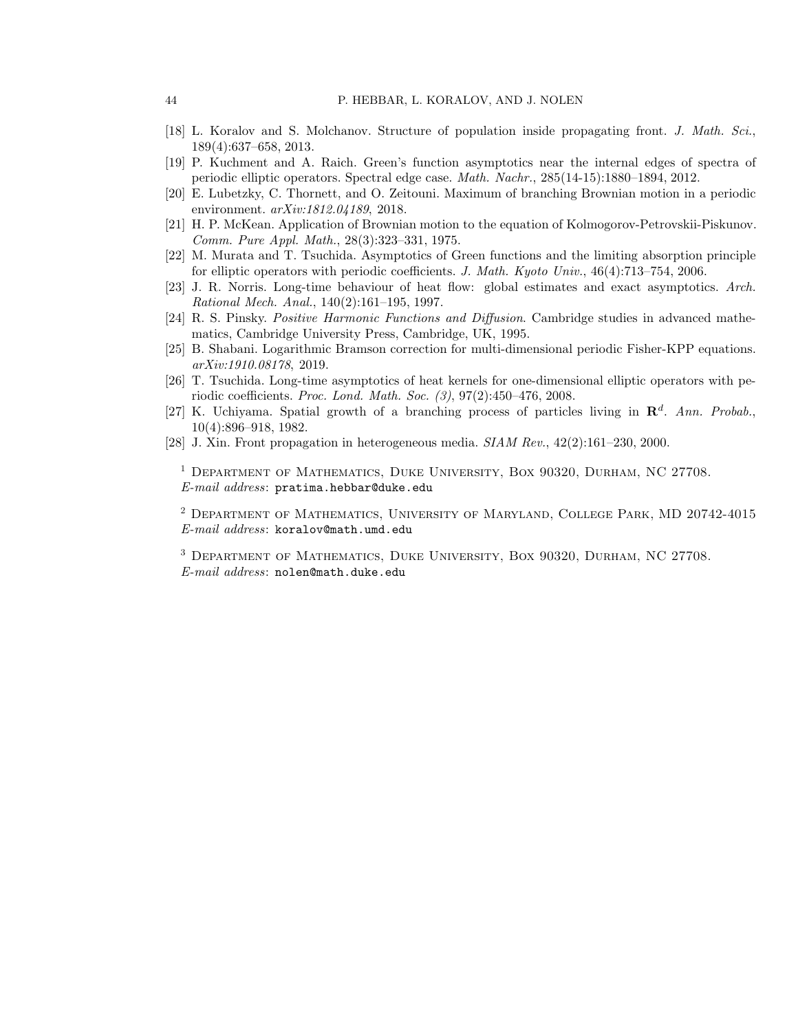[18] L. Koralov and S. Molchanov. Structure of population inside propagating front. *J. Math. Sci.*, 189(4):637–658, 2013.

[19] P. Kuchment and A. Raich. Green's function asymptotics near the internal edges of spectra of periodic elliptic operators. Spectral edge case. *Math. Nachr.*, 285(14-15):1880–1894, 2012.

[20] E. Lubetzky, C. Thornett, and O. Zeitouni. Maximum of branching Brownian motion in a periodic environment. *arXiv:1812.04189*, 2018.

[21] H. P. McKean. Application of Brownian motion to the equation of Kolmogorov-Petrovskii-Piskunov. *Comm. Pure Appl. Math.*, 28(3):323–331, 1975.

[22] M. Murata and T. Tsuchida. Asymptotics of Green functions and the limiting absorption principle for elliptic operators with periodic coefficients. *J. Math. Kyoto Univ.*, 46(4):713–754, 2006.

[23] J. R. Norris. Long-time behaviour of heat flow: global estimates and exact asymptotics. *Arch. Rational Mech. Anal.*, 140(2):161–195, 1997.

[24] R. S. Pinsky. *Positive Harmonic Functions and Diffusion*. Cambridge studies in advanced mathematics, Cambridge University Press, Cambridge, UK, 1995.

[25] B. Shabani. Logarithmic Bramson correction for multi-dimensional periodic Fisher-KPP equations. *arXiv:1910.08178*, 2019.

[26] T. Tsuchida. Long-time asymptotics of heat kernels for one-dimensional elliptic operators with periodic coefficients. *Proc. Lond. Math. Soc. (3)*, 97(2):450–476, 2008.

[27] K. Uchiyama. Spatial growth of a branching process of particles living in $\mathbf{R}^d$. *Ann. Probab.*, 10(4):896–918, 1982.

[28] J. Xin. Front propagation in heterogeneous media. *SIAM Rev.*, 42(2):161–230, 2000.

[1] Department of Mathematics, Duke University, Box 90320, Durham, NC 27708.
*E-mail address*: pratima.hebbar@duke.edu

[2] Department of Mathematics, University of Maryland, College Park, MD 20742-4015
*E-mail address*: koralov@math.umd.edu

[3] Department of Mathematics, Duke University, Box 90320, Durham, NC 27708.
*E-mail address*: nolen@math.duke.edu